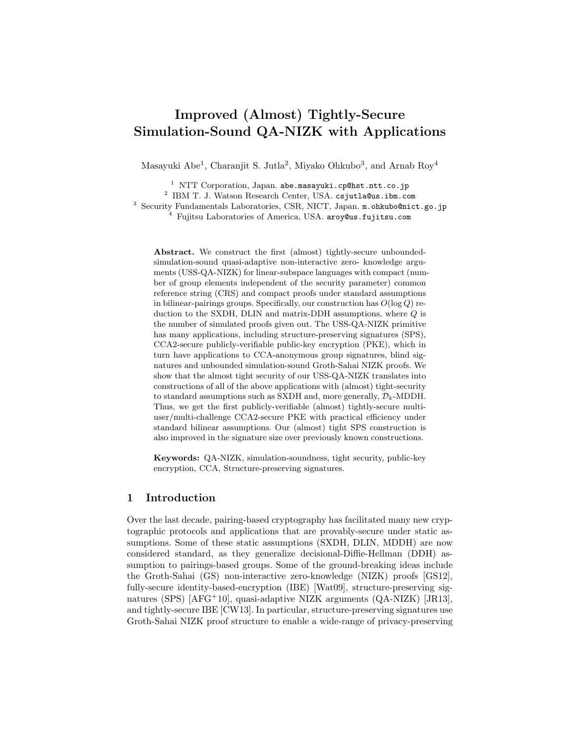# Improved (Almost) Tightly-Secure Simulation-Sound QA-NIZK with Applications

Masayuki Abe[1], Charanjit S. Jutla[2], Miyako Ohkubo[3], and Arnab Roy[4]

[1] NTT Corporation, Japan. abe.masayuki.cp@hst.ntt.co.jp
[2] IBM T. J. Watson Research Center, USA. csjutla@us.ibm.com
[3] Security Fundamentals Laboratories, CSR, NICT, Japan. m.ohkubo@nict.go.jp
[4] Fujitsu Laboratories of America, USA. aroy@us.fujitsu.com

**Abstract.** We construct the first (almost) tightly-secure unbounded-simulation-sound quasi-adaptive non-interactive zero- knowledge arguments (USS-QA-NIZK) for linear-subspace languages with compact (number of group elements independent of the security parameter) common reference string (CRS) and compact proofs under standard assumptions in bilinear-pairings groups. Specifically, our construction has $O(\log Q)$ reduction to the SXDH, DLIN and matrix-DDH assumptions, where $Q$ is the number of simulated proofs given out. The USS-QA-NIZK primitive has many applications, including structure-preserving signatures (SPS), CCA2-secure publicly-verifiable public-key encryption (PKE), which in turn have applications to CCA-anonymous group signatures, blind signatures and unbounded simulation-sound Groth-Sahai NIZK proofs. We show that the almost tight security of our USS-QA-NIZK translates into constructions of all of the above applications with (almost) tight-security to standard assumptions such as SXDH and, more generally, $\mathcal{D}_k$-MDDH. Thus, we get the first publicly-verifiable (almost) tightly-secure multi-user/multi-challenge CCA2-secure PKE with practical efficiency under standard bilinear assumptions. Our (almost) tight SPS construction is also improved in the signature size over previously known constructions.

**Keywords:** QA-NIZK, simulation-soundness, tight security, public-key encryption, CCA, Structure-preserving signatures.

## 1 Introduction

Over the last decade, pairing-based cryptography has facilitated many new cryptographic protocols and applications that are provably-secure under static assumptions. Some of these static assumptions (SXDH, DLIN, MDDH) are now considered standard, as they generalize decisional-Diffie-Hellman (DDH) assumption to pairings-based groups. Some of the ground-breaking ideas include the Groth-Sahai (GS) non-interactive zero-knowledge (NIZK) proofs [GS12], fully-secure identity-based-encryption (IBE) [Wat09], structure-preserving signatures (SPS) [AFG+10], quasi-adaptive NIZK arguments (QA-NIZK) [JR13], and tightly-secure IBE [CW13]. In particular, structure-preserving signatures use Groth-Sahai NIZK proof structure to enable a wide-range of privacy-preserving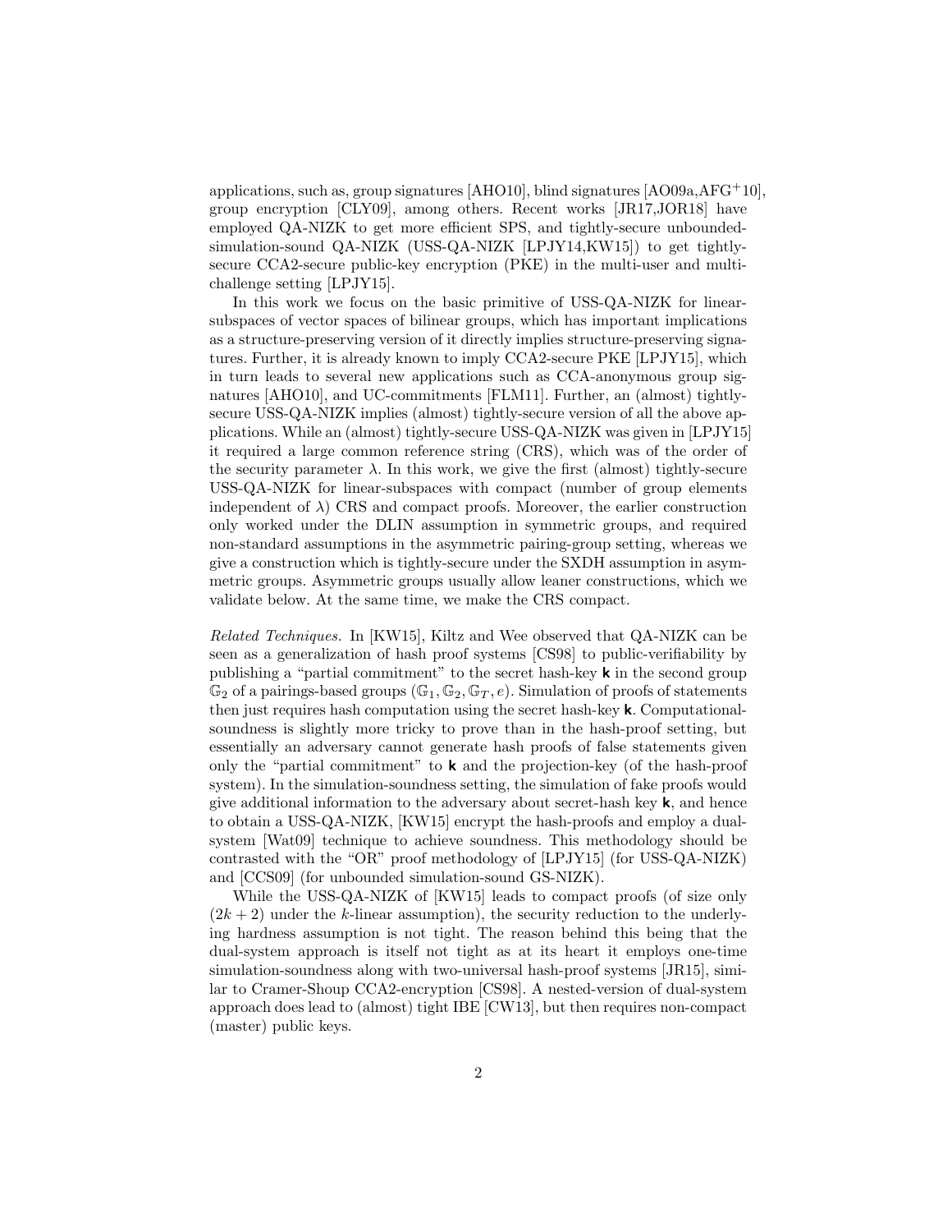applications, such as, group signatures [AHO10], blind signatures [AO09a,AFG+10], group encryption [CLY09], among others. Recent works [JR17,JOR18] have employed QA-NIZK to get more efficient SPS, and tightly-secure unbounded-simulation-sound QA-NIZK (USS-QA-NIZK [LPJY14,KW15]) to get tightly-secure CCA2-secure public-key encryption (PKE) in the multi-user and multi-challenge setting [LPJY15].

In this work we focus on the basic primitive of USS-QA-NIZK for linear-subspaces of vector spaces of bilinear groups, which has important implications as a structure-preserving version of it directly implies structure-preserving signatures. Further, it is already known to imply CCA2-secure PKE [LPJY15], which in turn leads to several new applications such as CCA-anonymous group signatures [AHO10], and UC-commitments [FLM11]. Further, an (almost) tightly-secure USS-QA-NIZK implies (almost) tightly-secure version of all the above applications. While an (almost) tightly-secure USS-QA-NIZK was given in [LPJY15] it required a large common reference string (CRS), which was of the order of the security parameter $\lambda$. In this work, we give the first (almost) tightly-secure USS-QA-NIZK for linear-subspaces with compact (number of group elements independent of $\lambda$) CRS and compact proofs. Moreover, the earlier construction only worked under the DLIN assumption in symmetric groups, and required non-standard assumptions in the asymmetric pairing-group setting, whereas we give a construction which is tightly-secure under the SXDH assumption in asymmetric groups. Asymmetric groups usually allow leaner constructions, which we validate below. At the same time, we make the CRS compact.

*Related Techniques.* In [KW15], Kiltz and Wee observed that QA-NIZK can be seen as a generalization of hash proof systems [CS98] to public-verifiability by publishing a "partial commitment" to the secret hash-key $\mathbf{k}$ in the second group $\mathbb{G}_2$ of a pairings-based groups $(\mathbb{G}_1, \mathbb{G}_2, \mathbb{G}_T, e)$. Simulation of proofs of statements then just requires hash computation using the secret hash-key $\mathbf{k}$. Computational-soundness is slightly more tricky to prove than in the hash-proof setting, but essentially an adversary cannot generate hash proofs of false statements given only the "partial commitment" to $\mathbf{k}$ and the projection-key (of the hash-proof system). In the simulation-soundness setting, the simulation of fake proofs would give additional information to the adversary about secret-hash key $\mathbf{k}$, and hence to obtain a USS-QA-NIZK, [KW15] encrypt the hash-proofs and employ a dual-system [Wat09] technique to achieve soundness. This methodology should be contrasted with the "OR" proof methodology of [LPJY15] (for USS-QA-NIZK) and [CCS09] (for unbounded simulation-sound GS-NIZK).

While the USS-QA-NIZK of [KW15] leads to compact proofs (of size only $(2k + 2)$ under the $k$-linear assumption), the security reduction to the underlying hardness assumption is not tight. The reason behind this being that the dual-system approach is itself not tight as at its heart it employs one-time simulation-soundness along with two-universal hash-proof systems [JR15], similar to Cramer-Shoup CCA2-encryption [CS98]. A nested-version of dual-system approach does lead to (almost) tight IBE [CW13], but then requires non-compact (master) public keys.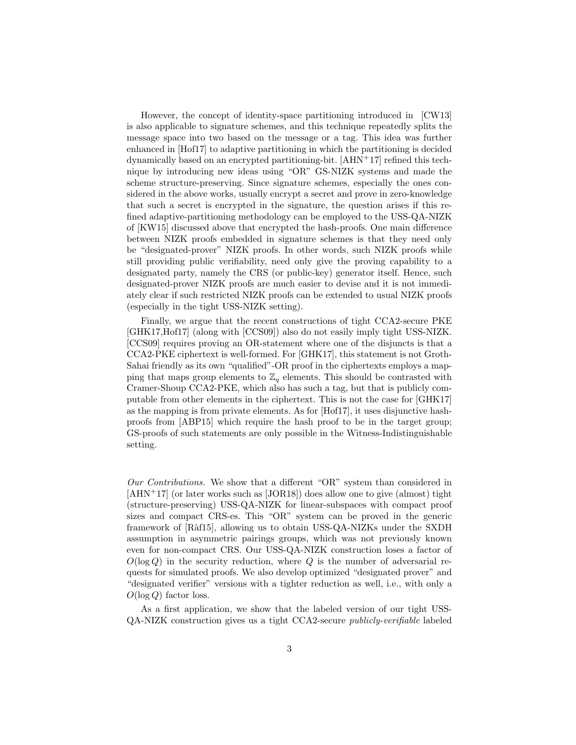However, the concept of identity-space partitioning introduced in [CW13] is also applicable to signature schemes, and this technique repeatedly splits the message space into two based on the message or a tag. This idea was further enhanced in [Hof17] to adaptive partitioning in which the partitioning is decided dynamically based on an encrypted partitioning-bit. [AHN+17] refined this technique by introducing new ideas using "OR" GS-NIZK systems and made the scheme structure-preserving. Since signature schemes, especially the ones considered in the above works, usually encrypt a secret and prove in zero-knowledge that such a secret is encrypted in the signature, the question arises if this refined adaptive-partitioning methodology can be employed to the USS-QA-NIZK of [KW15] discussed above that encrypted the hash-proofs. One main difference between NIZK proofs embedded in signature schemes is that they need only be "designated-prover" NIZK proofs. In other words, such NIZK proofs while still providing public verifiability, need only give the proving capability to a designated party, namely the CRS (or public-key) generator itself. Hence, such designated-prover NIZK proofs are much easier to devise and it is not immediately clear if such restricted NIZK proofs can be extended to usual NIZK proofs (especially in the tight USS-NIZK setting).

Finally, we argue that the recent constructions of tight CCA2-secure PKE [GHK17,Hof17] (along with [CCS09]) also do not easily imply tight USS-NIZK. [CCS09] requires proving an OR-statement where one of the disjuncts is that a CCA2-PKE ciphertext is well-formed. For [GHK17], this statement is not Groth-Sahai friendly as its own "qualified"-OR proof in the ciphertexts employs a mapping that maps group elements to $\mathbb{Z}_q$ elements. This should be contrasted with Cramer-Shoup CCA2-PKE, which also has such a tag, but that is publicly computable from other elements in the ciphertext. This is not the case for [GHK17] as the mapping is from private elements. As for [Hof17], it uses disjunctive hash-proofs from [ABP15] which require the hash proof to be in the target group; GS-proofs of such statements are only possible in the Witness-Indistinguishable setting.

*Our Contributions.* We show that a different "OR" system than considered in [AHN+17] (or later works such as [JOR18]) does allow one to give (almost) tight (structure-preserving) USS-QA-NIZK for linear-subspaces with compact proof sizes and compact CRS-es. This "OR" system can be proved in the generic framework of [Ràf15], allowing us to obtain USS-QA-NIZKs under the SXDH assumption in asymmetric pairings groups, which was not previously known even for non-compact CRS. Our USS-QA-NIZK construction loses a factor of $O(\log Q)$ in the security reduction, where $Q$ is the number of adversarial requests for simulated proofs. We also develop optimized "designated prover" and "designated verifier" versions with a tighter reduction as well, i.e., with only a $O(\log Q)$ factor loss.

As a first application, we show that the labeled version of our tight USS-QA-NIZK construction gives us a tight CCA2-secure *publicly-verifiable* labeled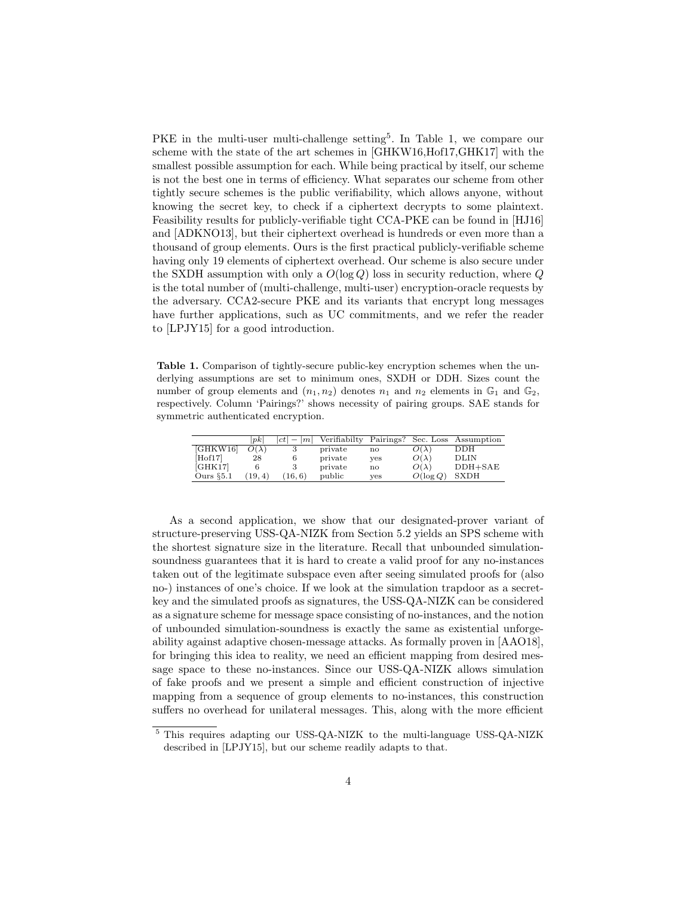PKE in the multi-user multi-challenge setting[5]. In Table 1, we compare our scheme with the state of the art schemes in [GHKW16,Hof17,GHK17] with the smallest possible assumption for each. While being practical by itself, our scheme is not the best one in terms of efficiency. What separates our scheme from other tightly secure schemes is the public verifiability, which allows anyone, without knowing the secret key, to check if a ciphertext decrypts to some plaintext. Feasibility results for publicly-verifiable tight CCA-PKE can be found in [HJ16] and [ADKNO13], but their ciphertext overhead is hundreds or even more than a thousand of group elements. Ours is the first practical publicly-verifiable scheme having only 19 elements of ciphertext overhead. Our scheme is also secure under the SXDH assumption with only a $O(\log Q)$ loss in security reduction, where $Q$ is the total number of (multi-challenge, multi-user) encryption-oracle requests by the adversary. CCA2-secure PKE and its variants that encrypt long messages have further applications, such as UC commitments, and we refer the reader to [LPJY15] for a good introduction.

**Table 1.** Comparison of tightly-secure public-key encryption schemes when the underlying assumptions are set to minimum ones, SXDH or DDH. Sizes count the number of group elements and $(n_1, n_2)$ denotes $n_1$ and $n_2$ elements in $\mathbb{G}_1$ and $\mathbb{G}_2$, respectively. Column 'Pairings?' shows necessity of pairing groups. SAE stands for symmetric authenticated encryption.

| | $\|pk\|$ | $\|ct\| - \|m\|$ | Verifiabilty | Pairings? | Sec. Loss | Assumption |
|---|---|---|---|---|---|---|
| [GHKW16] | $O(\lambda)$ | 3 | private | no | $O(\lambda)$ | DDH |
| [Hof17] | 28 | 6 | private | yes | $O(\lambda)$ | DLIN |
| [GHK17] | 6 | 3 | private | no | $O(\lambda)$ | DDH+SAE |
| Ours §5.1 | (19, 4) | (16, 6) | public | yes | $O(\log Q)$ | SXDH |

As a second application, we show that our designated-prover variant of structure-preserving USS-QA-NIZK from Section 5.2 yields an SPS scheme with the shortest signature size in the literature. Recall that unbounded simulation-soundness guarantees that it is hard to create a valid proof for any no-instances taken out of the legitimate subspace even after seeing simulated proofs for (also no-) instances of one's choice. If we look at the simulation trapdoor as a secret-key and the simulated proofs as signatures, the USS-QA-NIZK can be considered as a signature scheme for message space consisting of no-instances, and the notion of unbounded simulation-soundness is exactly the same as existential unforgeability against adaptive chosen-message attacks. As formally proven in [AAO18], for bringing this idea to reality, we need an efficient mapping from desired message space to these no-instances. Since our USS-QA-NIZK allows simulation of fake proofs and we present a simple and efficient construction of injective mapping from a sequence of group elements to no-instances, this construction suffers no overhead for unilateral messages. This, along with the more efficient

[5] This requires adapting our USS-QA-NIZK to the multi-language USS-QA-NIZK described in [LPJY15], but our scheme readily adapts to that.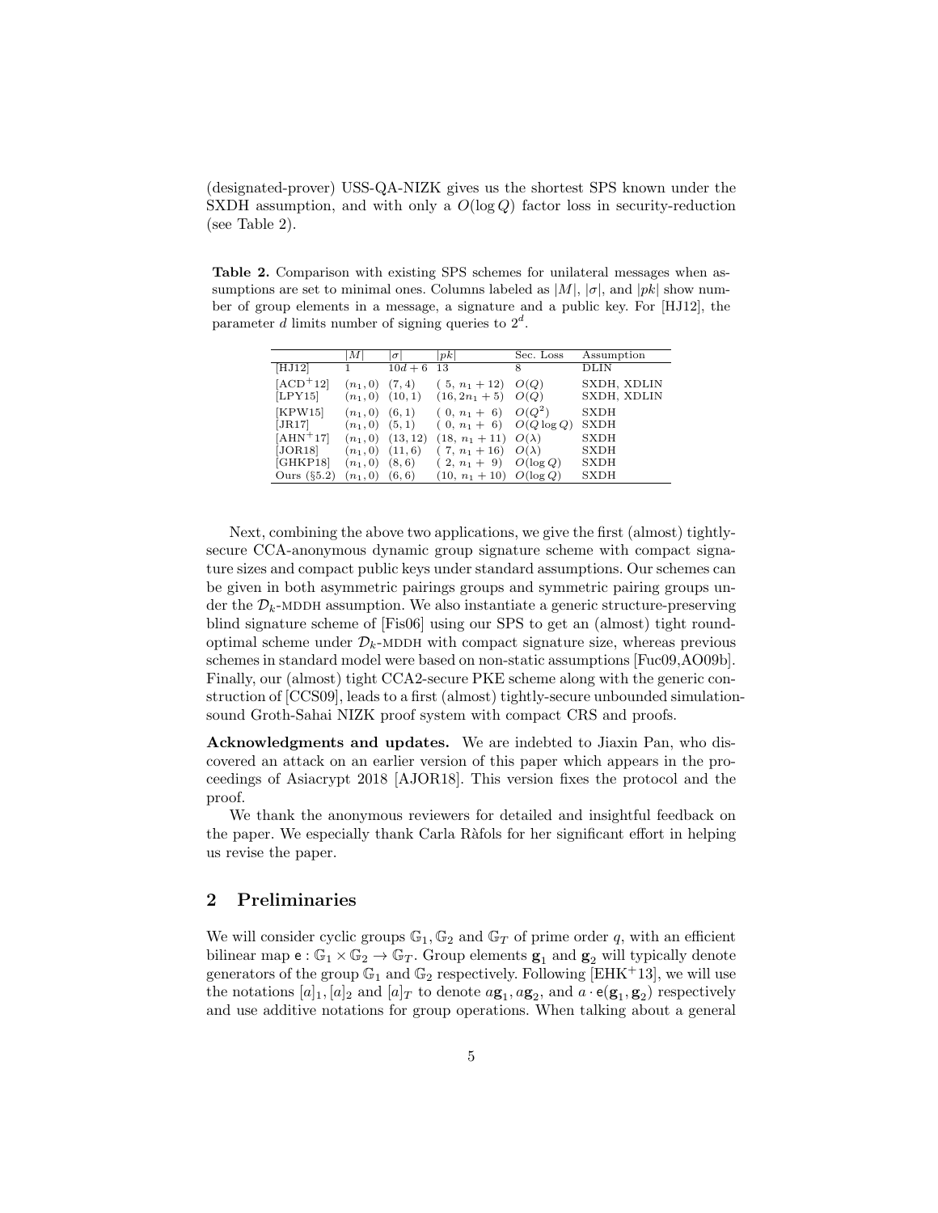(designated-prover) USS-QA-NIZK gives us the shortest SPS known under the SXDH assumption, and with only a $O(\log Q)$ factor loss in security-reduction (see Table 2).

**Table 2.** Comparison with existing SPS schemes for unilateral messages when assumptions are set to minimal ones. Columns labeled as $|M|$, $|\sigma|$, and $|pk|$ show number of group elements in a message, a signature and a public key. For [HJ12], the parameter $d$ limits number of signing queries to $2^d$.

| | $\|M\|$ | $\|\sigma\|$ | $\|pk\|$ | Sec. Loss | Assumption |
|---|---|---|---|---|---|
| [HJ12] | 1 | $10d+6$ | 13 | 8 | DLIN |
| [ACD+12] | $(n_1, 0)$ | $(7, 4)$ | $(5,\ n_1+12)$ | $O(Q)$ | SXDH, XDLIN |
| [LPY15] | $(n_1, 0)$ | $(10, 1)$ | $(16, 2n_1+5)$ | $O(Q)$ | SXDH, XDLIN |
| [KPW15] | $(n_1, 0)$ | $(6, 1)$ | $(0,\ n_1+6)$ | $O(Q^2)$ | SXDH |
| [JR17] | $(n_1, 0)$ | $(5, 1)$ | $(0,\ n_1+6)$ | $O(Q \log Q)$ | SXDH |
| [AHN+17] | $(n_1, 0)$ | $(13, 12)$ | $(18,\ n_1+11)$ | $O(\lambda)$ | SXDH |
| [JOR18] | $(n_1, 0)$ | $(11, 6)$ | $(7,\ n_1+16)$ | $O(\lambda)$ | SXDH |
| [GHKP18] | $(n_1, 0)$ | $(8, 6)$ | $(2,\ n_1+9)$ | $O(\log Q)$ | SXDH |
| Ours (§5.2) | $(n_1, 0)$ | $(6, 6)$ | $(10,\ n_1+10)$ | $O(\log Q)$ | SXDH |

Next, combining the above two applications, we give the first (almost) tightly-secure CCA-anonymous dynamic group signature scheme with compact signature sizes and compact public keys under standard assumptions. Our schemes can be given in both asymmetric pairings groups and symmetric pairing groups under the $\mathcal{D}_k$-MDDH assumption. We also instantiate a generic structure-preserving blind signature scheme of [Fis06] using our SPS to get an (almost) tight round-optimal scheme under $\mathcal{D}_k$-MDDH with compact signature size, whereas previous schemes in standard model were based on non-static assumptions [Fuc09,AO09b]. Finally, our (almost) tight CCA2-secure PKE scheme along with the generic construction of [CCS09], leads to a first (almost) tightly-secure unbounded simulation-sound Groth-Sahai NIZK proof system with compact CRS and proofs.

**Acknowledgments and updates.** We are indebted to Jiaxin Pan, who discovered an attack on an earlier version of this paper which appears in the proceedings of Asiacrypt 2018 [AJOR18]. This version fixes the protocol and the proof.

We thank the anonymous reviewers for detailed and insightful feedback on the paper. We especially thank Carla Ràfols for her significant effort in helping us revise the paper.

## 2 Preliminaries

We will consider cyclic groups $\mathbb{G}_1, \mathbb{G}_2$ and $\mathbb{G}_T$ of prime order $q$, with an efficient bilinear map $\mathsf{e} : \mathbb{G}_1 \times \mathbb{G}_2 \to \mathbb{G}_T$. Group elements $\mathbf{g}_1$ and $\mathbf{g}_2$ will typically denote generators of the group $\mathbb{G}_1$ and $\mathbb{G}_2$ respectively. Following [EHK+13], we will use the notations $[a]_1, [a]_2$ and $[a]_T$ to denote $a\mathbf{g}_1, a\mathbf{g}_2$, and $a \cdot \mathsf{e}(\mathbf{g}_1, \mathbf{g}_2)$ respectively and use additive notations for group operations. When talking about a general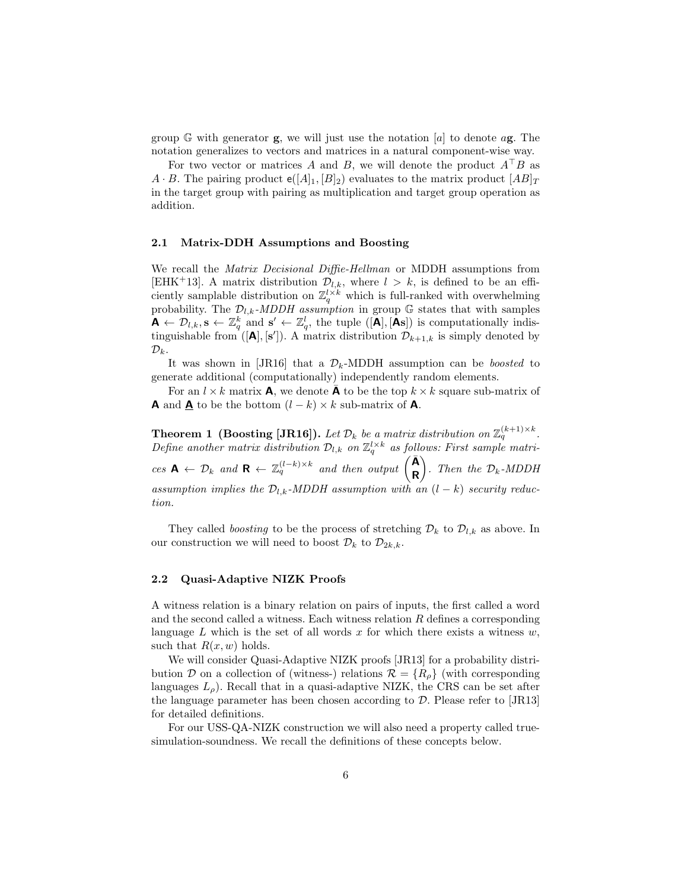group $\mathbb{G}$ with generator $\mathbf{g}$, we will just use the notation $[a]$ to denote $a\mathbf{g}$. The notation generalizes to vectors and matrices in a natural component-wise way.

For two vector or matrices $A$ and $B$, we will denote the product $A^\top B$ as $A \cdot B$. The pairing product $\mathsf{e}([A]_1, [B]_2)$ evaluates to the matrix product $[AB]_T$ in the target group with pairing as multiplication and target group operation as addition.

### 2.1 Matrix-DDH Assumptions and Boosting

We recall the *Matrix Decisional Diffie-Hellman* or MDDH assumptions from [EHK+13]. A matrix distribution $\mathcal{D}_{l,k}$, where $l > k$, is defined to be an efficiently samplable distribution on $\mathbb{Z}_q^{l \times k}$ which is full-ranked with overwhelming probability. The $\mathcal{D}_{l,k}$*-MDDH assumption* in group $\mathbb{G}$ states that with samples $\mathbf{A} \leftarrow \mathcal{D}_{l,k}, \mathbf{s} \leftarrow \mathbb{Z}_q^k$ and $\mathbf{s}' \leftarrow \mathbb{Z}_q^l$, the tuple $([\mathbf{A}], [\mathbf{As}])$ is computationally indistinguishable from $([\mathbf{A}], [\mathbf{s}'])$. A matrix distribution $\mathcal{D}_{k+1,k}$ is simply denoted by $\mathcal{D}_k$.

It was shown in [JR16] that a $\mathcal{D}_k$-MDDH assumption can be *boosted* to generate additional (computationally) independently random elements.

For an $l \times k$ matrix $\mathbf{A}$, we denote $\bar{\mathbf{A}}$ to be the top $k \times k$ square sub-matrix of $\mathbf{A}$ and $\underline{\mathbf{A}}$ to be the bottom $(l-k) \times k$ sub-matrix of $\mathbf{A}$.

**Theorem 1 (Boosting [JR16]).** *Let $\mathcal{D}_k$ be a matrix distribution on $\mathbb{Z}_q^{(k+1)\times k}$. Define another matrix distribution $\mathcal{D}_{l,k}$ on $\mathbb{Z}_q^{l \times k}$ as follows: First sample matrices $\mathbf{A} \leftarrow \mathcal{D}_k$ and $\mathbf{R} \leftarrow \mathbb{Z}_q^{(l-k)\times k}$ and then output $\begin{pmatrix} \bar{\mathbf{A}} \\ \mathbf{R} \end{pmatrix}$. Then the $\mathcal{D}_k$-MDDH assumption implies the $\mathcal{D}_{l,k}$-MDDH assumption with an $(l-k)$ security reduction.*

They called *boosting* to be the process of stretching $\mathcal{D}_k$ to $\mathcal{D}_{l,k}$ as above. In our construction we will need to boost $\mathcal{D}_k$ to $\mathcal{D}_{2k,k}$.

### 2.2 Quasi-Adaptive NIZK Proofs

A witness relation is a binary relation on pairs of inputs, the first called a word and the second called a witness. Each witness relation $R$ defines a corresponding language $L$ which is the set of all words $x$ for which there exists a witness $w$, such that $R(x, w)$ holds.

We will consider Quasi-Adaptive NIZK proofs [JR13] for a probability distribution $\mathcal{D}$ on a collection of (witness-) relations $\mathcal{R} = \{R_\rho\}$ (with corresponding languages $L_\rho$). Recall that in a quasi-adaptive NIZK, the CRS can be set after the language parameter has been chosen according to $\mathcal{D}$. Please refer to [JR13] for detailed definitions.

For our USS-QA-NIZK construction we will also need a property called true-simulation-soundness. We recall the definitions of these concepts below.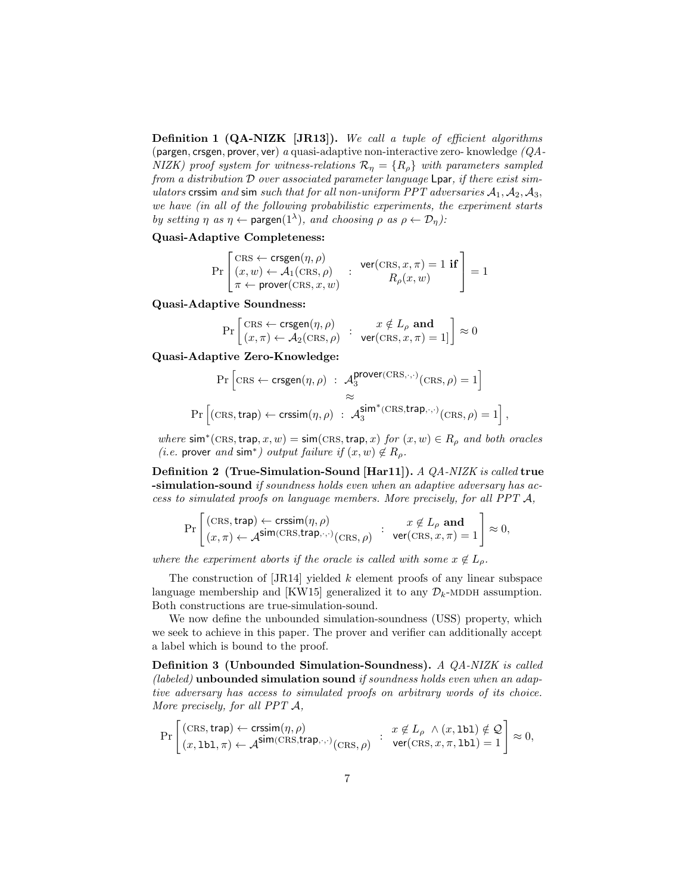**Definition 1 (QA-NIZK [JR13]).** *We call a tuple of efficient algorithms* (pargen, crsgen, prover, ver) *a* quasi-adaptive non-interactive zero- knowledge *(QA-NIZK) proof system for witness-relations $\mathcal{R}_\eta = \{R_\rho\}$ with parameters sampled from a distribution $\mathcal{D}$ over associated parameter language* Lpar*, if there exist simulators* crssim *and* sim *such that for all non-uniform PPT adversaries $\mathcal{A}_1, \mathcal{A}_2, \mathcal{A}_3$, we have (in all of the following probabilistic experiments, the experiment starts by setting $\eta$ as $\eta \leftarrow \mathsf{pargen}(1^\lambda)$, and choosing $\rho$ as $\rho \leftarrow \mathcal{D}_\eta$):*

**Quasi-Adaptive Completeness:**

$$\Pr\left[\begin{array}{l}\textsc{crs} \leftarrow \mathsf{crsgen}(\eta,\rho) \\ (x,w) \leftarrow \mathcal{A}_1(\textsc{crs},\rho) \\ \pi \leftarrow \mathsf{prover}(\textsc{crs},x,w)\end{array} : \begin{array}{c}\mathsf{ver}(\textsc{crs},x,\pi) = 1 \textbf{ if} \\ R_\rho(x,w)\end{array}\right] = 1$$

**Quasi-Adaptive Soundness:**

$$\Pr\left[\begin{array}{l}\textsc{crs} \leftarrow \mathsf{crsgen}(\eta,\rho) \\ (x,\pi) \leftarrow \mathcal{A}_2(\textsc{crs},\rho)\end{array} : \begin{array}{c} x \notin L_\rho \textbf{ and} \\ \mathsf{ver}(\textsc{crs},x,\pi) = 1]\end{array}\right] \approx 0$$

**Quasi-Adaptive Zero-Knowledge:**

$$\Pr\left[\textsc{crs} \leftarrow \mathsf{crsgen}(\eta,\rho) \; : \; \mathcal{A}_3^{\mathsf{prover}(\textsc{crs},\cdot,\cdot)}(\textsc{crs},\rho) = 1\right]$$
$$\approx$$
$$\Pr\left[(\textsc{crs},\mathsf{trap}) \leftarrow \mathsf{crssim}(\eta,\rho) \; : \; \mathcal{A}_3^{\mathsf{sim}^*(\textsc{crs},\mathsf{trap},\cdot,\cdot)}(\textsc{crs},\rho) = 1\right],$$

*where $\mathsf{sim}^*(\textsc{crs},\mathsf{trap},x,w) = \mathsf{sim}(\textsc{crs},\mathsf{trap},x)$ for $(x,w) \in R_\rho$ and both oracles (i.e.* prover *and* $\mathsf{sim}^*$*) output failure if $(x,w) \notin R_\rho$.*

**Definition 2 (True-Simulation-Sound [Har11]).** *A QA-NIZK is called* **true -simulation-sound** *if soundness holds even when an adaptive adversary has access to simulated proofs on language members. More precisely, for all PPT $\mathcal{A}$,*

$$\Pr\left[\begin{array}{l}(\textsc{crs},\mathsf{trap}) \leftarrow \mathsf{crssim}(\eta,\rho) \\ (x,\pi) \leftarrow \mathcal{A}^{\mathsf{sim}(\textsc{crs},\mathsf{trap},\cdot,\cdot)}(\textsc{crs},\rho)\end{array} : \begin{array}{c} x \notin L_\rho \textbf{ and} \\ \mathsf{ver}(\textsc{crs},x,\pi) = 1\end{array}\right] \approx 0,$$

*where the experiment aborts if the oracle is called with some $x \notin L_\rho$.*

The construction of [JR14] yielded $k$ element proofs of any linear subspace language membership and [KW15] generalized it to any $\mathcal{D}_k$-MDDH assumption. Both constructions are true-simulation-sound.

We now define the unbounded simulation-soundness (USS) property, which we seek to achieve in this paper. The prover and verifier can additionally accept a label which is bound to the proof.

**Definition 3 (Unbounded Simulation-Soundness).** *A QA-NIZK is called (labeled)* **unbounded simulation sound** *if soundness holds even when an adaptive adversary has access to simulated proofs on arbitrary words of its choice. More precisely, for all PPT $\mathcal{A}$,*

$$\Pr\left[\begin{array}{l}(\textsc{crs},\mathsf{trap}) \leftarrow \mathsf{crssim}(\eta,\rho) \\ (x,\mathtt{lbl},\pi) \leftarrow \mathcal{A}^{\mathsf{sim}(\textsc{crs},\mathsf{trap},\cdot,\cdot)}(\textsc{crs},\rho)\end{array} : \begin{array}{c} x \notin L_\rho \;\wedge (x,\mathtt{lbl}) \notin \mathcal{Q} \\ \mathsf{ver}(\textsc{crs},x,\pi,\mathtt{lbl}) = 1\end{array}\right] \approx 0,$$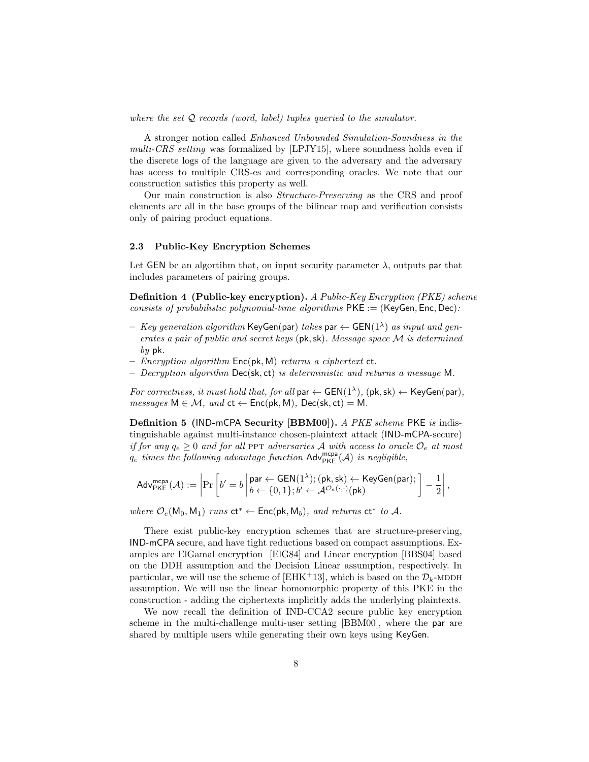*where the set $\mathcal{Q}$ records (word, label) tuples queried to the simulator.*

A stronger notion called *Enhanced Unbounded Simulation-Soundness in the multi-CRS setting* was formalized by [LPJY15], where soundness holds even if the discrete logs of the language are given to the adversary and the adversary has access to multiple CRS-es and corresponding oracles. We note that our construction satisfies this property as well.

Our main construction is also *Structure-Preserving* as the CRS and proof elements are all in the base groups of the bilinear map and verification consists only of pairing product equations.

### 2.3 Public-Key Encryption Schemes

Let $\mathsf{GEN}$ be an algortihm that, on input security parameter $\lambda$, outputs $\mathsf{par}$ that includes parameters of pairing groups.

**Definition 4 (Public-key encryption).** *A Public-Key Encryption (PKE) scheme consists of probabilistic polynomial-time algorithms* $\mathsf{PKE} := (\mathsf{KeyGen}, \mathsf{Enc}, \mathsf{Dec})$*:*

- *Key generation algorithm* $\mathsf{KeyGen}(\mathsf{par})$ *takes* $\mathsf{par} \leftarrow \mathsf{GEN}(1^\lambda)$ *as input and generates a pair of public and secret keys* $(\mathsf{pk}, \mathsf{sk})$*. Message space* $\mathcal{M}$ *is determined by* $\mathsf{pk}$*.*
- *Encryption algorithm* $\mathsf{Enc}(\mathsf{pk}, \mathsf{M})$ *returns a ciphertext* $\mathsf{ct}$*.*
- *Decryption algorithm* $\mathsf{Dec}(\mathsf{sk}, \mathsf{ct})$ *is deterministic and returns a message* $\mathsf{M}$*.*

*For correctness, it must hold that, for all* $\mathsf{par} \leftarrow \mathsf{GEN}(1^\lambda)$*,* $(\mathsf{pk}, \mathsf{sk}) \leftarrow \mathsf{KeyGen}(\mathsf{par})$*, messages* $\mathsf{M} \in \mathcal{M}$*, and* $\mathsf{ct} \leftarrow \mathsf{Enc}(\mathsf{pk}, \mathsf{M})$*,* $\mathsf{Dec}(\mathsf{sk}, \mathsf{ct}) = \mathsf{M}$*.*

**Definition 5 ($\mathsf{IND\text{-}mCPA}$ Security [BBM00]).** *A PKE scheme* $\mathsf{PKE}$ *is* indistinguishable against multi-instance chosen-plaintext attack ($\mathsf{IND\text{-}mCPA}$-secure) *if for any* $q_e \geq 0$ *and for all* PPT *adversaries* $\mathcal{A}$ *with access to oracle* $\mathcal{O}_e$ *at most* $q_e$ *times the following advantage function* $\mathsf{Adv}^{\mathsf{mcpa}}_{\mathsf{PKE}}(\mathcal{A})$ *is negligible,*

$$\mathsf{Adv}^{\mathsf{mcpa}}_{\mathsf{PKE}}(\mathcal{A}) := \left| \Pr\left[ b' = b \,\middle|\, \begin{array}{l} \mathsf{par} \leftarrow \mathsf{GEN}(1^\lambda); (\mathsf{pk}, \mathsf{sk}) \leftarrow \mathsf{KeyGen}(\mathsf{par}); \\ b \leftarrow \{0,1\}; b' \leftarrow \mathcal{A}^{\mathcal{O}_e(\cdot,\cdot)}(\mathsf{pk}) \end{array} \right] - \frac{1}{2} \right|,$$

*where* $\mathcal{O}_e(\mathsf{M}_0, \mathsf{M}_1)$ *runs* $\mathsf{ct}^* \leftarrow \mathsf{Enc}(\mathsf{pk}, \mathsf{M}_b)$*, and returns* $\mathsf{ct}^*$ *to* $\mathcal{A}$*.*

There exist public-key encryption schemes that are structure-preserving, $\mathsf{IND\text{-}mCPA}$ secure, and have tight reductions based on compact assumptions. Examples are ElGamal encryption [ElG84] and Linear encryption [BBS04] based on the DDH assumption and the Decision Linear assumption, respectively. In particular, we will use the scheme of [EHK+13], which is based on the $\mathcal{D}_k$-MDDH assumption. We will use the linear homomorphic property of this PKE in the construction - adding the ciphertexts implicitly adds the underlying plaintexts.

We now recall the definition of IND-CCA2 secure public key encryption scheme in the multi-challenge multi-user setting [BBM00], where the $\mathsf{par}$ are shared by multiple users while generating their own keys using $\mathsf{KeyGen}$.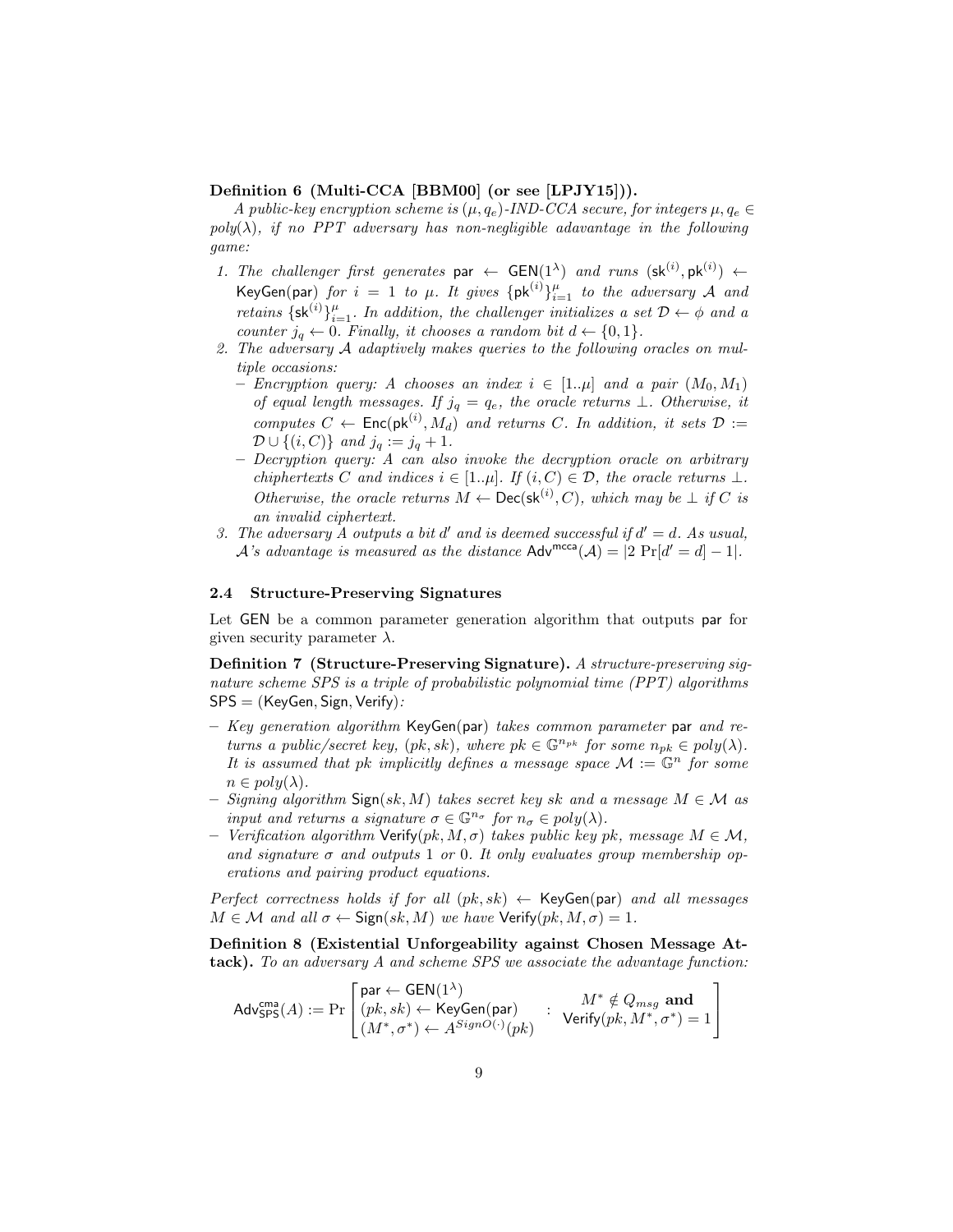**Definition 6 (Multi-CCA [BBM00] (or see [LPJY15])).**

*A public-key encryption scheme is $(\mu, q_e)$-IND-CCA secure, for integers $\mu, q_e \in poly(\lambda)$, if no PPT adversary has non-negligible adadvantage in the following game:*

1. *The challenger first generates* $\mathsf{par} \leftarrow \mathsf{GEN}(1^\lambda)$ *and runs* $(\mathsf{sk}^{(i)}, \mathsf{pk}^{(i)}) \leftarrow \mathsf{KeyGen}(\mathsf{par})$ *for* $i = 1$ *to* $\mu$*. It gives* $\{\mathsf{pk}^{(i)}\}_{i=1}^{\mu}$ *to the adversary* $\mathcal{A}$ *and retains* $\{\mathsf{sk}^{(i)}\}_{i=1}^{\mu}$*. In addition, the challenger initializes a set* $\mathcal{D} \leftarrow \phi$ *and a counter* $j_q \leftarrow 0$*. Finally, it chooses a random bit* $d \leftarrow \{0, 1\}$*.*
2. *The adversary* $\mathcal{A}$ *adaptively makes queries to the following oracles on multiple occasions:*
   - *Encryption query: A chooses an index* $i \in [1..\mu]$ *and a pair* $(M_0, M_1)$ *of equal length messages. If* $j_q = q_e$*, the oracle returns* $\perp$*. Otherwise, it computes* $C \leftarrow \mathsf{Enc}(\mathsf{pk}^{(i)}, M_d)$ *and returns* $C$*. In addition, it sets* $\mathcal{D} := \mathcal{D} \cup \{(i, C)\}$ *and* $j_q := j_q + 1$*.*
   - *Decryption query: A can also invoke the decryption oracle on arbitrary chiphertexts* $C$ *and indices* $i \in [1..\mu]$*. If* $(i, C) \in \mathcal{D}$*, the oracle returns* $\perp$*. Otherwise, the oracle returns* $M \leftarrow \mathsf{Dec}(\mathsf{sk}^{(i)}, C)$*, which may be* $\perp$ *if* $C$ *is an invalid ciphertext.*
3. *The adversary* $A$ *outputs a bit* $d'$ *and is deemed successful if* $d' = d$*. As usual,* $\mathcal{A}$*'s advantage is measured as the distance* $\mathsf{Adv}^{\mathsf{mcca}}(\mathcal{A}) = |2\Pr[d' = d] - 1|$*.*

### 2.4 Structure-Preserving Signatures

Let GEN be a common parameter generation algorithm that outputs par for given security parameter $\lambda$.

**Definition 7 (Structure-Preserving Signature).** *A structure-preserving signature scheme SPS is a triple of probabilistic polynomial time (PPT) algorithms* $\mathsf{SPS} = (\mathsf{KeyGen}, \mathsf{Sign}, \mathsf{Verify})$*:*

- *Key generation algorithm* $\mathsf{KeyGen}(\mathsf{par})$ *takes common parameter* $\mathsf{par}$ *and returns a public/secret key,* $(pk, sk)$*, where* $pk \in \mathbb{G}^{n_{pk}}$ *for some* $n_{pk} \in poly(\lambda)$*. It is assumed that* $pk$ *implicitly defines a message space* $\mathcal{M} := \mathbb{G}^n$ *for some* $n \in poly(\lambda)$*.*
- *Signing algorithm* $\mathsf{Sign}(sk, M)$ *takes secret key* $sk$ *and a message* $M \in \mathcal{M}$ *as input and returns a signature* $\sigma \in \mathbb{G}^{n_\sigma}$ *for* $n_\sigma \in poly(\lambda)$*.*
- *Verification algorithm* $\mathsf{Verify}(pk, M, \sigma)$ *takes public key* $pk$*, message* $M \in \mathcal{M}$*, and signature* $\sigma$ *and outputs 1 or 0. It only evaluates group membership operations and pairing product equations.*

*Perfect correctness holds if for all* $(pk, sk) \leftarrow \mathsf{KeyGen}(\mathsf{par})$ *and all messages* $M \in \mathcal{M}$ *and all* $\sigma \leftarrow \mathsf{Sign}(sk, M)$ *we have* $\mathsf{Verify}(pk, M, \sigma) = 1$*.*

**Definition 8 (Existential Unforgeability against Chosen Message Attack).** *To an adversary A and scheme SPS we associate the advantage function:*

$$\mathsf{Adv}^{\mathsf{cma}}_{\mathsf{SPS}}(A) := \Pr\left[\begin{array}{l} \mathsf{par} \leftarrow \mathsf{GEN}(1^\lambda) \\ (pk, sk) \leftarrow \mathsf{KeyGen}(\mathsf{par}) \\ (M^*, \sigma^*) \leftarrow A^{SignO(\cdot)}(pk) \end{array} : \begin{array}{c} M^* \notin Q_{msg} \textbf{ and} \\ \mathsf{Verify}(pk, M^*, \sigma^*) = 1 \end{array}\right]$$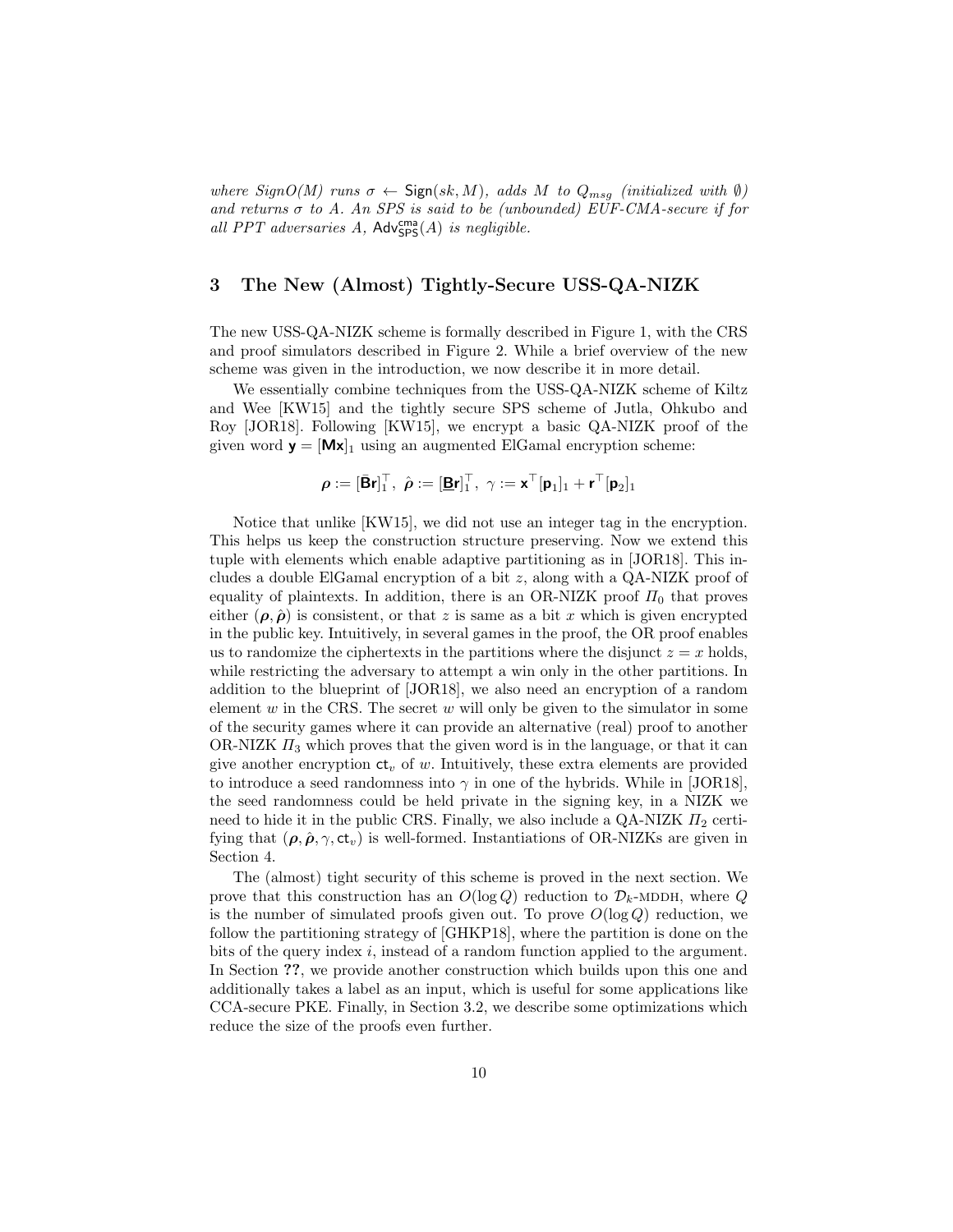*where $SignO(M)$ runs $\sigma \leftarrow \mathsf{Sign}(sk, M)$, adds $M$ to $Q_{msg}$ (initialized with $\emptyset$) and returns $\sigma$ to $A$. An SPS is said to be (unbounded) EUF-CMA-secure if for all PPT adversaries $A$, $\mathsf{Adv}^{\mathsf{cma}}_{\mathsf{SPS}}(A)$ is negligible.*

## 3 The New (Almost) Tightly-Secure USS-QA-NIZK

The new USS-QA-NIZK scheme is formally described in Figure 1, with the CRS and proof simulators described in Figure 2. While a brief overview of the new scheme was given in the introduction, we now describe it in more detail.

We essentially combine techniques from the USS-QA-NIZK scheme of Kiltz and Wee [KW15] and the tightly secure SPS scheme of Jutla, Ohkubo and Roy [JOR18]. Following [KW15], we encrypt a basic QA-NIZK proof of the given word $\mathbf{y} = [\mathbf{M}\mathbf{x}]_1$ using an augmented ElGamal encryption scheme:

$$\boldsymbol{\rho} := [\bar{\mathbf{B}}\mathbf{r}]_1^\top,\ \hat{\boldsymbol{\rho}} := [\underline{\mathbf{B}}\mathbf{r}]_1^\top,\ \gamma := \mathbf{x}^\top[\mathbf{p}_1]_1 + \mathbf{r}^\top[\mathbf{p}_2]_1$$

Notice that unlike [KW15], we did not use an integer tag in the encryption. This helps us keep the construction structure preserving. Now we extend this tuple with elements which enable adaptive partitioning as in [JOR18]. This includes a double ElGamal encryption of a bit $z$, along with a QA-NIZK proof of equality of plaintexts. In addition, there is an OR-NIZK proof $\Pi_0$ that proves either $(\boldsymbol{\rho}, \hat{\boldsymbol{\rho}})$ is consistent, or that $z$ is same as a bit $x$ which is given encrypted in the public key. Intuitively, in several games in the proof, the OR proof enables us to randomize the ciphertexts in the partitions where the disjunct $z = x$ holds, while restricting the adversary to attempt a win only in the other partitions. In addition to the blueprint of [JOR18], we also need an encryption of a random element $w$ in the CRS. The secret $w$ will only be given to the simulator in some of the security games where it can provide an alternative (real) proof to another OR-NIZK $\Pi_3$ which proves that the given word is in the language, or that it can give another encryption $\mathsf{ct}_v$ of $w$. Intuitively, these extra elements are provided to introduce a seed randomness into $\gamma$ in one of the hybrids. While in [JOR18], the seed randomness could be held private in the signing key, in a NIZK we need to hide it in the public CRS. Finally, we also include a QA-NIZK $\Pi_2$ certifying that $(\boldsymbol{\rho}, \hat{\boldsymbol{\rho}}, \gamma, \mathsf{ct}_v)$ is well-formed. Instantiations of OR-NIZKs are given in Section 4.

The (almost) tight security of this scheme is proved in the next section. We prove that this construction has an $O(\log Q)$ reduction to $\mathcal{D}_k$-MDDH, where $Q$ is the number of simulated proofs given out. To prove $O(\log Q)$ reduction, we follow the partitioning strategy of [GHKP18], where the partition is done on the bits of the query index $i$, instead of a random function applied to the argument. In Section **??**, we provide another construction which builds upon this one and additionally takes a label as an input, which is useful for some applications like CCA-secure PKE. Finally, in Section 3.2, we describe some optimizations which reduce the size of the proofs even further.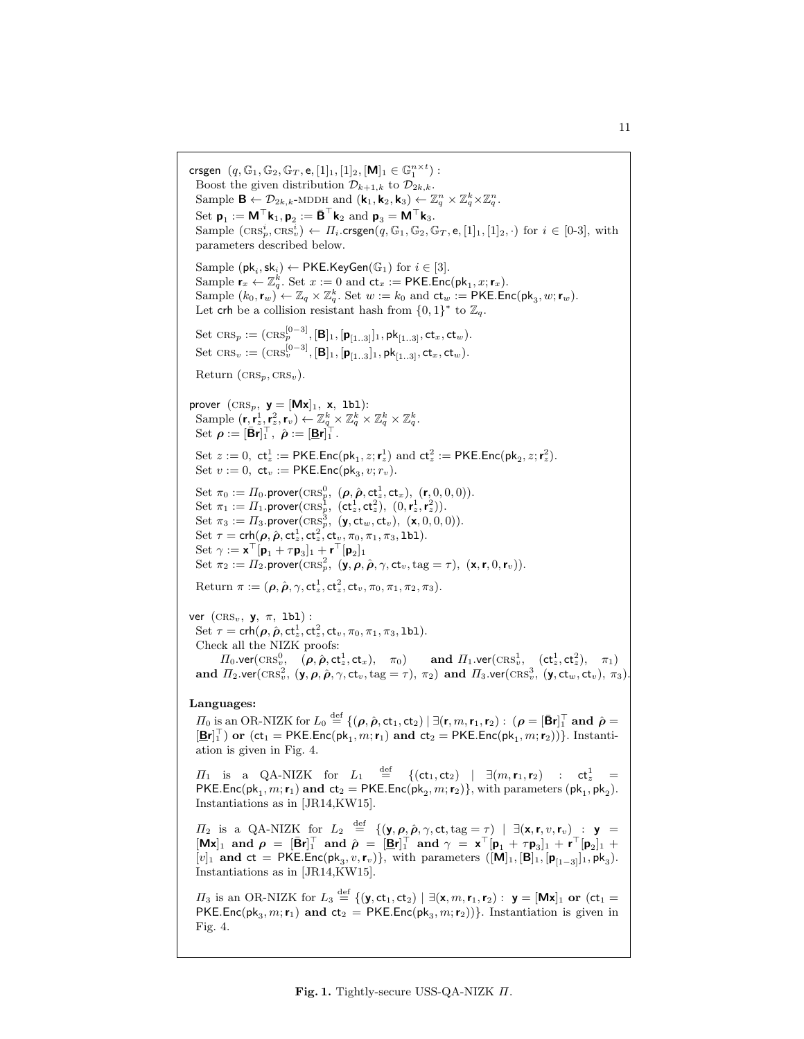crsgen $(q, \mathbb{G}_1, \mathbb{G}_2, \mathbb{G}_T, \mathsf{e}, [1]_1, [1]_2, [\mathbf{M}]_1 \in \mathbb{G}_1^{n \times t})$ :
Boost the given distribution $\mathcal{D}_{k+1,k}$ to $\mathcal{D}_{2k,k}$.
Sample $\mathbf{B} \leftarrow \mathcal{D}_{2k,k}$-MDDH and $(\mathbf{k}_1, \mathbf{k}_2, \mathbf{k}_3) \leftarrow \mathbb{Z}_q^n \times \mathbb{Z}_q^k \times \mathbb{Z}_q^n$.
Set $\mathbf{p}_1 := \mathbf{M}^\top \mathbf{k}_1, \mathbf{p}_2 := \bar{\mathbf{B}}^\top \mathbf{k}_2$ and $\mathbf{p}_3 = \mathbf{M}^\top \mathbf{k}_3$.
Sample $(\text{CRS}_p^i, \text{CRS}_v^i) \leftarrow \Pi_i.\mathsf{crsgen}(q, \mathbb{G}_1, \mathbb{G}_2, \mathbb{G}_T, \mathsf{e}, [1]_1, [1]_2, \cdot)$ for $i \in$ [0-3], with parameters described below.

Sample $(\mathsf{pk}_i, \mathsf{sk}_i) \leftarrow \mathsf{PKE.KeyGen}(\mathbb{G}_1)$ for $i \in [3]$.
Sample $\mathbf{r}_x \leftarrow \mathbb{Z}_q^k$. Set $x := 0$ and $\mathsf{ct}_x := \mathsf{PKE.Enc}(\mathsf{pk}_1, x; \mathbf{r}_x)$.
Sample $(k_0, \mathbf{r}_w) \leftarrow \mathbb{Z}_q \times \mathbb{Z}_q^k$. Set $w := k_0$ and $\mathsf{ct}_w := \mathsf{PKE.Enc}(\mathsf{pk}_3, w; \mathbf{r}_w)$.
Let $\mathsf{crh}$ be a collision resistant hash from $\{0,1\}^*$ to $\mathbb{Z}_q$.

Set $\text{CRS}_p := (\text{CRS}_p^{[0-3]}, [\mathbf{B}]_1, [\mathbf{p}_{[1..3]}]_1, \mathsf{pk}_{[1..3]}, \mathsf{ct}_x, \mathsf{ct}_w)$.
Set $\text{CRS}_v := (\text{CRS}_v^{[0-3]}, [\mathbf{B}]_1, [\mathbf{p}_{[1..3]}]_1, \mathsf{pk}_{[1..3]}, \mathsf{ct}_x, \mathsf{ct}_w)$.

Return $(\text{CRS}_p, \text{CRS}_v)$.

prover $(\text{CRS}_p,\ \mathbf{y} = [\mathbf{M}\mathbf{x}]_1,\ \mathbf{x},\ \mathtt{lbl})$:
Sample $(\mathbf{r}, \mathbf{r}_z^1, \mathbf{r}_z^2, \mathbf{r}_v) \leftarrow \mathbb{Z}_q^k \times \mathbb{Z}_q^k \times \mathbb{Z}_q^k \times \mathbb{Z}_q^k$.
Set $\boldsymbol{\rho} := [\bar{\mathbf{B}}\mathbf{r}]_1^\top,\ \hat{\boldsymbol{\rho}} := [\underline{\mathbf{B}}\mathbf{r}]_1^\top$.

Set $z := 0$, $\mathsf{ct}_z^1 := \mathsf{PKE.Enc}(\mathsf{pk}_1, z; \mathbf{r}_z^1)$ and $\mathsf{ct}_z^2 := \mathsf{PKE.Enc}(\mathsf{pk}_2, z; \mathbf{r}_z^2)$.
Set $v := 0$, $\mathsf{ct}_v := \mathsf{PKE.Enc}(\mathsf{pk}_3, v; r_v)$.

Set $\pi_0 := \Pi_0.\mathsf{prover}(\text{CRS}_p^0,\ (\boldsymbol{\rho}, \hat{\boldsymbol{\rho}}, \mathsf{ct}_z^1, \mathsf{ct}_x),\ (\mathbf{r}, 0, 0, 0))$.
Set $\pi_1 := \Pi_1.\mathsf{prover}(\text{CRS}_p^1,\ (\mathsf{ct}_z^1, \mathsf{ct}_z^2),\ (0, \mathbf{r}_z^1, \mathbf{r}_z^2))$.
Set $\pi_3 := \Pi_3.\mathsf{prover}(\text{CRS}_p^3,\ (\mathbf{y}, \mathsf{ct}_w, \mathsf{ct}_v),\ (\mathbf{x}, 0, 0, 0))$.
Set $\tau = \mathsf{crh}(\boldsymbol{\rho}, \hat{\boldsymbol{\rho}}, \mathsf{ct}_z^1, \mathsf{ct}_z^2, \mathsf{ct}_v, \pi_0, \pi_1, \pi_3, \mathtt{lbl})$.
Set $\gamma := \mathbf{x}^\top [\mathbf{p}_1 + \tau \mathbf{p}_3]_1 + \mathbf{r}^\top [\mathbf{p}_2]_1$
Set $\pi_2 := \Pi_2.\mathsf{prover}(\text{CRS}_p^2,\ (\mathbf{y}, \boldsymbol{\rho}, \hat{\boldsymbol{\rho}}, \gamma, \mathsf{ct}_v, \text{tag} = \tau),\ (\mathbf{x}, \mathbf{r}, 0, \mathbf{r}_v))$.

Return $\pi := (\boldsymbol{\rho}, \hat{\boldsymbol{\rho}}, \gamma, \mathsf{ct}_z^1, \mathsf{ct}_z^2, \mathsf{ct}_v, \pi_0, \pi_1, \pi_2, \pi_3)$.

ver $(\text{CRS}_v,\ \mathbf{y},\ \pi,\ \mathtt{lbl})$ :
Set $\tau = \mathsf{crh}(\boldsymbol{\rho}, \hat{\boldsymbol{\rho}}, \mathsf{ct}_z^1, \mathsf{ct}_z^2, \mathsf{ct}_v, \pi_0, \pi_1, \pi_3, \mathtt{lbl})$.
Check all the NIZK proofs:
$\Pi_0.\mathsf{ver}(\text{CRS}_v^0,\ (\boldsymbol{\rho}, \hat{\boldsymbol{\rho}}, \mathsf{ct}_z^1, \mathsf{ct}_x),\ \pi_0)$ **and** $\Pi_1.\mathsf{ver}(\text{CRS}_v^1,\ (\mathsf{ct}_z^1, \mathsf{ct}_z^2),\ \pi_1)$ **and** $\Pi_2.\mathsf{ver}(\text{CRS}_v^2,\ (\mathbf{y}, \boldsymbol{\rho}, \hat{\boldsymbol{\rho}}, \gamma, \mathsf{ct}_v, \text{tag} = \tau),\ \pi_2)$ **and** $\Pi_3.\mathsf{ver}(\text{CRS}_v^3,\ (\mathbf{y}, \mathsf{ct}_w, \mathsf{ct}_v),\ \pi_3)$.

**Languages:**

$\Pi_0$ is an OR-NIZK for $L_0 \stackrel{\text{def}}{=} \{(\boldsymbol{\rho}, \hat{\boldsymbol{\rho}}, \mathsf{ct}_1, \mathsf{ct}_2) \mid \exists (\mathbf{r}, m, \mathbf{r}_1, \mathbf{r}_2) : (\boldsymbol{\rho} = [\bar{\mathbf{B}}\mathbf{r}]_1^\top \textbf{ and } \hat{\boldsymbol{\rho}} = [\underline{\mathbf{B}}\mathbf{r}]_1^\top) \textbf{ or } (\mathsf{ct}_1 = \mathsf{PKE.Enc}(\mathsf{pk}_1, m; \mathbf{r}_1) \textbf{ and } \mathsf{ct}_2 = \mathsf{PKE.Enc}(\mathsf{pk}_1, m; \mathbf{r}_2))\}$. Instantiation is given in Fig. 4.

$\Pi_1$ is a QA-NIZK for $L_1 \stackrel{\text{def}}{=} \{(\mathsf{ct}_1, \mathsf{ct}_2) \mid \exists (m, \mathbf{r}_1, \mathbf{r}_2) : \mathsf{ct}_z^1 = \mathsf{PKE.Enc}(\mathsf{pk}_1, m; \mathbf{r}_1) \textbf{ and } \mathsf{ct}_2 = \mathsf{PKE.Enc}(\mathsf{pk}_2, m; \mathbf{r}_2)\}$, with parameters $(\mathsf{pk}_1, \mathsf{pk}_2)$. Instantiations as in [JR14,KW15].

$\Pi_2$ is a QA-NIZK for $L_2 \stackrel{\text{def}}{=} \{(\mathbf{y}, \boldsymbol{\rho}, \hat{\boldsymbol{\rho}}, \gamma, \mathsf{ct}, \text{tag} = \tau) \mid \exists (\mathbf{x}, \mathbf{r}, v, \mathbf{r}_v) : \mathbf{y} = [\mathbf{M}\mathbf{x}]_1 \textbf{ and } \boldsymbol{\rho} = [\bar{\mathbf{B}}\mathbf{r}]_1^\top \textbf{ and } \hat{\boldsymbol{\rho}} = [\underline{\mathbf{B}}\mathbf{r}]_1^\top \textbf{ and } \gamma = \mathbf{x}^\top [\mathbf{p}_1 + \tau \mathbf{p}_3]_1 + \mathbf{r}^\top [\mathbf{p}_2]_1 + [v]_1 \textbf{ and } \mathsf{ct} = \mathsf{PKE.Enc}(\mathsf{pk}_3, v, \mathbf{r}_v)\}$, with parameters $([\mathbf{M}]_1, [\mathbf{B}]_1, [\mathbf{p}_{[1-3]}]_1, \mathsf{pk}_3)$. Instantiations as in [JR14,KW15].

$\Pi_3$ is an OR-NIZK for $L_3 \stackrel{\text{def}}{=} \{(\mathbf{y}, \mathsf{ct}_1, \mathsf{ct}_2) \mid \exists (\mathbf{x}, m, \mathbf{r}_1, \mathbf{r}_2) : \mathbf{y} = [\mathbf{M}\mathbf{x}]_1 \textbf{ or } (\mathsf{ct}_1 = \mathsf{PKE.Enc}(\mathsf{pk}_3, m; \mathbf{r}_1) \textbf{ and } \mathsf{ct}_2 = \mathsf{PKE.Enc}(\mathsf{pk}_3, m; \mathbf{r}_2))\}$. Instantiation is given in Fig. 4.

**Fig. 1.** Tightly-secure USS-QA-NIZK $\Pi$.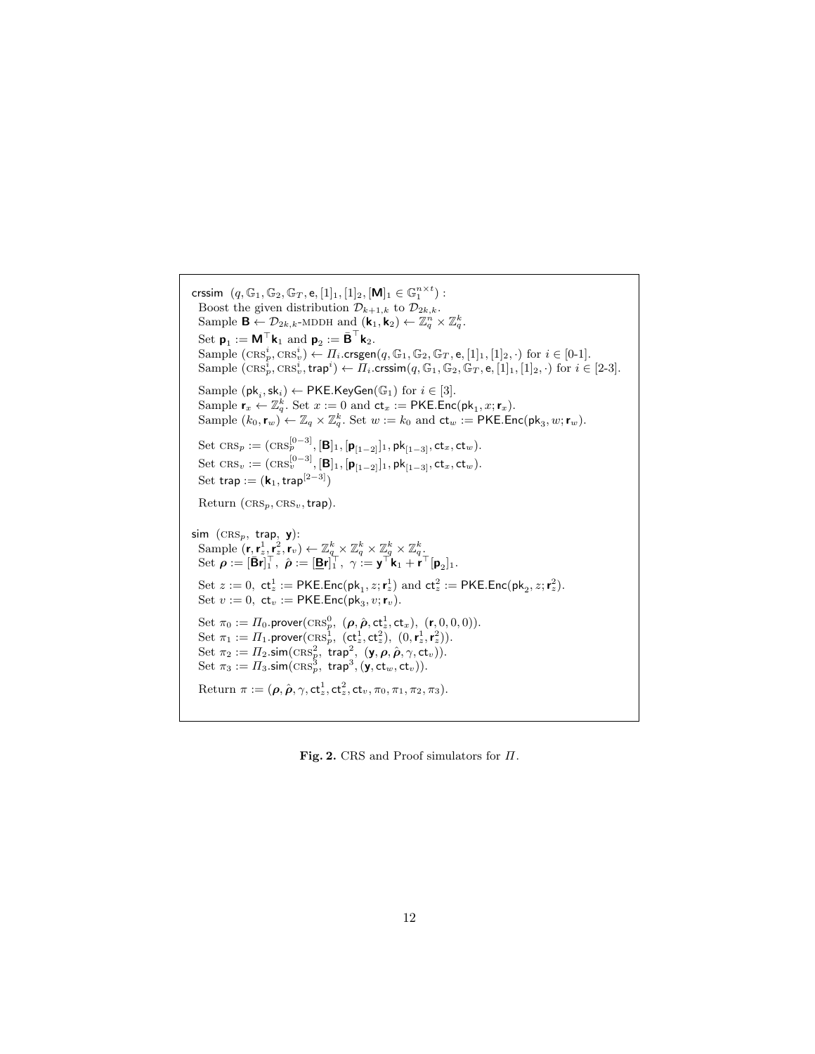$\mathsf{crssim}$ $(q, \mathbb{G}_1, \mathbb{G}_2, \mathbb{G}_T, \mathsf{e}, [1]_1, [1]_2, [\mathbf{M}]_1 \in \mathbb{G}_1^{n \times t})$ :

Boost the given distribution $\mathcal{D}_{k+1,k}$ to $\mathcal{D}_{2k,k}$.

Sample $\mathbf{B} \leftarrow \mathcal{D}_{2k,k}$-MDDH and $(\mathbf{k}_1, \mathbf{k}_2) \leftarrow \mathbb{Z}_q^n \times \mathbb{Z}_q^k$.

Set $\mathbf{p}_1 := \mathbf{M}^\top \mathbf{k}_1$ and $\mathbf{p}_2 := \bar{\mathbf{B}}^\top \mathbf{k}_2$.

Sample $(\text{CRS}_p^i, \text{CRS}_v^i) \leftarrow \Pi_i.\mathsf{crsgen}(q, \mathbb{G}_1, \mathbb{G}_2, \mathbb{G}_T, \mathsf{e}, [1]_1, [1]_2, \cdot)$ for $i \in$ [0-1].

Sample $(\text{CRS}_p^i, \text{CRS}_v^i, \mathsf{trap}^i) \leftarrow \Pi_i.\mathsf{crssim}(q, \mathbb{G}_1, \mathbb{G}_2, \mathbb{G}_T, \mathsf{e}, [1]_1, [1]_2, \cdot)$ for $i \in$ [2-3].

Sample $(\mathsf{pk}_i, \mathsf{sk}_i) \leftarrow \mathsf{PKE.KeyGen}(\mathbb{G}_1)$ for $i \in [3]$.

Sample $\mathbf{r}_x \leftarrow \mathbb{Z}_q^k$. Set $x := 0$ and $\mathsf{ct}_x := \mathsf{PKE.Enc}(\mathsf{pk}_1, x; \mathbf{r}_x)$.

Sample $(k_0, \mathbf{r}_w) \leftarrow \mathbb{Z}_q \times \mathbb{Z}_q^k$. Set $w := k_0$ and $\mathsf{ct}_w := \mathsf{PKE.Enc}(\mathsf{pk}_3, w; \mathbf{r}_w)$.

Set $\text{CRS}_p := (\text{CRS}_p^{[0-3]}, [\mathbf{B}]_1, [\mathbf{p}_{[1-2]}]_1, \mathsf{pk}_{[1-3]}, \mathsf{ct}_x, \mathsf{ct}_w)$.

Set $\text{CRS}_v := (\text{CRS}_v^{[0-3]}, [\mathbf{B}]_1, [\mathbf{p}_{[1-2]}]_1, \mathsf{pk}_{[1-3]}, \mathsf{ct}_x, \mathsf{ct}_w)$.

Set $\mathsf{trap} := (\mathbf{k}_1, \mathsf{trap}^{[2-3]})$

Return $(\text{CRS}_p, \text{CRS}_v, \mathsf{trap})$.

$\mathsf{sim}$ $(\text{CRS}_p,\ \mathsf{trap},\ \mathbf{y})$:

Sample $(\mathbf{r}, \mathbf{r}_z^1, \mathbf{r}_z^2, \mathbf{r}_v) \leftarrow \mathbb{Z}_q^k \times \mathbb{Z}_q^k \times \mathbb{Z}_q^k \times \mathbb{Z}_q^k$.

Set $\boldsymbol{\rho} := [\bar{\mathbf{B}}\mathbf{r}]_1^\top,\ \hat{\boldsymbol{\rho}} := [\underline{\mathbf{B}}\mathbf{r}]_1^\top,\ \gamma := \mathbf{y}^\top \mathbf{k}_1 + \mathbf{r}^\top [\mathbf{p}_2]_1$.

Set $z := 0,\ \mathsf{ct}_z^1 := \mathsf{PKE.Enc}(\mathsf{pk}_1, z; \mathbf{r}_z^1)$ and $\mathsf{ct}_z^2 := \mathsf{PKE.Enc}(\mathsf{pk}_2, z; \mathbf{r}_z^2)$.

Set $v := 0,\ \mathsf{ct}_v := \mathsf{PKE.Enc}(\mathsf{pk}_3, v; \mathbf{r}_v)$.

Set $\pi_0 := \Pi_0.\mathsf{prover}(\text{CRS}_p^0,\ (\boldsymbol{\rho}, \hat{\boldsymbol{\rho}}, \mathsf{ct}_z^1, \mathsf{ct}_x),\ (\mathbf{r}, 0, 0, 0))$.

Set $\pi_1 := \Pi_1.\mathsf{prover}(\text{CRS}_p^1,\ (\mathsf{ct}_z^1, \mathsf{ct}_z^2),\ (0, \mathbf{r}_z^1, \mathbf{r}_z^2))$.

Set $\pi_2 := \Pi_2.\mathsf{sim}(\text{CRS}_p^2,\ \mathsf{trap}^2,\ (\mathbf{y}, \boldsymbol{\rho}, \hat{\boldsymbol{\rho}}, \gamma, \mathsf{ct}_v))$.

Set $\pi_3 := \Pi_3.\mathsf{sim}(\text{CRS}_p^3,\ \mathsf{trap}^3, (\mathbf{y}, \mathsf{ct}_w, \mathsf{ct}_v))$.

Return $\pi := (\boldsymbol{\rho}, \hat{\boldsymbol{\rho}}, \gamma, \mathsf{ct}_z^1, \mathsf{ct}_z^2, \mathsf{ct}_v, \pi_0, \pi_1, \pi_2, \pi_3)$.

**Fig. 2.** CRS and Proof simulators for $\Pi$.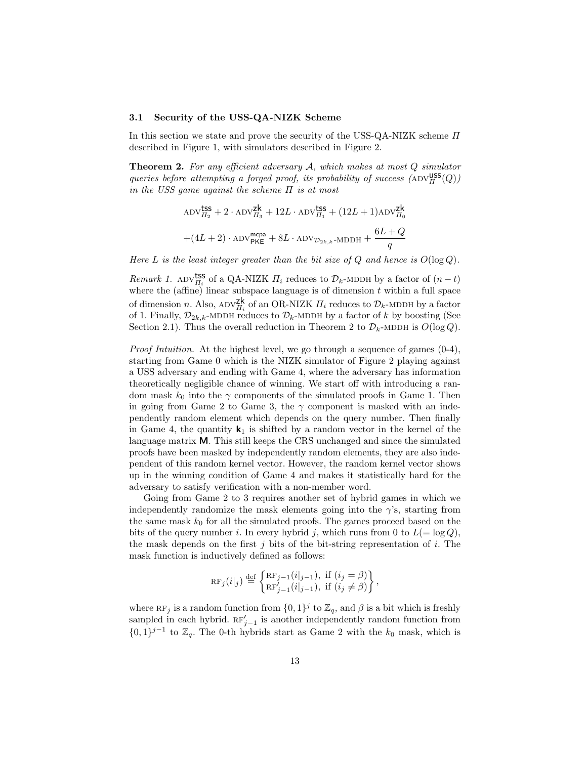### 3.1 Security of the USS-QA-NIZK Scheme

In this section we state and prove the security of the USS-QA-NIZK scheme $\Pi$ described in Figure 1, with simulators described in Figure 2.

**Theorem 2.** *For any efficient adversary $\mathcal{A}$, which makes at most $Q$ simulator queries before attempting a forged proof, its probability of success ($\text{ADV}^{\mathsf{uss}}_{\Pi}(Q)$) in the USS game against the scheme $\Pi$ is at most*

$$\text{ADV}^{\mathsf{tss}}_{\Pi_2} + 2 \cdot \text{ADV}^{\mathsf{zk}}_{\Pi_3} + 12L \cdot \text{ADV}^{\mathsf{tss}}_{\Pi_1} + (12L+1)\text{ADV}^{\mathsf{zk}}_{\Pi_0}$$

$$+(4L+2) \cdot \text{ADV}^{\mathsf{mcpa}}_{\mathsf{PKE}} + 8L \cdot \text{ADV}_{\mathcal{D}_{2k,k}\text{-MDDH}} + \frac{6L+Q}{q}$$

*Here $L$ is the least integer greater than the bit size of $Q$ and hence is $O(\log Q)$.*

*Remark 1.* $\text{ADV}^{\mathsf{tss}}_{\Pi_i}$ of a QA-NIZK $\Pi_i$ reduces to $\mathcal{D}_k$-MDDH by a factor of $(n-t)$ where the (affine) linear subspace language is of dimension $t$ within a full space of dimension $n$. Also, $\text{ADV}^{\mathsf{zk}}_{\Pi_i}$ of an OR-NIZK $\Pi_i$ reduces to $\mathcal{D}_k$-MDDH by a factor of 1. Finally, $\mathcal{D}_{2k,k}$-MDDH reduces to $\mathcal{D}_k$-MDDH by a factor of $k$ by boosting (See Section 2.1). Thus the overall reduction in Theorem 2 to $\mathcal{D}_k$-MDDH is $O(\log Q)$.

*Proof Intuition.* At the highest level, we go through a sequence of games (0-4), starting from Game 0 which is the NIZK simulator of Figure 2 playing against a USS adversary and ending with Game 4, where the adversary has information theoretically negligible chance of winning. We start off with introducing a random mask $k_0$ into the $\gamma$ components of the simulated proofs in Game 1. Then in going from Game 2 to Game 3, the $\gamma$ component is masked with an independently random element which depends on the query number. Then finally in Game 4, the quantity $\mathbf{k}_1$ is shifted by a random vector in the kernel of the language matrix $\mathbf{M}$. This still keeps the CRS unchanged and since the simulated proofs have been masked by independently random elements, they are also independent of this random kernel vector. However, the random kernel vector shows up in the winning condition of Game 4 and makes it statistically hard for the adversary to satisfy verification with a non-member word.

Going from Game 2 to 3 requires another set of hybrid games in which we independently randomize the mask elements going into the $\gamma$'s, starting from the same mask $k_0$ for all the simulated proofs. The games proceed based on the bits of the query number $i$. In every hybrid $j$, which runs from 0 to $L(=\log Q)$, the mask depends on the first $j$ bits of the bit-string representation of $i$. The mask function is inductively defined as follows:

$$\text{RF}_j(i|_j) \stackrel{\text{def}}{=} \begin{Bmatrix} \text{RF}_{j-1}(i|_{j-1}), \text{ if } (i_j = \beta) \\ \text{RF}'_{j-1}(i|_{j-1}), \text{ if } (i_j \neq \beta) \end{Bmatrix},$$

where $\text{RF}_j$ is a random function from $\{0,1\}^j$ to $\mathbb{Z}_q$, and $\beta$ is a bit which is freshly sampled in each hybrid. $\text{RF}'_{j-1}$ is another independently random function from $\{0,1\}^{j-1}$ to $\mathbb{Z}_q$. The 0-th hybrids start as Game 2 with the $k_0$ mask, which is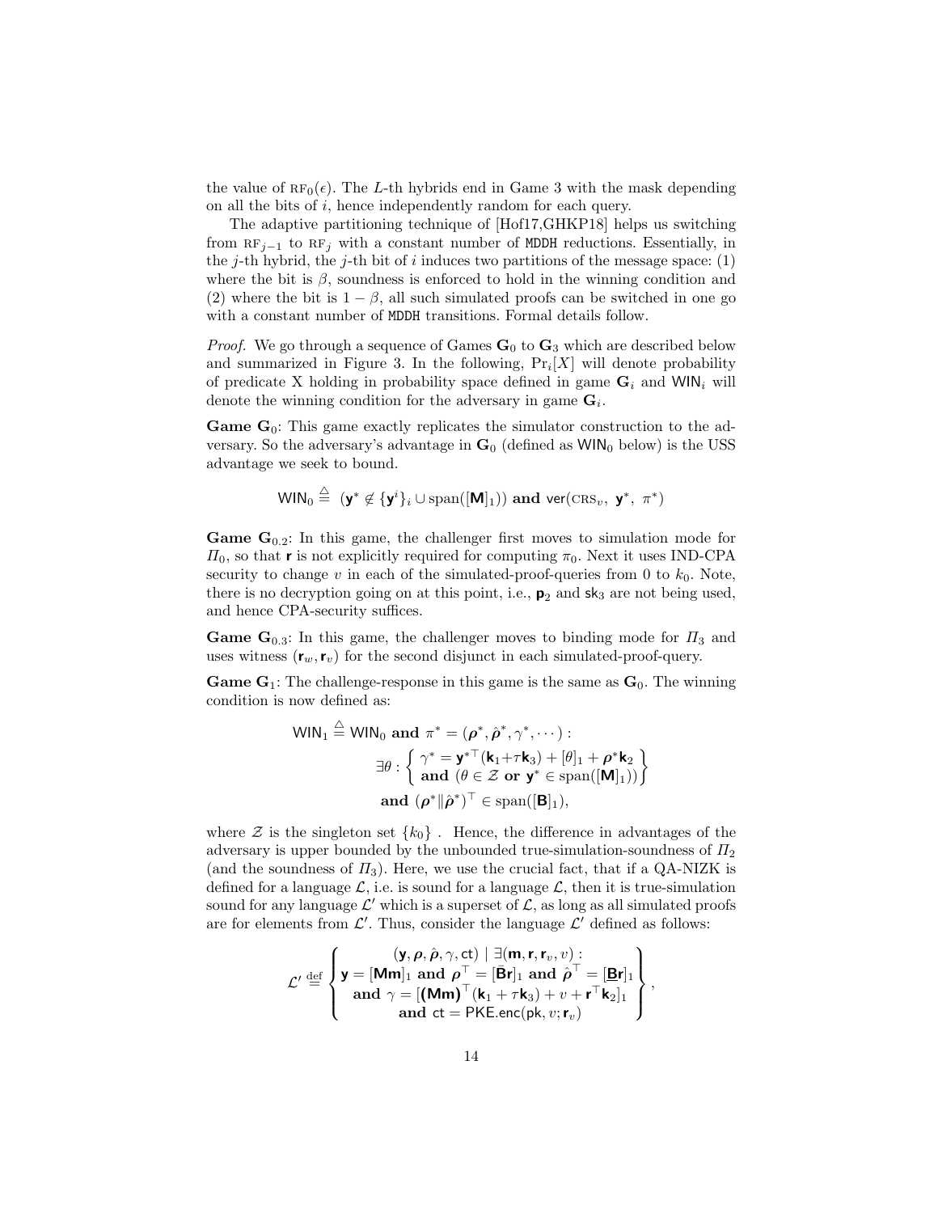the value of $\text{RF}_0(\epsilon)$. The $L$-th hybrids end in Game 3 with the mask depending on all the bits of $i$, hence independently random for each query.

The adaptive partitioning technique of [Hof17,GHKP18] helps us switching from $\text{RF}_{j-1}$ to $\text{RF}_j$ with a constant number of MDDH reductions. Essentially, in the $j$-th hybrid, the $j$-th bit of $i$ induces two partitions of the message space: (1) where the bit is $\beta$, soundness is enforced to hold in the winning condition and (2) where the bit is $1-\beta$, all such simulated proofs can be switched in one go with a constant number of MDDH transitions. Formal details follow.

*Proof.* We go through a sequence of Games $\mathbf{G}_0$ to $\mathbf{G}_3$ which are described below and summarized in Figure 3. In the following, $\Pr_i[X]$ will denote probability of predicate X holding in probability space defined in game $\mathbf{G}_i$ and $\mathsf{WIN}_i$ will denote the winning condition for the adversary in game $\mathbf{G}_i$.

**Game $\mathbf{G}_0$:** This game exactly replicates the simulator construction to the adversary. So the adversary's advantage in $\mathbf{G}_0$ (defined as $\mathsf{WIN}_0$ below) is the USS advantage we seek to bound.

$$\mathsf{WIN}_0 \stackrel{\triangle}{=} (\mathbf{y}^* \notin \{\mathbf{y}^i\}_i \cup \mathrm{span}([\mathbf{M}]_1)) \textbf{ and } \mathsf{ver}(\text{CRS}_v,\ \mathbf{y}^*,\ \pi^*)$$

**Game $\mathbf{G}_{0.2}$:** In this game, the challenger first moves to simulation mode for $\Pi_0$, so that $\mathbf{r}$ is not explicitly required for computing $\pi_0$. Next it uses IND-CPA security to change $v$ in each of the simulated-proof-queries from 0 to $k_0$. Note, there is no decryption going on at this point, i.e., $\mathbf{p}_2$ and $\mathsf{sk}_3$ are not being used, and hence CPA-security suffices.

**Game $\mathbf{G}_{0.3}$:** In this game, the challenger moves to binding mode for $\Pi_3$ and uses witness $(\mathbf{r}_w, \mathbf{r}_v)$ for the second disjunct in each simulated-proof-query.

**Game $\mathbf{G}_1$:** The challenge-response in this game is the same as $\mathbf{G}_0$. The winning condition is now defined as:

$$\begin{aligned} \mathsf{WIN}_1 \stackrel{\triangle}{=} \mathsf{WIN}_0 \textbf{ and } \pi^* = (\boldsymbol{\rho}^*, \hat{\boldsymbol{\rho}}^*, \gamma^*, \cdots) : \\ \exists \theta : \left\{ \begin{array}{c} \gamma^* = \mathbf{y}^{*\top}(\mathbf{k}_1 + \tau \mathbf{k}_3) + [\theta]_1 + \boldsymbol{\rho}^* \mathbf{k}_2 \\ \textbf{and } (\theta \in \mathcal{Z} \textbf{ or } \mathbf{y}^* \in \mathrm{span}([\mathbf{M}]_1)) \end{array} \right\} \\ \textbf{and } (\boldsymbol{\rho}^* \| \hat{\boldsymbol{\rho}}^*)^\top \in \mathrm{span}([\mathbf{B}]_1), \end{aligned}$$

where $\mathcal{Z}$ is the singleton set $\{k_0\}$ . Hence, the difference in advantages of the adversary is upper bounded by the unbounded true-simulation-soundness of $\Pi_2$ (and the soundness of $\Pi_3$). Here, we use the crucial fact, that if a QA-NIZK is defined for a language $\mathcal{L}$, i.e. is sound for a language $\mathcal{L}$, then it is true-simulation sound for any language $\mathcal{L}'$ which is a superset of $\mathcal{L}$, as long as all simulated proofs are for elements from $\mathcal{L}'$. Thus, consider the language $\mathcal{L}'$ defined as follows:

$$\mathcal{L}' \stackrel{\text{def}}{=} \left\{ \begin{array}{c} (\mathbf{y}, \boldsymbol{\rho}, \hat{\boldsymbol{\rho}}, \gamma, \mathsf{ct}) \mid \exists (\mathbf{m}, \mathbf{r}, \mathbf{r}_v, v) : \\ \mathbf{y} = [\mathbf{M}\mathbf{m}]_1 \textbf{ and } \boldsymbol{\rho}^\top = [\bar{\mathbf{B}}\mathbf{r}]_1 \textbf{ and } \hat{\boldsymbol{\rho}}^\top = [\underline{\mathbf{B}}\mathbf{r}]_1 \\ \textbf{and } \gamma = [(\mathbf{M}\mathbf{m})^\top(\mathbf{k}_1 + \tau\mathbf{k}_3) + v + \mathbf{r}^\top \mathbf{k}_2]_1 \\ \textbf{and } \mathsf{ct} = \mathsf{PKE.enc}(\mathsf{pk}, v; \mathbf{r}_v) \end{array} \right\},$$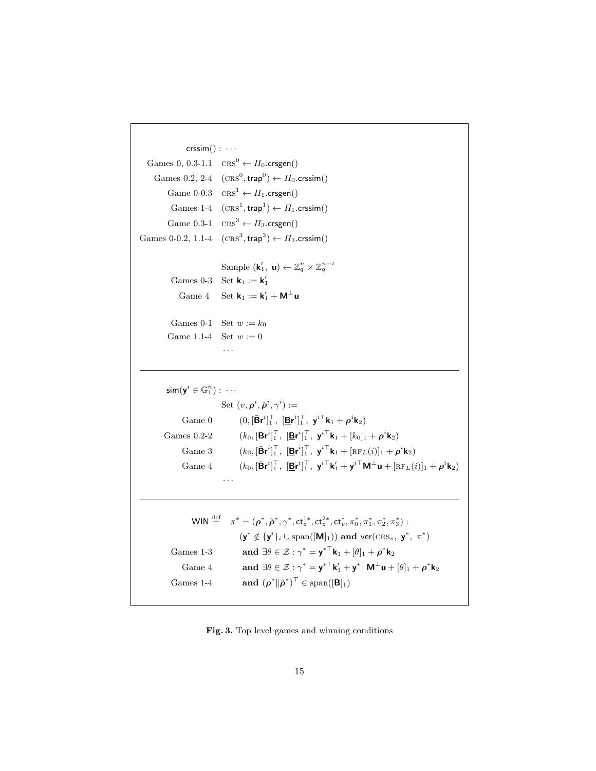$\mathsf{crssim}() : \cdots$

| | |
|---|---|
| Games 0, 0.3-1.1 | $\text{CRS}^0 \leftarrow \Pi_0.\mathsf{crsgen}()$ |
| Games 0.2, 2-4 | $(\text{CRS}^0, \mathsf{trap}^0) \leftarrow \Pi_0.\mathsf{crssim}()$ |
| Game 0-0.3 | $\text{CRS}^1 \leftarrow \Pi_1.\mathsf{crsgen}()$ |
| Games 1-4 | $(\text{CRS}^1, \mathsf{trap}^1) \leftarrow \Pi_1.\mathsf{crssim}()$ |
| Game 0.3-1 | $\text{CRS}^3 \leftarrow \Pi_3.\mathsf{crsgen}()$ |
| Games 0-0.2, 1.1-4 | $(\text{CRS}^3, \mathsf{trap}^3) \leftarrow \Pi_3.\mathsf{crssim}()$ |
| | Sample $(\mathbf{k}_1', \ \mathbf{u}) \leftarrow \mathbb{Z}_q^n \times \mathbb{Z}_q^{n-t}$ |
| Games 0-3 | Set $\mathbf{k}_1 := \mathbf{k}_1'$ |
| Game 4 | Set $\mathbf{k}_1 := \mathbf{k}_1' + \mathbf{M}^{\perp}\mathbf{u}$ |
| Games 0-1 | Set $w := k_0$ |
| Game 1.1-4 | Set $w := 0$ |
| | $\cdots$ |

---

$\mathsf{sim}(\mathbf{y}^i \in \mathbb{G}_1^n) : \cdots$

| | |
|---|---|
| | Set $(v, \boldsymbol{\rho}^i, \hat{\boldsymbol{\rho}}^i, \gamma^i) :=$ |
| Game 0 | $(0, [\bar{\mathbf{B}}\mathbf{r}^i]_1^\top, \ [\underline{\mathbf{B}}\mathbf{r}^i]_1^\top, \ \mathbf{y}^{i\top}\mathbf{k}_1 + \boldsymbol{\rho}^i\mathbf{k}_2)$ |
| Games 0.2-2 | $(k_0, [\bar{\mathbf{B}}\mathbf{r}^i]_1^\top, \ [\underline{\mathbf{B}}\mathbf{r}^i]_1^\top, \ \mathbf{y}^{i\top}\mathbf{k}_1 + [k_0]_1 + \boldsymbol{\rho}^i\mathbf{k}_2)$ |
| Game 3 | $(k_0, [\bar{\mathbf{B}}\mathbf{r}^i]_1^\top, \ [\underline{\mathbf{B}}\mathbf{r}^i]_1^\top, \ \mathbf{y}^{i\top}\mathbf{k}_1 + [\text{RF}_L(i)]_1 + \boldsymbol{\rho}^i\mathbf{k}_2)$ |
| Game 4 | $(k_0, [\bar{\mathbf{B}}\mathbf{r}^i]_1^\top, \ [\underline{\mathbf{B}}\mathbf{r}^i]_1^\top, \ \mathbf{y}^{i\top}\mathbf{k}_1' + \mathbf{y}^{i\top}\mathbf{M}^{\perp}\mathbf{u} + [\text{RF}_L(i)]_1 + \boldsymbol{\rho}^i\mathbf{k}_2)$ |
| | $\cdots$ |

---

$\mathsf{WIN} \stackrel{\text{def}}{=} \quad \pi^* = (\boldsymbol{\rho}^*, \hat{\boldsymbol{\rho}}^*, \gamma^*, \mathsf{ct}_z^{1*}, \mathsf{ct}_z^{2*}, \mathsf{ct}_v^*, \pi_0^*, \pi_1^*, \pi_2^*, \pi_3^*) :$

| | |
|---|---|
| | $(\mathbf{y}^* \notin \{\mathbf{y}^i\}_i \cup \mathrm{span}([\mathbf{M}]_1))$ **and** $\mathsf{ver}(\text{CRS}_v, \ \mathbf{y}^*, \ \pi^*)$ |
| Games 1-3 | **and** $\exists \theta \in \mathcal{Z} : \gamma^* = \mathbf{y}^{*\top}\mathbf{k}_1 + [\theta]_1 + \boldsymbol{\rho}^*\mathbf{k}_2$ |
| Game 4 | **and** $\exists \theta \in \mathcal{Z} : \gamma^* = \mathbf{y}^{*\top}\mathbf{k}_1' + \mathbf{y}^{*\top}\mathbf{M}^{\perp}\mathbf{u} + [\theta]_1 + \boldsymbol{\rho}^*\mathbf{k}_2$ |
| Games 1-4 | **and** $(\boldsymbol{\rho}^* \| \hat{\boldsymbol{\rho}}^*)^\top \in \mathrm{span}([\mathbf{B}]_1)$ |

**Fig. 3.** Top level games and winning conditions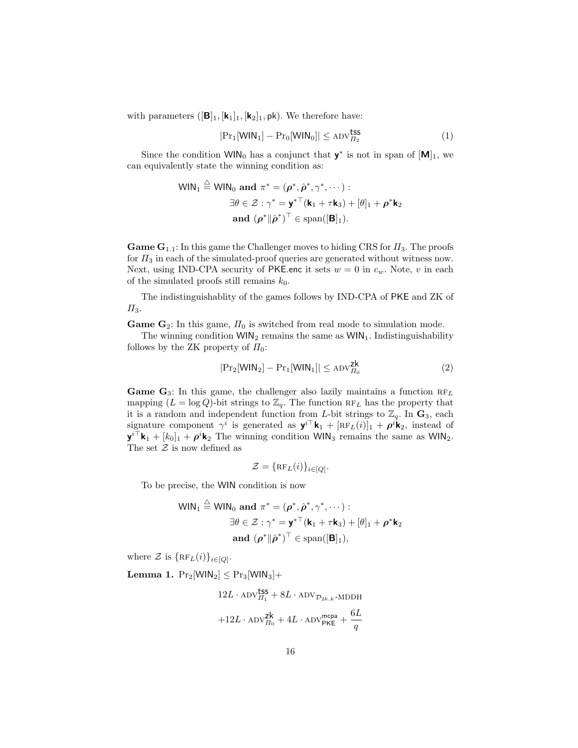with parameters $([\mathbf{B}]_1, [\mathbf{k}_1]_1, [\mathbf{k}_2]_1, \mathsf{pk})$. We therefore have:

$$|\Pr_1[\mathsf{WIN}_1] - \Pr_0[\mathsf{WIN}_0]| \leq \text{ADV}^{\mathsf{tss}}_{\Pi_2} \tag{1}$$

Since the condition $\mathsf{WIN}_0$ has a conjunct that $\mathbf{y}^*$ is not in span of $[\mathbf{M}]_1$, we can equivalently state the winning condition as:

$$\begin{aligned}
\mathsf{WIN}_1 \stackrel{\triangle}{=} \mathsf{WIN}_0 \textbf{ and } \pi^* = (\boldsymbol{\rho}^*, \hat{\boldsymbol{\rho}}^*, \gamma^*, \cdots) :& \\
\exists \theta \in \mathcal{Z} : \gamma^* = {\mathbf{y}^*}^\top (\mathbf{k}_1 + \tau \mathbf{k}_3) + [\theta]_1 + \boldsymbol{\rho}^* \mathbf{k}_2& \\
\textbf{and } (\boldsymbol{\rho}^* \| \hat{\boldsymbol{\rho}}^*)^\top \in \text{span}([\mathbf{B}]_1).&
\end{aligned}$$

**Game $\mathbf{G}_{1.1}$**: In this game the Challenger moves to hiding CRS for $\Pi_3$. The proofs for $\Pi_3$ in each of the simulated-proof queries are generated without witness now. Next, using IND-CPA security of $\mathsf{PKE.enc}$ it sets $w = 0$ in $c_w$. Note, $v$ in each of the simulated proofs still remains $k_0$.

The indistinguishablity of the games follows by IND-CPA of $\mathsf{PKE}$ and ZK of $\Pi_3$.

**Game $\mathbf{G}_2$**: In this game, $\Pi_0$ is switched from real mode to simulation mode.

The winning condition $\mathsf{WIN}_2$ remains the same as $\mathsf{WIN}_1$. Indistinguishability follows by the ZK property of $\Pi_0$:

$$|\Pr_2[\mathsf{WIN}_2] - \Pr_1[\mathsf{WIN}_1]| \leq \text{ADV}^{\mathsf{zk}}_{\Pi_0} \tag{2}$$

**Game $\mathbf{G}_3$**: In this game, the challenger also lazily maintains a function $\text{RF}_L$ mapping ($L = \log Q$)-bit strings to $\mathbb{Z}_q$. The function $\text{RF}_L$ has the property that it is a random and independent function from $L$-bit strings to $\mathbb{Z}_q$. In $\mathbf{G}_3$, each signature component $\gamma^i$ is generated as ${\mathbf{y}^i}^\top \mathbf{k}_1 + [\text{RF}_L(i)]_1 + \boldsymbol{\rho}^i \mathbf{k}_2$, instead of ${\mathbf{y}^i}^\top \mathbf{k}_1 + [k_0]_1 + \boldsymbol{\rho}^i \mathbf{k}_2$ The winning condition $\mathsf{WIN}_3$ remains the same as $\mathsf{WIN}_2$. The set $\mathcal{Z}$ is now defined as

$$\mathcal{Z} = \{\text{RF}_L(i)\}_{i \in [Q]}.$$

To be precise, the $\mathsf{WIN}$ condition is now

$$\begin{aligned}
\mathsf{WIN}_1 \stackrel{\triangle}{=} \mathsf{WIN}_0 \textbf{ and } \pi^* = (\boldsymbol{\rho}^*, \hat{\boldsymbol{\rho}}^*, \gamma^*, \cdots) :& \\
\exists \theta \in \mathcal{Z} : \gamma^* = {\mathbf{y}^*}^\top (\mathbf{k}_1 + \tau \mathbf{k}_3) + [\theta]_1 + \boldsymbol{\rho}^* \mathbf{k}_2& \\
\textbf{and } (\boldsymbol{\rho}^* \| \hat{\boldsymbol{\rho}}^*)^\top \in \text{span}([\mathbf{B}]_1),&
\end{aligned}$$

where $\mathcal{Z}$ is $\{\text{RF}_L(i)\}_{i \in [Q]}$.

**Lemma 1.** $\Pr_2[\mathsf{WIN}_2] \leq \Pr_3[\mathsf{WIN}_3] +$

$$\begin{aligned}
&12L \cdot \text{ADV}^{\mathsf{tss}}_{\Pi_1} + 8L \cdot \text{ADV}_{\mathcal{D}_{2k,k}\text{-MDDH}} \\
&+ 12L \cdot \text{ADV}^{\mathsf{zk}}_{\Pi_0} + 4L \cdot \text{ADV}^{\mathsf{mcpa}}_{\mathsf{PKE}} + \frac{6L}{q}
\end{aligned}$$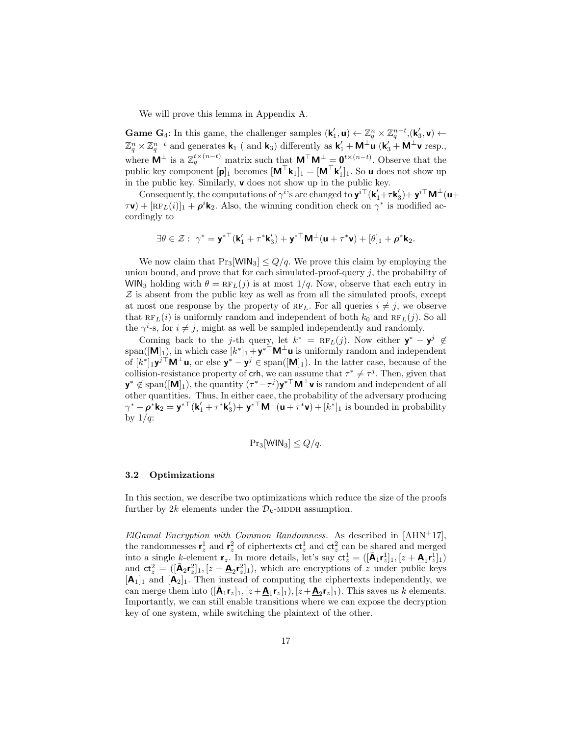We will prove this lemma in Appendix A.

**Game $\mathbf{G}_4$**: In this game, the challenger samples $(\mathbf{k}_1', \mathbf{u}) \leftarrow \mathbb{Z}_q^n \times \mathbb{Z}_q^{n-t}$,$(\mathbf{k}_3', \mathbf{v}) \leftarrow \mathbb{Z}_q^n \times \mathbb{Z}_q^{n-t}$ and generates $\mathbf{k}_1$ ( and $\mathbf{k}_3$) differently as $\mathbf{k}_1' + \mathbf{M}^\perp \mathbf{u}$ ($\mathbf{k}_3' + \mathbf{M}^\perp \mathbf{v}$ resp., where $\mathbf{M}^\perp$ is a $\mathbb{Z}_q^{t \times (n-t)}$ matrix such that $\mathbf{M}^\top \mathbf{M}^\perp = \mathbf{0}^{t \times (n-t)}$. Observe that the public key component $[\mathbf{p}]_1$ becomes $[\mathbf{M}^\top \mathbf{k}_1]_1 = [\mathbf{M}^\top \mathbf{k}_1']_1$. So $\mathbf{u}$ does not show up in the public key. Similarly, $\mathbf{v}$ does not show up in the public key.

Consequently, the computations of $\gamma^i$'s are changed to $\mathbf{y}^{i\top}(\mathbf{k}_1' + \tau \mathbf{k}_3') + \mathbf{y}^{i\top}\mathbf{M}^\perp(\mathbf{u} + \tau \mathbf{v}) + [\text{RF}_L(i)]_1 + \boldsymbol{\rho}^i \mathbf{k}_2$. Also, the winning condition check on $\gamma^*$ is modified accordingly to

$$\exists \theta \in \mathcal{Z} : \; \gamma^* = \mathbf{y}^{*\top}(\mathbf{k}_1' + \tau^* \mathbf{k}_3') + \mathbf{y}^{*\top}\mathbf{M}^\perp(\mathbf{u} + \tau^* \mathbf{v}) + [\theta]_1 + \boldsymbol{\rho}^* \mathbf{k}_2.$$

We now claim that $\Pr_3[\mathsf{WIN}_3] \leq Q/q$. We prove this claim by employing the union bound, and prove that for each simulated-proof-query $j$, the probability of $\mathsf{WIN}_3$ holding with $\theta = \text{RF}_L(j)$ is at most $1/q$. Now, observe that each entry in $\mathcal{Z}$ is absent from the public key as well as from all the simulated proofs, except at most one response by the property of $\text{RF}_L$. For all queries $i \neq j$, we observe that $\text{RF}_L(i)$ is uniformly random and independent of both $k_0$ and $\text{RF}_L(j)$. So all the $\gamma^i$-s, for $i \neq j$, might as well be sampled independently and randomly.

Coming back to the $j$-th query, let $k^* = \text{RF}_L(j)$. Now either $\mathbf{y}^* - \mathbf{y}^j \notin \text{span}([\mathbf{M}]_1)$, in which case $[k^*]_1 + \mathbf{y}^{*\top}\mathbf{M}^\perp \mathbf{u}$ is uniformly random and independent of $[k^*]_1 \mathbf{y}^{j\top}\mathbf{M}^\perp \mathbf{u}$, or else $\mathbf{y}^* - \mathbf{y}^j \in \text{span}([\mathbf{M}]_1)$. In the latter case, because of the collision-resistance property of $\mathsf{crh}$, we can assume that $\tau^* \neq \tau^j$. Then, given that $\mathbf{y}^* \notin \text{span}([\mathbf{M}]_1)$, the quantity $(\tau^* - \tau^j)\mathbf{y}^{*\top}\mathbf{M}^\perp \mathbf{v}$ is random and independent of all other quantities. Thus, In either caee, the probability of the adversary producing $\gamma^* - \boldsymbol{\rho}^* \mathbf{k}_2 = \mathbf{y}^{*\top}(\mathbf{k}_1' + \tau^* \mathbf{k}_3') + \mathbf{y}^{*\top}\mathbf{M}^\perp(\mathbf{u} + \tau^* \mathbf{v}) + [k^*]_1$ is bounded in probability by $1/q$:

$$\Pr_3[\mathsf{WIN}_3] \leq Q/q.$$

### 3.2 Optimizations

In this section, we describe two optimizations which reduce the size of the proofs further by $2k$ elements under the $\mathcal{D}_k$-MDDH assumption.

*ElGamal Encryption with Common Randomness.* As described in [AHN+17], the randomnesses $\mathbf{r}_z^1$ and $\mathbf{r}_z^2$ of ciphertexts $\mathsf{ct}_z^1$ and $\mathsf{ct}_z^2$ can be shared and merged into a single $k$-element $\mathbf{r}_z$. In more details, let's say $\mathsf{ct}_z^1 = ([\bar{\mathbf{A}}_1 \mathbf{r}_z^1]_1, [z + \underline{\mathbf{A}}_1 \mathbf{r}_z^1]_1)$ and $\mathsf{ct}_z^2 = ([\bar{\mathbf{A}}_2 \mathbf{r}_z^2]_1, [z + \underline{\mathbf{A}}_2 \mathbf{r}_z^2]_1)$, which are encryptions of $z$ under public keys $[\mathbf{A}_1]_1$ and $[\mathbf{A}_2]_1$. Then instead of computing the ciphertexts independently, we can merge them into $([\bar{\mathbf{A}}_1 \mathbf{r}_z]_1, [z + \underline{\mathbf{A}}_1 \mathbf{r}_z]_1), [z + \underline{\mathbf{A}}_2 \mathbf{r}_z]_1)$. This saves us $k$ elements. Importantly, we can still enable transitions where we can expose the decryption key of one system, while switching the plaintext of the other.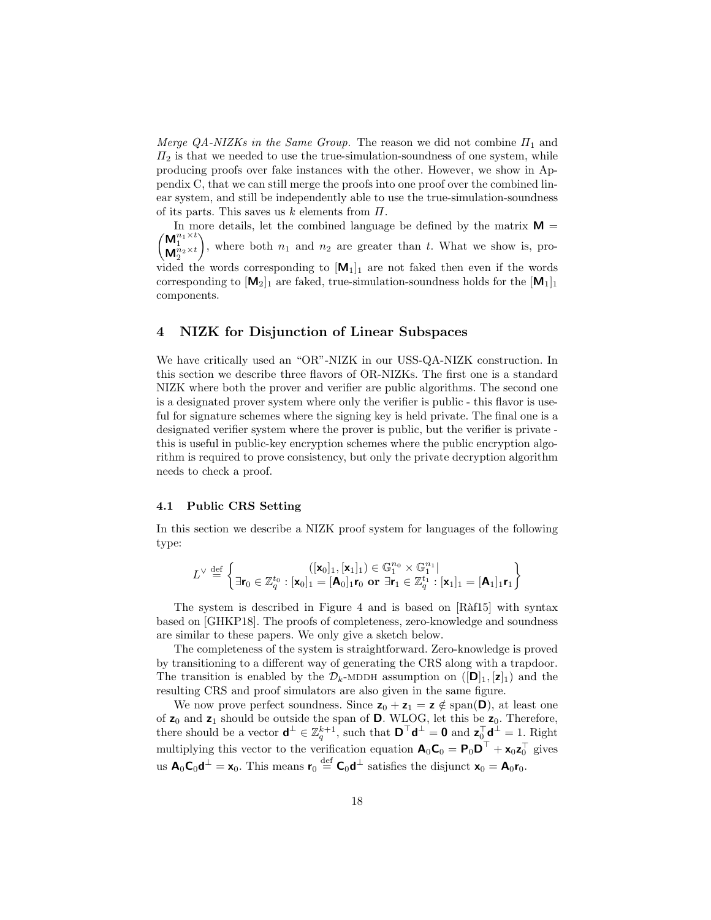*Merge QA-NIZKs in the Same Group.* The reason we did not combine $\Pi_1$ and $\Pi_2$ is that we needed to use the true-simulation-soundness of one system, while producing proofs over fake instances with the other. However, we show in Appendix C, that we can still merge the proofs into one proof over the combined linear system, and still be independently able to use the true-simulation-soundness of its parts. This saves us $k$ elements from $\Pi$.

In more details, let the combined language be defined by the matrix $\mathbf{M} = \begin{pmatrix} \mathbf{M}_1^{n_1 \times t} \\ \mathbf{M}_2^{n_2 \times t} \end{pmatrix}$, where both $n_1$ and $n_2$ are greater than $t$. What we show is, provided the words corresponding to $[\mathbf{M}_1]_1$ are not faked then even if the words corresponding to $[\mathbf{M}_2]_1$ are faked, true-simulation-soundness holds for the $[\mathbf{M}_1]_1$ components.

## 4 NIZK for Disjunction of Linear Subspaces

We have critically used an "OR"-NIZK in our USS-QA-NIZK construction. In this section we describe three flavors of OR-NIZKs. The first one is a standard NIZK where both the prover and verifier are public algorithms. The second one is a designated prover system where only the verifier is public - this flavor is useful for signature schemes where the signing key is held private. The final one is a designated verifier system where the prover is public, but the verifier is private - this is useful in public-key encryption schemes where the public encryption algorithm is required to prove consistency, but only the private decryption algorithm needs to check a proof.

### 4.1 Public CRS Setting

In this section we describe a NIZK proof system for languages of the following type:

$$L^{\vee} \stackrel{\text{def}}{=} \left\{ \begin{matrix} ([\mathbf{x}_0]_1, [\mathbf{x}_1]_1) \in \mathbb{G}_1^{n_0} \times \mathbb{G}_1^{n_1} | \\ \exists \mathbf{r}_0 \in \mathbb{Z}_q^{t_0} : [\mathbf{x}_0]_1 = [\mathbf{A}_0]_1 \mathbf{r}_0 \textbf{ or } \exists \mathbf{r}_1 \in \mathbb{Z}_q^{t_1} : [\mathbf{x}_1]_1 = [\mathbf{A}_1]_1 \mathbf{r}_1 \end{matrix} \right\}$$

The system is described in Figure 4 and is based on [Ràf15] with syntax based on [GHKP18]. The proofs of completeness, zero-knowledge and soundness are similar to these papers. We only give a sketch below.

The completeness of the system is straightforward. Zero-knowledge is proved by transitioning to a different way of generating the CRS along with a trapdoor. The transition is enabled by the $\mathcal{D}_k$-MDDH assumption on $([\mathbf{D}]_1, [\mathbf{z}]_1)$ and the resulting CRS and proof simulators are also given in the same figure.

We now prove perfect soundness. Since $\mathbf{z}_0 + \mathbf{z}_1 = \mathbf{z} \notin \text{span}(\mathbf{D})$, at least one of $\mathbf{z}_0$ and $\mathbf{z}_1$ should be outside the span of $\mathbf{D}$. WLOG, let this be $\mathbf{z}_0$. Therefore, there should be a vector $\mathbf{d}^{\perp} \in \mathbb{Z}_q^{k+1}$, such that $\mathbf{D}^{\top}\mathbf{d}^{\perp} = \mathbf{0}$ and $\mathbf{z}_0^{\top}\mathbf{d}^{\perp} = 1$. Right multiplying this vector to the verification equation $\mathbf{A}_0\mathbf{C}_0 = \mathbf{P}_0\mathbf{D}^{\top} + \mathbf{x}_0\mathbf{z}_0^{\top}$ gives us $\mathbf{A}_0\mathbf{C}_0\mathbf{d}^{\perp} = \mathbf{x}_0$. This means $\mathbf{r}_0 \stackrel{\text{def}}{=} \mathbf{C}_0\mathbf{d}^{\perp}$ satisfies the disjunct $\mathbf{x}_0 = \mathbf{A}_0\mathbf{r}_0$.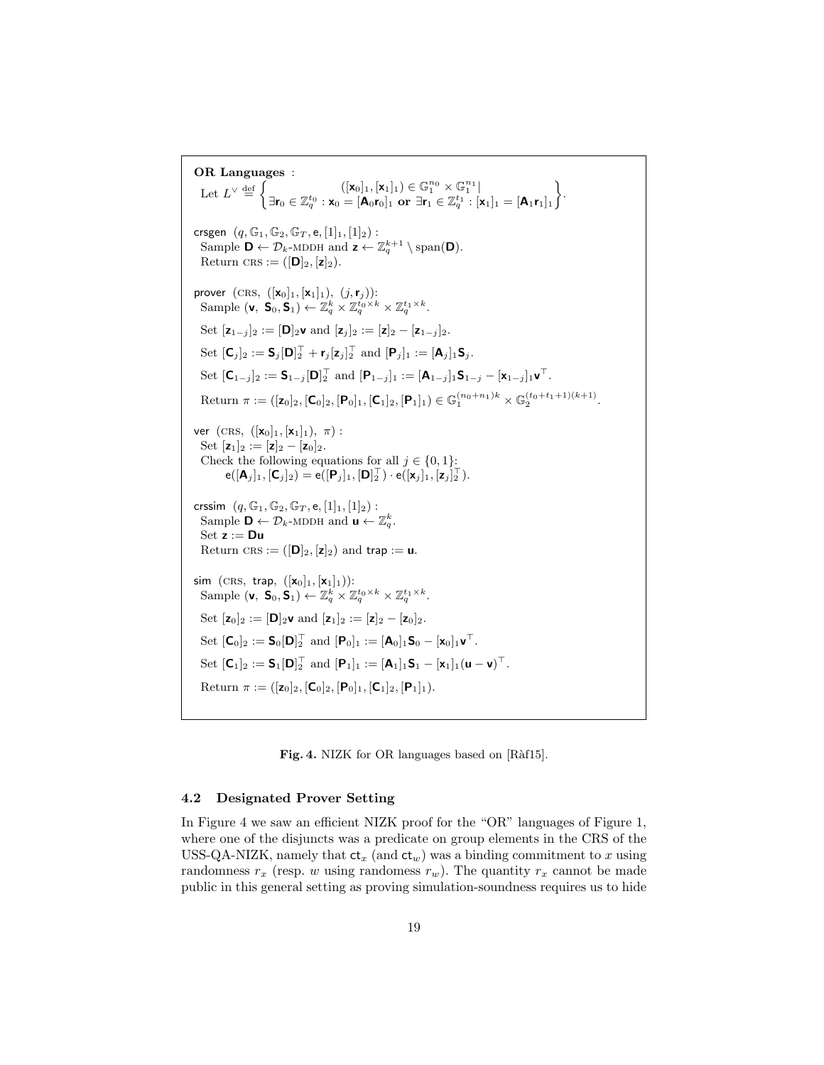**OR Languages** :

Let $L^\vee \stackrel{\text{def}}{=} \left\{ \begin{array}{c} ([\mathbf{x}_0]_1, [\mathbf{x}_1]_1) \in \mathbb{G}_1^{n_0} \times \mathbb{G}_1^{n_1} | \\ \exists \mathbf{r}_0 \in \mathbb{Z}_q^{t_0} : \mathbf{x}_0 = [\mathbf{A}_0 \mathbf{r}_0]_1 \textbf{ or } \exists \mathbf{r}_1 \in \mathbb{Z}_q^{t_1} : [\mathbf{x}_1]_1 = [\mathbf{A}_1 \mathbf{r}_1]_1 \end{array} \right\}$.

$\mathsf{crsgen}$ $(q, \mathbb{G}_1, \mathbb{G}_2, \mathbb{G}_T, \mathsf{e}, [1]_1, [1]_2)$ :
Sample $\mathbf{D} \leftarrow \mathcal{D}_k$-MDDH and $\mathbf{z} \leftarrow \mathbb{Z}_q^{k+1} \setminus \mathrm{span}(\mathbf{D})$.
Return CRS $:= ([\mathbf{D}]_2, [\mathbf{z}]_2)$.

$\mathsf{prover}$ $(\text{CRS}, ([\mathbf{x}_0]_1, [\mathbf{x}_1]_1), (j, \mathbf{r}_j))$:
Sample $(\mathbf{v}, \mathbf{S}_0, \mathbf{S}_1) \leftarrow \mathbb{Z}_q^k \times \mathbb{Z}_q^{t_0 \times k} \times \mathbb{Z}_q^{t_1 \times k}$.

Set $[\mathbf{z}_{1-j}]_2 := [\mathbf{D}]_2 \mathbf{v}$ and $[\mathbf{z}_j]_2 := [\mathbf{z}]_2 - [\mathbf{z}_{1-j}]_2$.

Set $[\mathbf{C}_j]_2 := \mathbf{S}_j [\mathbf{D}]_2^\top + \mathbf{r}_j [\mathbf{z}_j]_2^\top$ and $[\mathbf{P}_j]_1 := [\mathbf{A}_j]_1 \mathbf{S}_j$.

Set $[\mathbf{C}_{1-j}]_2 := \mathbf{S}_{1-j} [\mathbf{D}]_2^\top$ and $[\mathbf{P}_{1-j}]_1 := [\mathbf{A}_{1-j}]_1 \mathbf{S}_{1-j} - [\mathbf{x}_{1-j}]_1 \mathbf{v}^\top$.

Return $\pi := ([\mathbf{z}_0]_2, [\mathbf{C}_0]_2, [\mathbf{P}_0]_1, [\mathbf{C}_1]_2, [\mathbf{P}_1]_1) \in \mathbb{G}_1^{(n_0+n_1)k} \times \mathbb{G}_2^{(t_0+t_1+1)(k+1)}$.

$\mathsf{ver}$ $(\text{CRS}, ([\mathbf{x}_0]_1, [\mathbf{x}_1]_1), \pi)$ :
Set $[\mathbf{z}_1]_2 := [\mathbf{z}]_2 - [\mathbf{z}_0]_2$.
Check the following equations for all $j \in \{0, 1\}$:
$\mathsf{e}([\mathbf{A}_j]_1, [\mathbf{C}_j]_2) = \mathsf{e}([\mathbf{P}_j]_1, [\mathbf{D}]_2^\top) \cdot \mathsf{e}([\mathbf{x}_j]_1, [\mathbf{z}_j]_2^\top)$.

$\mathsf{crssim}$ $(q, \mathbb{G}_1, \mathbb{G}_2, \mathbb{G}_T, \mathsf{e}, [1]_1, [1]_2)$ :
Sample $\mathbf{D} \leftarrow \mathcal{D}_k$-MDDH and $\mathbf{u} \leftarrow \mathbb{Z}_q^k$.
Set $\mathbf{z} := \mathbf{D}\mathbf{u}$
Return CRS $:= ([\mathbf{D}]_2, [\mathbf{z}]_2)$ and $\mathsf{trap} := \mathbf{u}$.

$\mathsf{sim}$ $(\text{CRS}, \mathsf{trap}, ([\mathbf{x}_0]_1, [\mathbf{x}_1]_1))$:
Sample $(\mathbf{v}, \mathbf{S}_0, \mathbf{S}_1) \leftarrow \mathbb{Z}_q^k \times \mathbb{Z}_q^{t_0 \times k} \times \mathbb{Z}_q^{t_1 \times k}$.

Set $[\mathbf{z}_0]_2 := [\mathbf{D}]_2 \mathbf{v}$ and $[\mathbf{z}_1]_2 := [\mathbf{z}]_2 - [\mathbf{z}_0]_2$.

Set $[\mathbf{C}_0]_2 := \mathbf{S}_0 [\mathbf{D}]_2^\top$ and $[\mathbf{P}_0]_1 := [\mathbf{A}_0]_1 \mathbf{S}_0 - [\mathbf{x}_0]_1 \mathbf{v}^\top$.

Set $[\mathbf{C}_1]_2 := \mathbf{S}_1 [\mathbf{D}]_2^\top$ and $[\mathbf{P}_1]_1 := [\mathbf{A}_1]_1 \mathbf{S}_1 - [\mathbf{x}_1]_1 (\mathbf{u} - \mathbf{v})^\top$.

Return $\pi := ([\mathbf{z}_0]_2, [\mathbf{C}_0]_2, [\mathbf{P}_0]_1, [\mathbf{C}_1]_2, [\mathbf{P}_1]_1)$.

**Fig. 4.** NIZK for OR languages based on [Ràf15].

### 4.2 Designated Prover Setting

In Figure 4 we saw an efficient NIZK proof for the "OR" languages of Figure 1, where one of the disjuncts was a predicate on group elements in the CRS of the USS-QA-NIZK, namely that $\mathsf{ct}_x$ (and $\mathsf{ct}_w$) was a binding commitment to $x$ using randomness $r_x$ (resp. $w$ using randomess $r_w$). The quantity $r_x$ cannot be made public in this general setting as proving simulation-soundness requires us to hide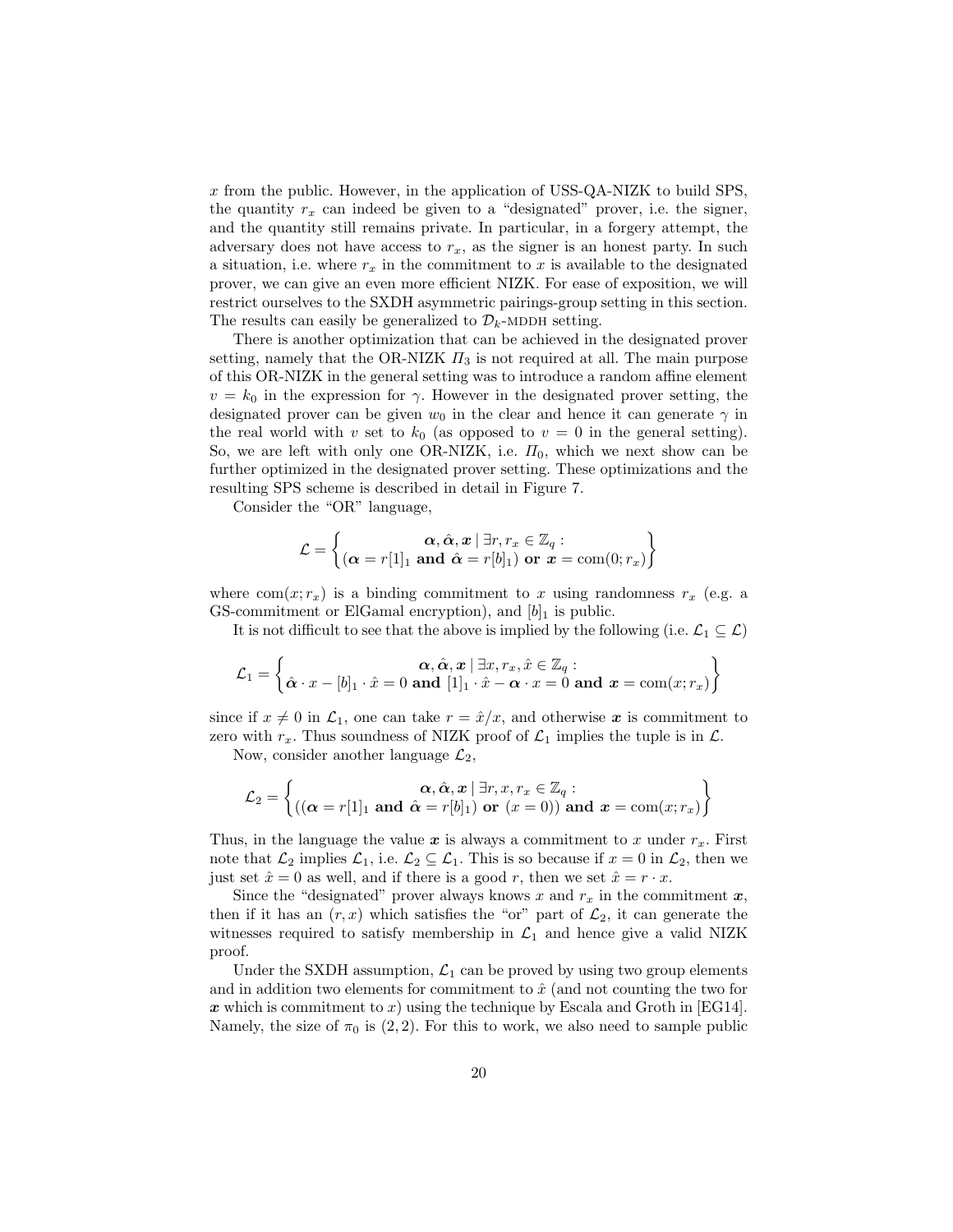$x$ from the public. However, in the application of USS-QA-NIZK to build SPS, the quantity $r_x$ can indeed be given to a "designated" prover, i.e. the signer, and the quantity still remains private. In particular, in a forgery attempt, the adversary does not have access to $r_x$, as the signer is an honest party. In such a situation, i.e. where $r_x$ in the commitment to $x$ is available to the designated prover, we can give an even more efficient NIZK. For ease of exposition, we will restrict ourselves to the SXDH asymmetric pairings-group setting in this section. The results can easily be generalized to $\mathcal{D}_k$-MDDH setting.

There is another optimization that can be achieved in the designated prover setting, namely that the OR-NIZK $\Pi_3$ is not required at all. The main purpose of this OR-NIZK in the general setting was to introduce a random affine element $v = k_0$ in the expression for $\gamma$. However in the designated prover setting, the designated prover can be given $w_0$ in the clear and hence it can generate $\gamma$ in the real world with $v$ set to $k_0$ (as opposed to $v = 0$ in the general setting). So, we are left with only one OR-NIZK, i.e. $\Pi_0$, which we next show can be further optimized in the designated prover setting. These optimizations and the resulting SPS scheme is described in detail in Figure 7.

Consider the "OR" language,

$$\mathcal{L} = \left\{ \begin{matrix} \boldsymbol{\alpha}, \hat{\boldsymbol{\alpha}}, \boldsymbol{x} \mid \exists r, r_x \in \mathbb{Z}_q : \\ (\boldsymbol{\alpha} = r[1]_1 \textbf{ and } \hat{\boldsymbol{\alpha}} = r[b]_1) \textbf{ or } \boldsymbol{x} = \mathrm{com}(0; r_x) \end{matrix} \right\}$$

where $\mathrm{com}(x; r_x)$ is a binding commitment to $x$ using randomness $r_x$ (e.g. a GS-commitment or ElGamal encryption), and $[b]_1$ is public.

It is not difficult to see that the above is implied by the following (i.e. $\mathcal{L}_1 \subseteq \mathcal{L}$)

$$\mathcal{L}_1 = \left\{ \begin{matrix} \boldsymbol{\alpha}, \hat{\boldsymbol{\alpha}}, \boldsymbol{x} \mid \exists x, r_x, \hat{x} \in \mathbb{Z}_q : \\ \hat{\boldsymbol{\alpha}} \cdot x - [b]_1 \cdot \hat{x} = 0 \textbf{ and } [1]_1 \cdot \hat{x} - \boldsymbol{\alpha} \cdot x = 0 \textbf{ and } \boldsymbol{x} = \mathrm{com}(x; r_x) \end{matrix} \right\}$$

since if $x \neq 0$ in $\mathcal{L}_1$, one can take $r = \hat{x}/x$, and otherwise $\boldsymbol{x}$ is commitment to zero with $r_x$. Thus soundness of NIZK proof of $\mathcal{L}_1$ implies the tuple is in $\mathcal{L}$.

Now, consider another language $\mathcal{L}_2$,

$$\mathcal{L}_2 = \left\{ \begin{matrix} \boldsymbol{\alpha}, \hat{\boldsymbol{\alpha}}, \boldsymbol{x} \mid \exists r, x, r_x \in \mathbb{Z}_q : \\ ((\boldsymbol{\alpha} = r[1]_1 \textbf{ and } \hat{\boldsymbol{\alpha}} = r[b]_1) \textbf{ or } (x = 0)) \textbf{ and } \boldsymbol{x} = \mathrm{com}(x; r_x) \end{matrix} \right\}$$

Thus, in the language the value $\boldsymbol{x}$ is always a commitment to $x$ under $r_x$. First note that $\mathcal{L}_2$ implies $\mathcal{L}_1$, i.e. $\mathcal{L}_2 \subseteq \mathcal{L}_1$. This is so because if $x = 0$ in $\mathcal{L}_2$, then we just set $\hat{x} = 0$ as well, and if there is a good $r$, then we set $\hat{x} = r \cdot x$.

Since the "designated" prover always knows $x$ and $r_x$ in the commitment $\boldsymbol{x}$, then if it has an $(r, x)$ which satisfies the "or" part of $\mathcal{L}_2$, it can generate the witnesses required to satisfy membership in $\mathcal{L}_1$ and hence give a valid NIZK proof.

Under the SXDH assumption, $\mathcal{L}_1$ can be proved by using two group elements and in addition two elements for commitment to $\hat{x}$ (and not counting the two for $\boldsymbol{x}$ which is commitment to $x$) using the technique by Escala and Groth in [EG14]. Namely, the size of $\pi_0$ is $(2, 2)$. For this to work, we also need to sample public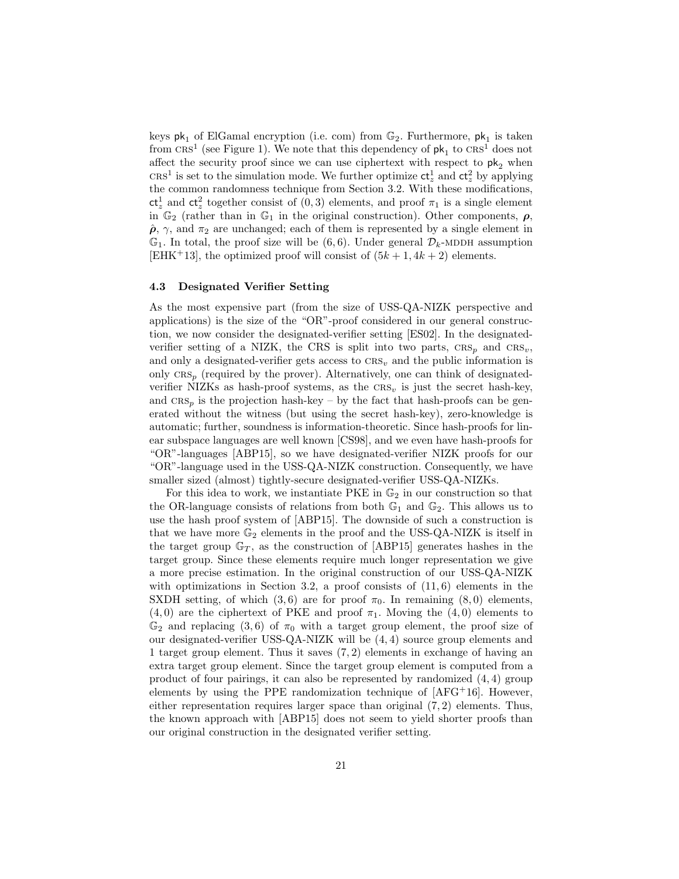keys $\mathsf{pk}_1$ of ElGamal encryption (i.e. com) from $\mathbb{G}_2$. Furthermore, $\mathsf{pk}_1$ is taken from $\text{CRS}^1$ (see Figure 1). We note that this dependency of $\mathsf{pk}_1$ to $\text{CRS}^1$ does not affect the security proof since we can use ciphertext with respect to $\mathsf{pk}_2$ when $\text{CRS}^1$ is set to the simulation mode. We further optimize $\mathsf{ct}_z^1$ and $\mathsf{ct}_z^2$ by applying the common randomness technique from Section 3.2. With these modifications, $\mathsf{ct}_z^1$ and $\mathsf{ct}_z^2$ together consist of $(0, 3)$ elements, and proof $\pi_1$ is a single element in $\mathbb{G}_2$ (rather than in $\mathbb{G}_1$ in the original construction). Other components, $\boldsymbol{\rho}$, $\hat{\boldsymbol{\rho}}$, $\gamma$, and $\pi_2$ are unchanged; each of them is represented by a single element in $\mathbb{G}_1$. In total, the proof size will be $(6, 6)$. Under general $\mathcal{D}_k$-MDDH assumption [EHK+13], the optimized proof will consist of $(5k + 1, 4k + 2)$ elements.

### 4.3 Designated Verifier Setting

As the most expensive part (from the size of USS-QA-NIZK perspective and applications) is the size of the "OR"-proof considered in our general construction, we now consider the designated-verifier setting [ES02]. In the designated-verifier setting of a NIZK, the CRS is split into two parts, $\text{CRS}_p$ and $\text{CRS}_v$, and only a designated-verifier gets access to $\text{CRS}_v$ and the public information is only $\text{CRS}_p$ (required by the prover). Alternatively, one can think of designated-verifier NIZKs as hash-proof systems, as the $\text{CRS}_v$ is just the secret hash-key, and $\text{CRS}_p$ is the projection hash-key – by the fact that hash-proofs can be generated without the witness (but using the secret hash-key), zero-knowledge is automatic; further, soundness is information-theoretic. Since hash-proofs for linear subspace languages are well known [CS98], and we even have hash-proofs for "OR"-languages [ABP15], so we have designated-verifier NIZK proofs for our "OR"-language used in the USS-QA-NIZK construction. Consequently, we have smaller sized (almost) tightly-secure designated-verifier USS-QA-NIZKs.

For this idea to work, we instantiate PKE in $\mathbb{G}_2$ in our construction so that the OR-language consists of relations from both $\mathbb{G}_1$ and $\mathbb{G}_2$. This allows us to use the hash proof system of [ABP15]. The downside of such a construction is that we have more $\mathbb{G}_2$ elements in the proof and the USS-QA-NIZK is itself in the target group $\mathbb{G}_T$, as the construction of [ABP15] generates hashes in the target group. Since these elements require much longer representation we give a more precise estimation. In the original construction of our USS-QA-NIZK with optimizations in Section 3.2, a proof consists of $(11, 6)$ elements in the SXDH setting, of which $(3, 6)$ are for proof $\pi_0$. In remaining $(8, 0)$ elements, $(4, 0)$ are the ciphertext of PKE and proof $\pi_1$. Moving the $(4, 0)$ elements to $\mathbb{G}_2$ and replacing $(3, 6)$ of $\pi_0$ with a target group element, the proof size of our designated-verifier USS-QA-NIZK will be $(4, 4)$ source group elements and 1 target group element. Thus it saves $(7, 2)$ elements in exchange of having an extra target group element. Since the target group element is computed from a product of four pairings, it can also be represented by randomized $(4, 4)$ group elements by using the PPE randomization technique of [AFG+16]. However, either representation requires larger space than original $(7, 2)$ elements. Thus, the known approach with [ABP15] does not seem to yield shorter proofs than our original construction in the designated verifier setting.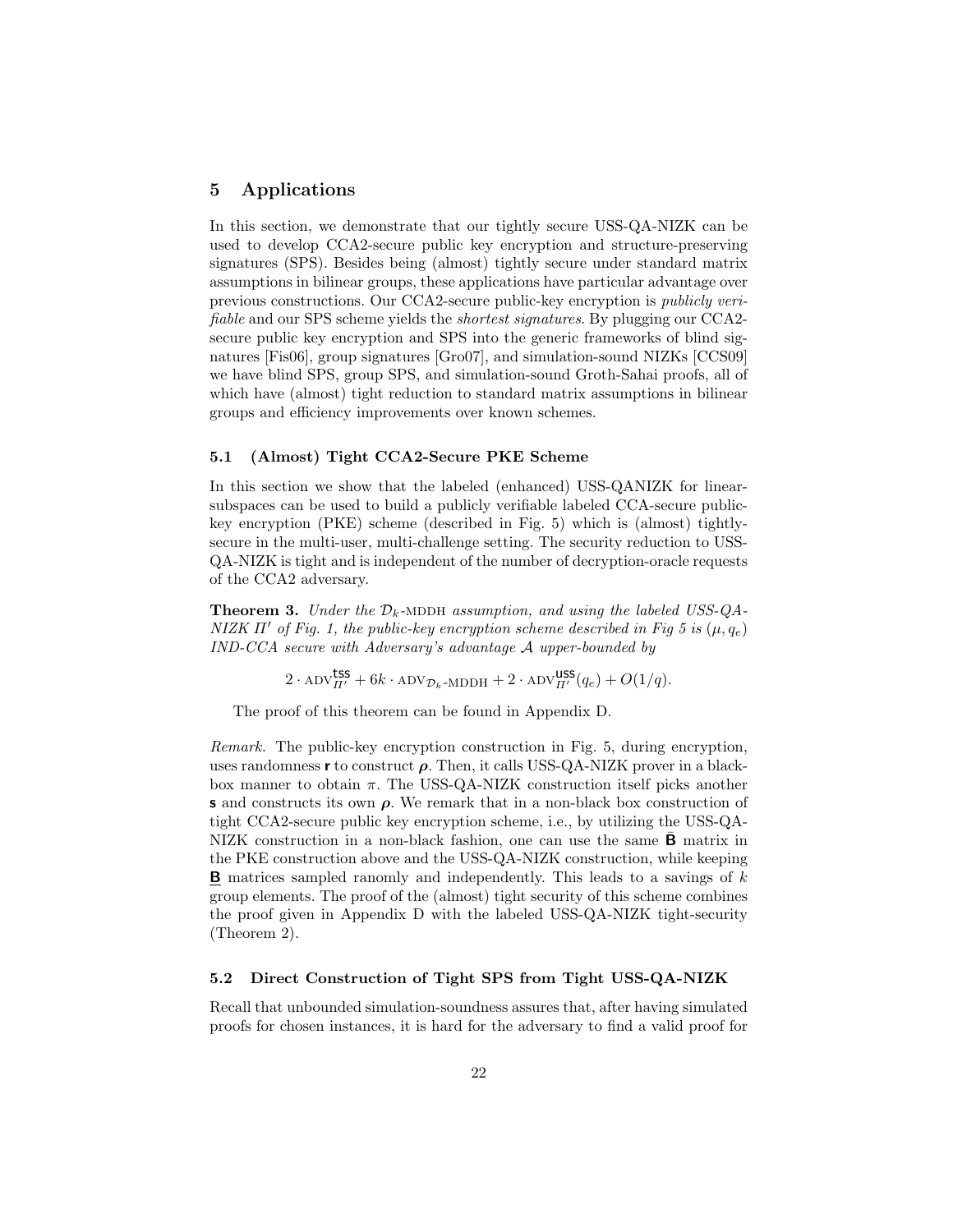## 5 Applications

In this section, we demonstrate that our tightly secure USS-QA-NIZK can be used to develop CCA2-secure public key encryption and structure-preserving signatures (SPS). Besides being (almost) tightly secure under standard matrix assumptions in bilinear groups, these applications have particular advantage over previous constructions. Our CCA2-secure public-key encryption is *publicly verifiable* and our SPS scheme yields the *shortest signatures*. By plugging our CCA2-secure public key encryption and SPS into the generic frameworks of blind signatures [Fis06], group signatures [Gro07], and simulation-sound NIZKs [CCS09] we have blind SPS, group SPS, and simulation-sound Groth-Sahai proofs, all of which have (almost) tight reduction to standard matrix assumptions in bilinear groups and efficiency improvements over known schemes.

### 5.1 (Almost) Tight CCA2-Secure PKE Scheme

In this section we show that the labeled (enhanced) USS-QANIZK for linear-subspaces can be used to build a publicly verifiable labeled CCA-secure public-key encryption (PKE) scheme (described in Fig. 5) which is (almost) tightly-secure in the multi-user, multi-challenge setting. The security reduction to USS-QA-NIZK is tight and is independent of the number of decryption-oracle requests of the CCA2 adversary.

**Theorem 3.** *Under the $\mathcal{D}_k$-MDDH assumption, and using the labeled USS-QA-NIZK $\Pi'$ of Fig. 1, the public-key encryption scheme described in Fig 5 is $(\mu, q_e)$ IND-CCA secure with Adversary's advantage $\mathcal{A}$ upper-bounded by*

$$2 \cdot \text{ADV}^{\mathsf{tss}}_{\Pi'} + 6k \cdot \text{ADV}_{\mathcal{D}_k\text{-MDDH}} + 2 \cdot \text{ADV}^{\mathsf{uss}}_{\Pi'}(q_e) + O(1/q).$$

The proof of this theorem can be found in Appendix D.

*Remark.* The public-key encryption construction in Fig. 5, during encryption, uses randomness $\mathbf{r}$ to construct $\boldsymbol{\rho}$. Then, it calls USS-QA-NIZK prover in a black-box manner to obtain $\pi$. The USS-QA-NIZK construction itself picks another $\mathbf{s}$ and constructs its own $\boldsymbol{\rho}$. We remark that in a non-black box construction of tight CCA2-secure public key encryption scheme, i.e., by utilizing the USS-QA-NIZK construction in a non-black fashion, one can use the same $\bar{\mathbf{B}}$ matrix in the PKE construction above and the USS-QA-NIZK construction, while keeping $\underline{\mathbf{B}}$ matrices sampled ranomly and independently. This leads to a savings of $k$ group elements. The proof of the (almost) tight security of this scheme combines the proof given in Appendix D with the labeled USS-QA-NIZK tight-security (Theorem 2).

### 5.2 Direct Construction of Tight SPS from Tight USS-QA-NIZK

Recall that unbounded simulation-soundness assures that, after having simulated proofs for chosen instances, it is hard for the adversary to find a valid proof for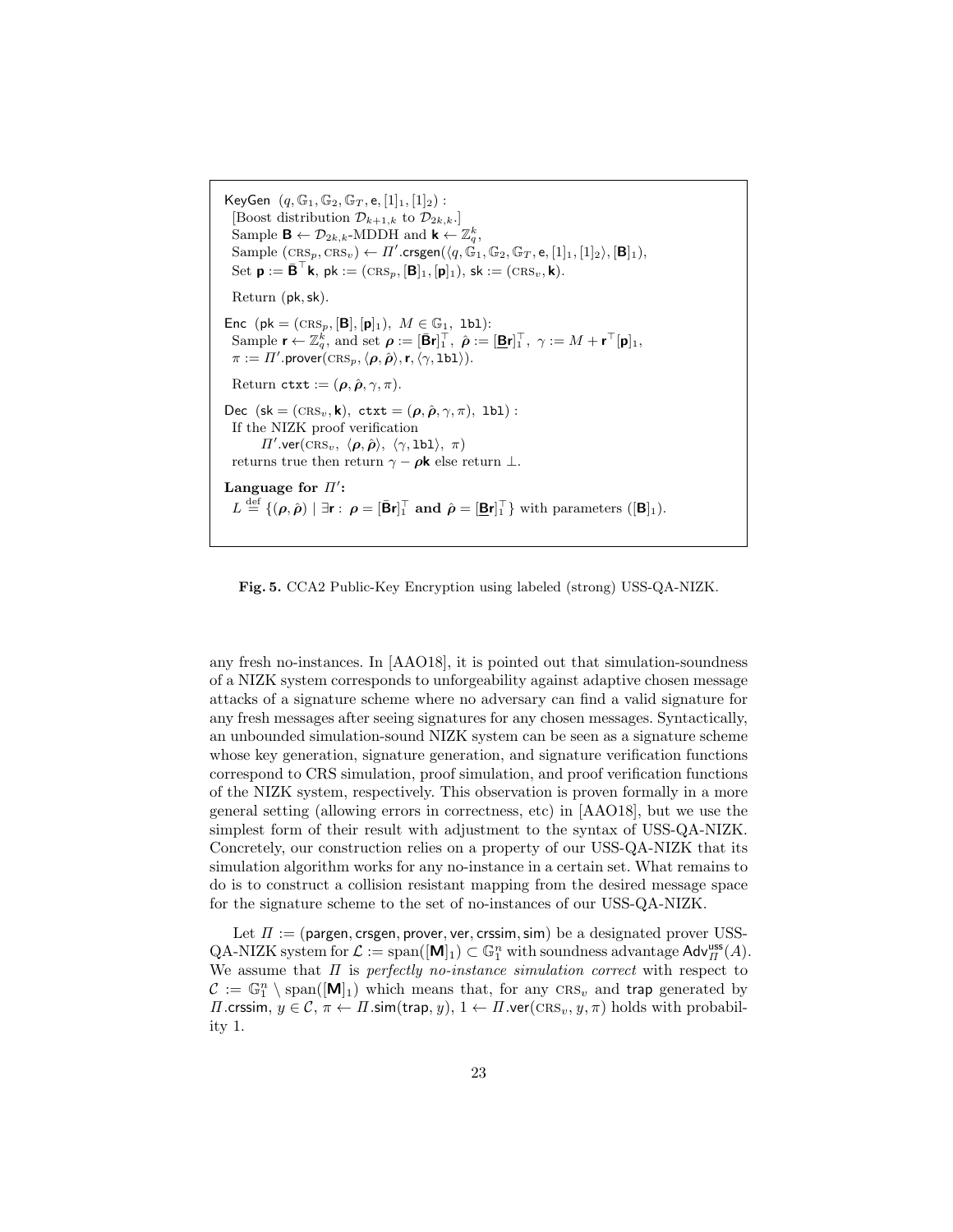KeyGen $(q, \mathbb{G}_1, \mathbb{G}_2, \mathbb{G}_T, \mathsf{e}, [1]_1, [1]_2)$ :
[Boost distribution $\mathcal{D}_{k+1,k}$ to $\mathcal{D}_{2k,k}$.]
Sample $\mathbf{B} \leftarrow \mathcal{D}_{2k,k}$-MDDH and $\mathbf{k} \leftarrow \mathbb{Z}_q^k$,
Sample $(\text{CRS}_p, \text{CRS}_v) \leftarrow \Pi'.\mathsf{crsgen}(\langle q, \mathbb{G}_1, \mathbb{G}_2, \mathbb{G}_T, \mathsf{e}, [1]_1, [1]_2\rangle, [\mathbf{B}]_1)$,
Set $\mathbf{p} := \bar{\mathbf{B}}^\top \mathbf{k}$, $\mathsf{pk} := (\text{CRS}_p, [\mathbf{B}]_1, [\mathbf{p}]_1)$, $\mathsf{sk} := (\text{CRS}_v, \mathbf{k})$.

Return $(\mathsf{pk}, \mathsf{sk})$.

Enc $(\mathsf{pk} = (\text{CRS}_p, [\mathbf{B}], [\mathbf{p}]_1),\ M \in \mathbb{G}_1,\ \mathtt{lbl})$:
Sample $\mathbf{r} \leftarrow \mathbb{Z}_q^k$, and set $\boldsymbol{\rho} := [\bar{\mathbf{B}}\mathbf{r}]_1^\top$, $\hat{\boldsymbol{\rho}} := [\underline{\mathbf{B}}\mathbf{r}]_1^\top$, $\gamma := M + \mathbf{r}^\top [\mathbf{p}]_1$,
$\pi := \Pi'.\mathsf{prover}(\text{CRS}_p, \langle \boldsymbol{\rho}, \hat{\boldsymbol{\rho}}\rangle, \mathbf{r}, \langle \gamma, \mathtt{lbl}\rangle)$.

Return $\mathtt{ctxt} := (\boldsymbol{\rho}, \hat{\boldsymbol{\rho}}, \gamma, \pi)$.

Dec $(\mathsf{sk} = (\text{CRS}_v, \mathbf{k}),\ \mathtt{ctxt} = (\boldsymbol{\rho}, \hat{\boldsymbol{\rho}}, \gamma, \pi),\ \mathtt{lbl})$ :
If the NIZK proof verification
$\Pi'.\mathsf{ver}(\text{CRS}_v,\ \langle \boldsymbol{\rho}, \hat{\boldsymbol{\rho}}\rangle,\ \langle \gamma, \mathtt{lbl}\rangle,\ \pi)$
returns true then return $\gamma - \boldsymbol{\rho}\mathbf{k}$ else return $\perp$.

**Language for $\Pi'$:**
$L \stackrel{\text{def}}{=} \{(\boldsymbol{\rho}, \hat{\boldsymbol{\rho}}) \mid \exists \mathbf{r} : \boldsymbol{\rho} = [\bar{\mathbf{B}}\mathbf{r}]_1^\top \textbf{ and } \hat{\boldsymbol{\rho}} = [\underline{\mathbf{B}}\mathbf{r}]_1^\top\}$ with parameters $([\mathbf{B}]_1)$.

**Fig. 5.** CCA2 Public-Key Encryption using labeled (strong) USS-QA-NIZK.

any fresh no-instances. In [AAO18], it is pointed out that simulation-soundness of a NIZK system corresponds to unforgeability against adaptive chosen message attacks of a signature scheme where no adversary can find a valid signature for any fresh messages after seeing signatures for any chosen messages. Syntactically, an unbounded simulation-sound NIZK system can be seen as a signature scheme whose key generation, signature generation, and signature verification functions correspond to CRS simulation, proof simulation, and proof verification functions of the NIZK system, respectively. This observation is proven formally in a more general setting (allowing errors in correctness, etc) in [AAO18], but we use the simplest form of their result with adjustment to the syntax of USS-QA-NIZK. Concretely, our construction relies on a property of our USS-QA-NIZK that its simulation algorithm works for any no-instance in a certain set. What remains to do is to construct a collision resistant mapping from the desired message space for the signature scheme to the set of no-instances of our USS-QA-NIZK.

Let $\Pi :=$ (pargen, crsgen, prover, ver, crssim, sim) be a designated prover USS-QA-NIZK system for $\mathcal{L} := \text{span}([\mathbf{M}]_1) \subset \mathbb{G}_1^n$ with soundness advantage $\mathsf{Adv}_\Pi^{\mathsf{uss}}(A)$. We assume that $\Pi$ is *perfectly no-instance simulation correct* with respect to $\mathcal{C} := \mathbb{G}_1^n \setminus \text{span}([\mathbf{M}]_1)$ which means that, for any $\text{CRS}_v$ and $\mathsf{trap}$ generated by $\Pi.\mathsf{crssim}$, $y \in \mathcal{C}$, $\pi \leftarrow \Pi.\mathsf{sim}(\mathsf{trap}, y)$, $1 \leftarrow \Pi.\mathsf{ver}(\text{CRS}_v, y, \pi)$ holds with probability 1.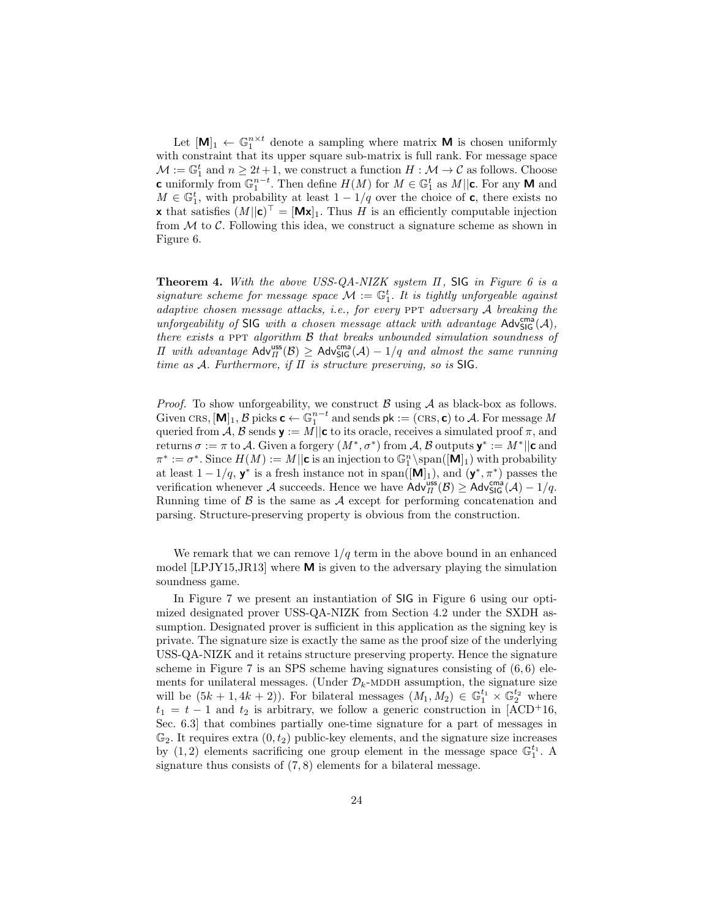Let $[\mathbf{M}]_1 \leftarrow \mathbb{G}_1^{n \times t}$ denote a sampling where matrix $\mathbf{M}$ is chosen uniformly with constraint that its upper square sub-matrix is full rank. For message space $\mathcal{M} := \mathbb{G}_1^t$ and $n \geq 2t+1$, we construct a function $H : \mathcal{M} \to \mathcal{C}$ as follows. Choose $\mathbf{c}$ uniformly from $\mathbb{G}_1^{n-t}$. Then define $H(M)$ for $M \in \mathbb{G}_1^t$ as $M||\mathbf{c}$. For any $\mathbf{M}$ and $M \in \mathbb{G}_1^t$, with probability at least $1 - 1/q$ over the choice of $\mathbf{c}$, there exists no $\mathbf{x}$ that satisfies $(M||\mathbf{c})^\top = [\mathbf{M}\mathbf{x}]_1$. Thus $H$ is an efficiently computable injection from $\mathcal{M}$ to $\mathcal{C}$. Following this idea, we construct a signature scheme as shown in Figure 6.

**Theorem 4.** *With the above USS-QA-NIZK system $\Pi$, $\mathsf{SIG}$ in Figure 6 is a signature scheme for message space $\mathcal{M} := \mathbb{G}_1^t$. It is tightly unforgeable against adaptive chosen message attacks, i.e., for every PPT adversary $\mathcal{A}$ breaking the unforgeability of $\mathsf{SIG}$ with a chosen message attack with advantage $\mathsf{Adv}^{\mathsf{cma}}_{\mathsf{SIG}}(\mathcal{A})$, there exists a PPT algorithm $\mathcal{B}$ that breaks unbounded simulation soundness of $\Pi$ with advantage $\mathsf{Adv}^{\mathsf{uss}}_{\Pi}(\mathcal{B}) \geq \mathsf{Adv}^{\mathsf{cma}}_{\mathsf{SIG}}(\mathcal{A}) - 1/q$ and almost the same running time as $\mathcal{A}$. Furthermore, if $\Pi$ is structure preserving, so is $\mathsf{SIG}$.*

*Proof.* To show unforgeability, we construct $\mathcal{B}$ using $\mathcal{A}$ as black-box as follows. Given CRS, $[\mathbf{M}]_1$, $\mathcal{B}$ picks $\mathbf{c} \leftarrow \mathbb{G}_1^{n-t}$ and sends $\mathsf{pk} := (\text{CRS}, \mathbf{c})$ to $\mathcal{A}$. For message $M$ queried from $\mathcal{A}$, $\mathcal{B}$ sends $\mathbf{y} := M||\mathbf{c}$ to its oracle, receives a simulated proof $\pi$, and returns $\sigma := \pi$ to $\mathcal{A}$. Given a forgery $(M^*, \sigma^*)$ from $\mathcal{A}$, $\mathcal{B}$ outputs $\mathbf{y}^* := M^*||\mathbf{c}$ and $\pi^* := \sigma^*$. Since $H(M) := M||\mathbf{c}$ is an injection to $\mathbb{G}_1^n \backslash \mathrm{span}([\mathbf{M}]_1)$ with probability at least $1 - 1/q$, $\mathbf{y}^*$ is a fresh instance not in $\mathrm{span}([\mathbf{M}]_1)$, and $(\mathbf{y}^*, \pi^*)$ passes the verification whenever $\mathcal{A}$ succeeds. Hence we have $\mathsf{Adv}^{\mathsf{uss}}_{\Pi}(\mathcal{B}) \geq \mathsf{Adv}^{\mathsf{cma}}_{\mathsf{SIG}}(\mathcal{A}) - 1/q$. Running time of $\mathcal{B}$ is the same as $\mathcal{A}$ except for performing concatenation and parsing. Structure-preserving property is obvious from the construction.

We remark that we can remove $1/q$ term in the above bound in an enhanced model [LPJY15,JR13] where $\mathbf{M}$ is given to the adversary playing the simulation soundness game.

In Figure 7 we present an instantiation of $\mathsf{SIG}$ in Figure 6 using our optimized designated prover USS-QA-NIZK from Section 4.2 under the SXDH assumption. Designated prover is sufficient in this application as the signing key is private. The signature size is exactly the same as the proof size of the underlying USS-QA-NIZK and it retains structure preserving property. Hence the signature scheme in Figure 7 is an SPS scheme having signatures consisting of $(6, 6)$ elements for unilateral messages. (Under $\mathcal{D}_k$-MDDH assumption, the signature size will be $(5k + 1, 4k + 2)$). For bilateral messages $(M_1, M_2) \in \mathbb{G}_1^{t_1} \times \mathbb{G}_2^{t_2}$ where $t_1 = t - 1$ and $t_2$ is arbitrary, we follow a generic construction in [ACD+16, Sec. 6.3] that combines partially one-time signature for a part of messages in $\mathbb{G}_2$. It requires extra $(0, t_2)$ public-key elements, and the signature size increases by $(1, 2)$ elements sacrificing one group element in the message space $\mathbb{G}_1^{t_1}$. A signature thus consists of $(7, 8)$ elements for a bilateral message.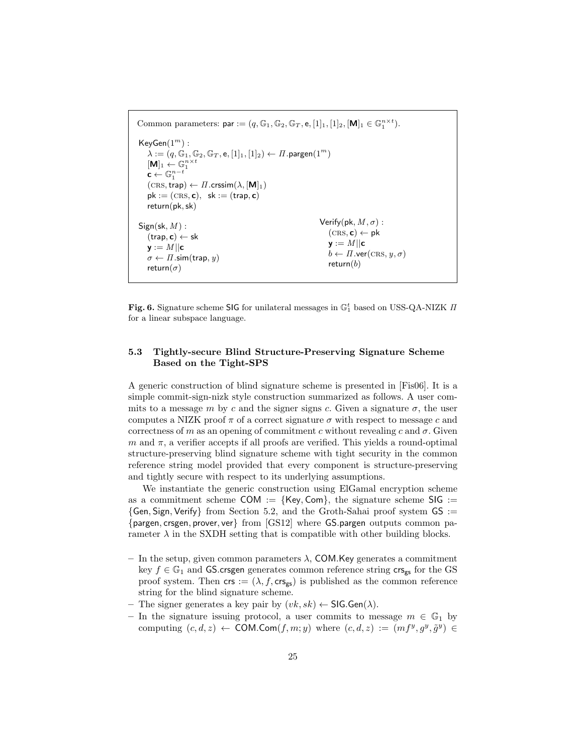```
Common parameters: par := (q, G_1, G_2, G_T, e, [1]_1, [1]_2, [M]_1 ∈ G_1^{n×t}).

KeyGen(1^m) :
  λ := (q, G_1, G_2, G_T, e, [1]_1, [1]_2) ← Π.pargen(1^m)
  [M]_1 ← G_1^{n×t}
  c ← G_1^{n−t}
  (CRS, trap) ← Π.crssim(λ, [M]_1)
  pk := (CRS, c),  sk := (trap, c)
  return(pk, sk)

Sign(sk, M) :                          Verify(pk, M, σ) :
  (trap, c) ← sk                         (CRS, c) ← pk
  y := M||c                              y := M||c
  σ ← Π.sim(trap, y)                     b ← Π.ver(CRS, y, σ)
  return(σ)                              return(b)
```

**Fig. 6.** Signature scheme SIG for unilateral messages in $\mathbb{G}_1^t$ based on USS-QA-NIZK $\Pi$ for a linear subspace language.

### 5.3 Tightly-secure Blind Structure-Preserving Signature Scheme Based on the Tight-SPS

A generic construction of blind signature scheme is presented in [Fis06]. It is a simple commit-sign-nizk style construction summarized as follows. A user commits to a message $m$ by $c$ and the signer signs $c$. Given a signature $\sigma$, the user computes a NIZK proof $\pi$ of a correct signature $\sigma$ with respect to message $c$ and correctness of $m$ as an opening of commitment $c$ without revealing $c$ and $\sigma$. Given $m$ and $\pi$, a verifier accepts if all proofs are verified. This yields a round-optimal structure-preserving blind signature scheme with tight security in the common reference string model provided that every component is structure-preserving and tightly secure with respect to its underlying assumptions.

We instantiate the generic construction using ElGamal encryption scheme as a commitment scheme $\mathsf{COM} := \{\mathsf{Key}, \mathsf{Com}\}$, the signature scheme $\mathsf{SIG} := \{\mathsf{Gen}, \mathsf{Sign}, \mathsf{Verify}\}$ from Section 5.2, and the Groth-Sahai proof system $\mathsf{GS} := \{\mathsf{pargen}, \mathsf{crsgen}, \mathsf{prover}, \mathsf{ver}\}$ from [GS12] where $\mathsf{GS.pargen}$ outputs common parameter $\lambda$ in the SXDH setting that is compatible with other building blocks.

- In the setup, given common parameters $\lambda$, $\mathsf{COM.Key}$ generates a commitment key $f \in \mathbb{G}_1$ and $\mathsf{GS.crsgen}$ generates common reference string $\mathsf{crs_{gs}}$ for the GS proof system. Then $\mathsf{crs} := (\lambda, f, \mathsf{crs_{gs}})$ is published as the common reference string for the blind signature scheme.
- The signer generates a key pair by $(vk, sk) \leftarrow \mathsf{SIG.Gen}(\lambda)$.
- In the signature issuing protocol, a user commits to message $m \in \mathbb{G}_1$ by computing $(c, d, z) \leftarrow \mathsf{COM.Com}(f, m; y)$ where $(c, d, z) := (mf^y, g^y, \tilde{g}^y) \in$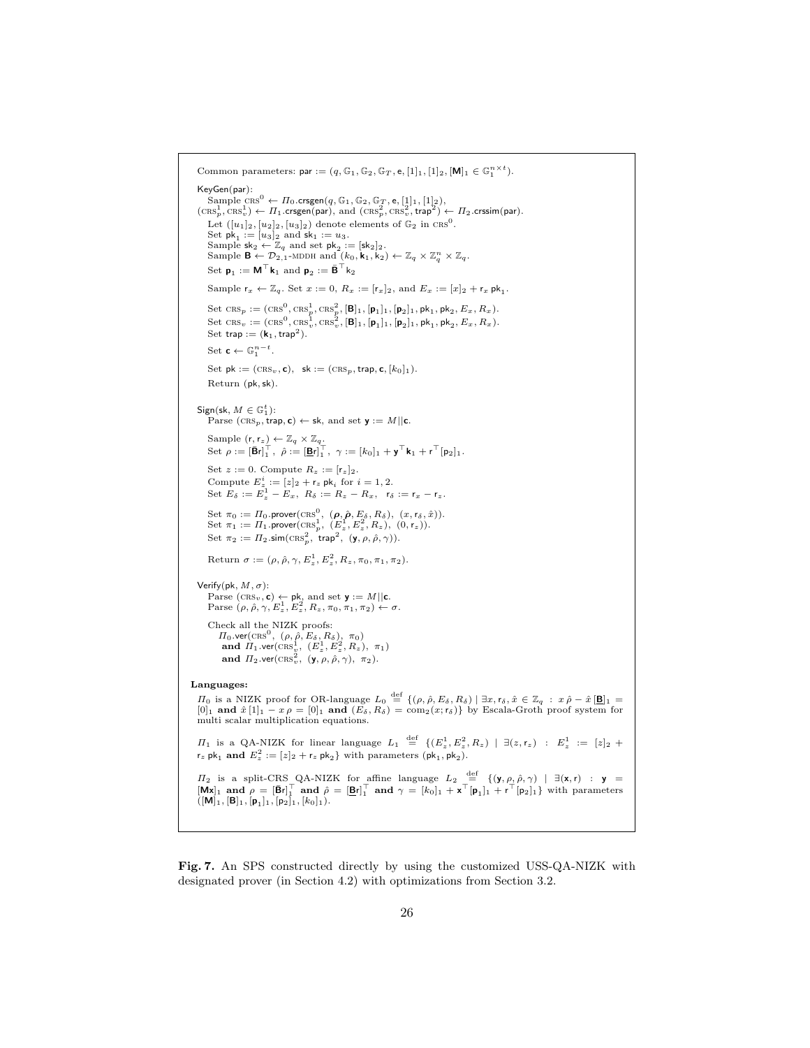Common parameters: $\mathsf{par} := (q, \mathbb{G}_1, \mathbb{G}_2, \mathbb{G}_T, \mathsf{e}, [1]_1, [1]_2, [\mathbf{M}]_1 \in \mathbb{G}_1^{n\times t})$.

$\mathsf{KeyGen}(\mathsf{par})$:
Sample $\text{CRS}^0 \leftarrow \Pi_0.\mathsf{crsgen}(q, \mathbb{G}_1, \mathbb{G}_2, \mathbb{G}_T, \mathsf{e}, [1]_1, [1]_2)$,
$(\text{CRS}_p^1, \text{CRS}_v^1) \leftarrow \Pi_1.\mathsf{crsgen}(\mathsf{par})$, and $(\text{CRS}_p^2, \text{CRS}_v^2, \mathsf{trap}^2) \leftarrow \Pi_2.\mathsf{crssim}(\mathsf{par})$.
Let $([u_1]_2, [u_2]_2, [u_3]_2)$ denote elements of $\mathbb{G}_2$ in $\text{CRS}^0$.
Set $\mathsf{pk}_1 := [u_3]_2$ and $\mathsf{sk}_1 := u_3$.
Sample $\mathsf{sk}_2 \leftarrow \mathbb{Z}_q$ and set $\mathsf{pk}_2 := [\mathsf{sk}_2]_2$.
Sample $\mathbf{B} \leftarrow \mathcal{D}_{2,1}$-MDDH and $(k_0, \mathbf{k}_1, \mathsf{k}_2) \leftarrow \mathbb{Z}_q \times \mathbb{Z}_q^n \times \mathbb{Z}_q$.
Set $\mathbf{p}_1 := \mathbf{M}^\top \mathbf{k}_1$ and $\mathbf{p}_2 := \bar{\mathbf{B}}^\top \mathsf{k}_2$

Sample $\mathsf{r}_x \leftarrow \mathbb{Z}_q$. Set $x := 0$, $R_x := [\mathsf{r}_x]_2$, and $E_x := [x]_2 + \mathsf{r}_x\,\mathsf{pk}_1$.

Set $\text{CRS}_p := (\text{CRS}^0, \text{CRS}_p^1, \text{CRS}_p^2, [\mathbf{B}]_1, [\mathbf{p}_1]_1, [\mathbf{p}_2]_1, \mathsf{pk}_1, \mathsf{pk}_2, E_x, R_x)$.
Set $\text{CRS}_v := (\text{CRS}^0, \text{CRS}_v^1, \text{CRS}_v^2, [\mathbf{B}]_1, [\mathbf{p}_1]_1, [\mathbf{p}_2]_1, \mathsf{pk}_1, \mathsf{pk}_2, E_x, R_x)$.
Set $\mathsf{trap} := (\mathbf{k}_1, \mathsf{trap}^2)$.

Set $\mathbf{c} \leftarrow \mathbb{G}_1^{n-t}$.

Set $\mathsf{pk} := (\text{CRS}_v, \mathbf{c})$, $\mathsf{sk} := (\text{CRS}_p, \mathsf{trap}, \mathbf{c}, [k_0]_1)$.
Return $(\mathsf{pk}, \mathsf{sk})$.

$\mathsf{Sign}(\mathsf{sk}, M \in \mathbb{G}_1^t)$:
Parse $(\text{CRS}_p, \mathsf{trap}, \mathbf{c}) \leftarrow \mathsf{sk}$, and set $\mathbf{y} := M||\mathbf{c}$.

Sample $(\mathsf{r}, \mathsf{r}_z) \leftarrow \mathbb{Z}_q \times \mathbb{Z}_q$.
Set $\rho := [\bar{\mathbf{B}}\mathsf{r}]_1^\top$, $\hat{\rho} := [\underline{\mathbf{B}}\mathsf{r}]_1^\top$, $\gamma := [k_0]_1 + \mathbf{y}^\top \mathbf{k}_1 + \mathsf{r}^\top [\mathsf{p}_2]_1$.

Set $z := 0$. Compute $R_z := [\mathsf{r}_z]_2$.
Compute $E_z^i := [z]_2 + \mathsf{r}_z\,\mathsf{pk}_i$ for $i = 1, 2$.
Set $E_\delta := E_z^1 - E_x$, $R_\delta := R_z - R_x$, $\mathsf{r}_\delta := \mathsf{r}_x - \mathsf{r}_z$.

Set $\pi_0 := \Pi_0.\mathsf{prover}(\text{CRS}^0, (\boldsymbol{\rho}, \hat{\boldsymbol{\rho}}, E_\delta, R_\delta), (x, \mathsf{r}_\delta, \hat{x}))$.
Set $\pi_1 := \Pi_1.\mathsf{prover}(\text{CRS}_p^1, (E_z^1, E_z^2, R_z), (0, \mathsf{r}_z))$.
Set $\pi_2 := \Pi_2.\mathsf{sim}(\text{CRS}_p^2, \mathsf{trap}^2, (\mathbf{y}, \rho, \hat{\rho}, \gamma))$.

Return $\sigma := (\rho, \hat{\rho}, \gamma, E_z^1, E_z^2, R_z, \pi_0, \pi_1, \pi_2)$.

$\mathsf{Verify}(\mathsf{pk}, M, \sigma)$:
Parse $(\text{CRS}_v, \mathbf{c}) \leftarrow \mathsf{pk}$, and set $\mathbf{y} := M||\mathbf{c}$.
Parse $(\rho, \hat{\rho}, \gamma, E_z^1, E_z^2, R_z, \pi_0, \pi_1, \pi_2) \leftarrow \sigma$.

Check all the NIZK proofs:
$\Pi_0.\mathsf{ver}(\text{CRS}^0, (\rho, \hat{\rho}, E_\delta, R_\delta), \pi_0)$
**and** $\Pi_1.\mathsf{ver}(\text{CRS}_v^1, (E_z^1, E_z^2, R_z), \pi_1)$
**and** $\Pi_2.\mathsf{ver}(\text{CRS}_v^2, (\mathbf{y}, \rho, \hat{\rho}, \gamma), \pi_2)$.

**Languages:**

$\Pi_0$ is a NIZK proof for OR-language $L_0 \overset{\text{def}}{=} \{(\rho, \hat{\rho}, E_\delta, R_\delta) \mid \exists x, \mathsf{r}_\delta, \hat{x} \in \mathbb{Z}_q \,:\, x\,\hat{\rho} - \hat{x}\,[\underline{\mathbf{B}}]_1 = [0]_1$ **and** $\hat{x}\,[1]_1 - x\,\rho = [0]_1$ **and** $(E_\delta, R_\delta) = \mathrm{com}_2(x; \mathsf{r}_\delta)\}$ by Escala-Groth proof system for multi scalar multiplication equations.

$\Pi_1$ is a QA-NIZK for linear language $L_1 \overset{\text{def}}{=} \{(E_z^1, E_z^2, R_z) \mid \exists (z, \mathsf{r}_z) \,:\, E_z^1 := [z]_2 + \mathsf{r}_z\,\mathsf{pk}_1$ **and** $E_z^2 := [z]_2 + \mathsf{r}_z\,\mathsf{pk}_2\}$ with parameters $(\mathsf{pk}_1, \mathsf{pk}_2)$.

$\Pi_2$ is a split-CRS QA-NIZK for affine language $L_2 \overset{\text{def}}{=} \{(\mathbf{y}, \rho, \hat{\rho}, \gamma) \mid \exists (\mathbf{x}, \mathsf{r}) \,:\, \mathbf{y} = [\mathbf{M}\mathbf{x}]_1$ **and** $\rho = [\bar{\mathbf{B}}\mathsf{r}]_1^\top$ **and** $\hat{\rho} = [\underline{\mathbf{B}}\mathsf{r}]_1^\top$ **and** $\gamma = [k_0]_1 + \mathbf{x}^\top [\mathbf{p}_1]_1 + \mathsf{r}^\top [\mathsf{p}_2]_1\}$ with parameters $([\mathbf{M}]_1, [\mathbf{B}]_1, [\mathbf{p}_1]_1, [\mathsf{p}_2]_1, [k_0]_1)$.

**Fig. 7.** An SPS constructed directly by using the customized USS-QA-NIZK with designated prover (in Section 4.2) with optimizations from Section 3.2.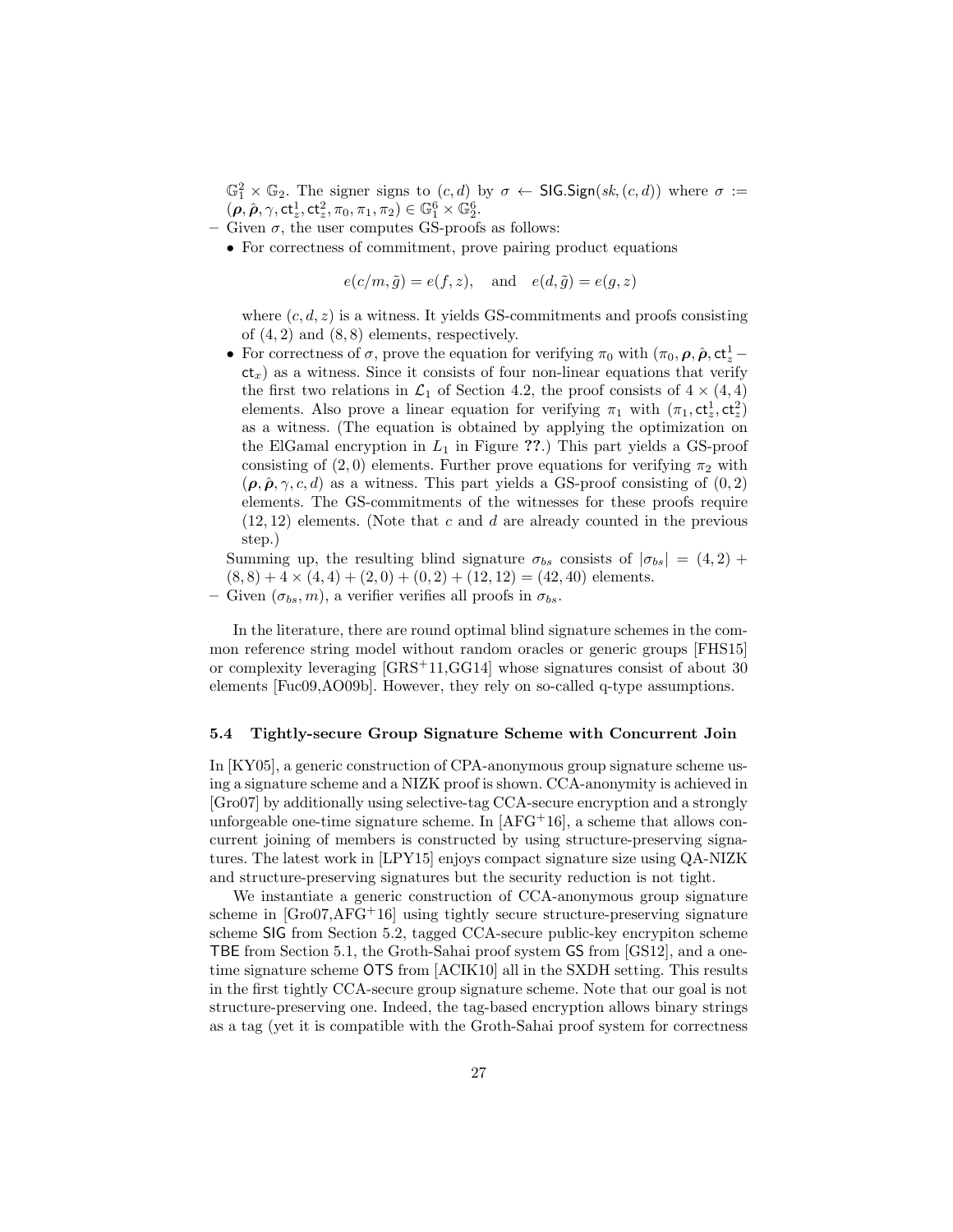$\mathbb{G}_1^2 \times \mathbb{G}_2$. The signer signs to $(c, d)$ by $\sigma \leftarrow \mathsf{SIG.Sign}(sk, (c, d))$ where $\sigma := (\boldsymbol{\rho}, \hat{\boldsymbol{\rho}}, \gamma, \mathsf{ct}_z^1, \mathsf{ct}_z^2, \pi_0, \pi_1, \pi_2) \in \mathbb{G}_1^6 \times \mathbb{G}_2^6$.

– Given $\sigma$, the user computes GS-proofs as follows:
  - For correctness of commitment, prove pairing product equations

    $$e(c/m, \tilde{g}) = e(f, z), \quad \text{and} \quad e(d, \tilde{g}) = e(g, z)$$

    where $(c, d, z)$ is a witness. It yields GS-commitments and proofs consisting of $(4, 2)$ and $(8, 8)$ elements, respectively.
  - For correctness of $\sigma$, prove the equation for verifying $\pi_0$ with $(\pi_0, \boldsymbol{\rho}, \hat{\boldsymbol{\rho}}, \mathsf{ct}_z^1 - \mathsf{ct}_x)$ as a witness. Since it consists of four non-linear equations that verify the first two relations in $\mathcal{L}_1$ of Section 4.2, the proof consists of $4 \times (4, 4)$ elements. Also prove a linear equation for verifying $\pi_1$ with $(\pi_1, \mathsf{ct}_z^1, \mathsf{ct}_z^2)$ as a witness. (The equation is obtained by applying the optimization on the ElGamal encryption in $L_1$ in Figure **??**.) This part yields a GS-proof consisting of $(2, 0)$ elements. Further prove equations for verifying $\pi_2$ with $(\boldsymbol{\rho}, \hat{\boldsymbol{\rho}}, \gamma, c, d)$ as a witness. This part yields a GS-proof consisting of $(0, 2)$ elements. The GS-commitments of the witnesses for these proofs require $(12, 12)$ elements. (Note that $c$ and $d$ are already counted in the previous step.)

  Summing up, the resulting blind signature $\sigma_{bs}$ consists of $|\sigma_{bs}| = (4, 2) + (8, 8) + 4 \times (4, 4) + (2, 0) + (0, 2) + (12, 12) = (42, 40)$ elements.

– Given $(\sigma_{bs}, m)$, a verifier verifies all proofs in $\sigma_{bs}$.

In the literature, there are round optimal blind signature schemes in the common reference string model without random oracles or generic groups [FHS15] or complexity leveraging [GRS+11,GG14] whose signatures consist of about 30 elements [Fuc09,AO09b]. However, they rely on so-called q-type assumptions.

### 5.4 Tightly-secure Group Signature Scheme with Concurrent Join

In [KY05], a generic construction of CPA-anonymous group signature scheme using a signature scheme and a NIZK proof is shown. CCA-anonymity is achieved in [Gro07] by additionally using selective-tag CCA-secure encryption and a strongly unforgeable one-time signature scheme. In [AFG+16], a scheme that allows concurrent joining of members is constructed by using structure-preserving signatures. The latest work in [LPY15] enjoys compact signature size using QA-NIZK and structure-preserving signatures but the security reduction is not tight.

We instantiate a generic construction of CCA-anonymous group signature scheme in [Gro07,AFG+16] using tightly secure structure-preserving signature scheme $\mathsf{SIG}$ from Section 5.2, tagged CCA-secure public-key encrypiton scheme $\mathsf{TBE}$ from Section 5.1, the Groth-Sahai proof system $\mathsf{GS}$ from [GS12], and a one-time signature scheme $\mathsf{OTS}$ from [ACIK10] all in the SXDH setting. This results in the first tightly CCA-secure group signature scheme. Note that our goal is not structure-preserving one. Indeed, the tag-based encryption allows binary strings as a tag (yet it is compatible with the Groth-Sahai proof system for correctness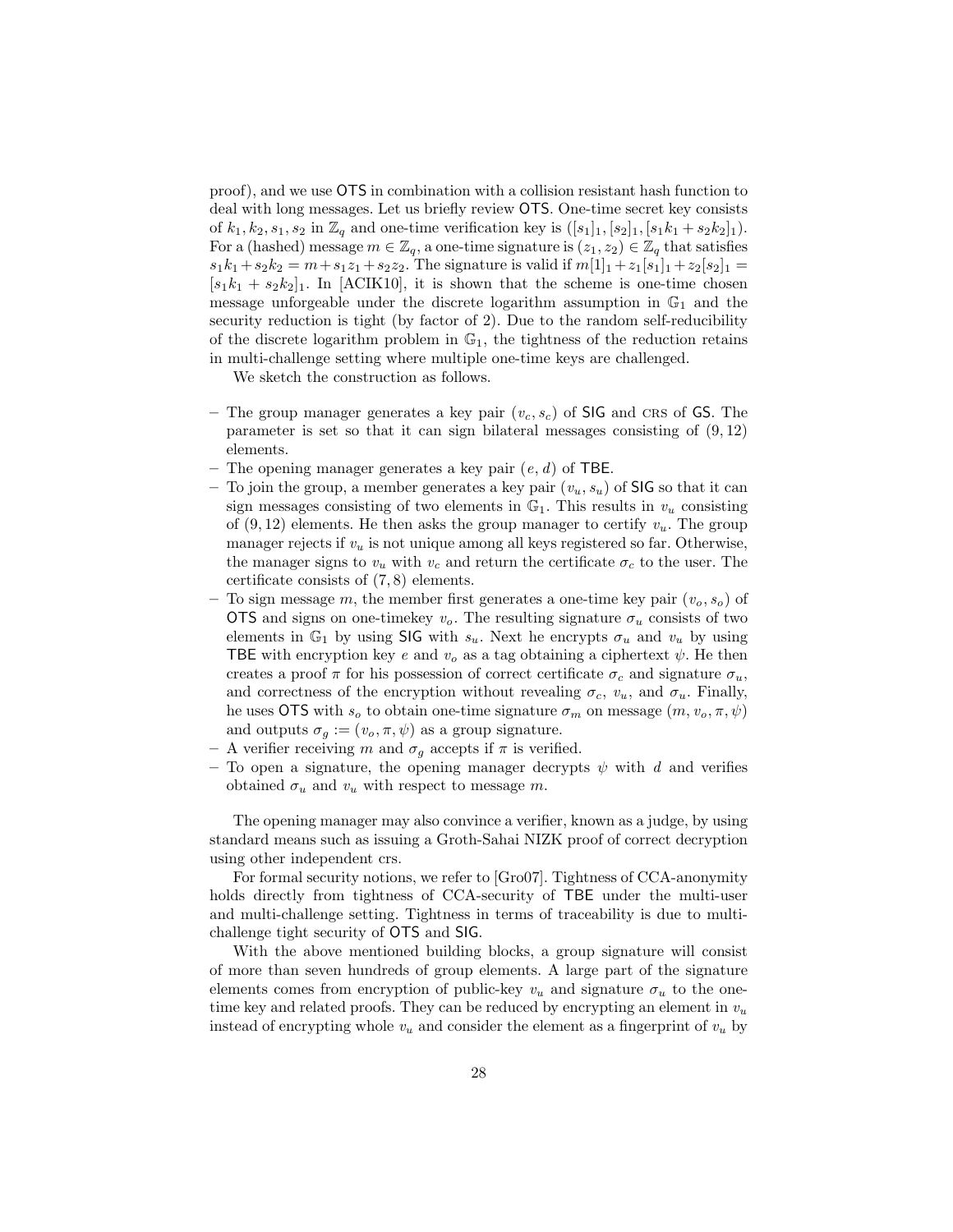proof), and we use $\mathsf{OTS}$ in combination with a collision resistant hash function to deal with long messages. Let us briefly review $\mathsf{OTS}$. One-time secret key consists of $k_1, k_2, s_1, s_2$ in $\mathbb{Z}_q$ and one-time verification key is $([s_1]_1, [s_2]_1, [s_1 k_1 + s_2 k_2]_1)$. For a (hashed) message $m \in \mathbb{Z}_q$, a one-time signature is $(z_1, z_2) \in \mathbb{Z}_q$ that satisfies $s_1 k_1 + s_2 k_2 = m + s_1 z_1 + s_2 z_2$. The signature is valid if $m[1]_1 + z_1[s_1]_1 + z_2[s_2]_1 = [s_1 k_1 + s_2 k_2]_1$. In [ACIK10], it is shown that the scheme is one-time chosen message unforgeable under the discrete logarithm assumption in $\mathbb{G}_1$ and the security reduction is tight (by factor of 2). Due to the random self-reducibility of the discrete logarithm problem in $\mathbb{G}_1$, the tightness of the reduction retains in multi-challenge setting where multiple one-time keys are challenged.

We sketch the construction as follows.

- The group manager generates a key pair $(v_c, s_c)$ of $\mathsf{SIG}$ and CRS of $\mathsf{GS}$. The parameter is set so that it can sign bilateral messages consisting of $(9, 12)$ elements.
- The opening manager generates a key pair $(e, d)$ of $\mathsf{TBE}$.
- To join the group, a member generates a key pair $(v_u, s_u)$ of $\mathsf{SIG}$ so that it can sign messages consisting of two elements in $\mathbb{G}_1$. This results in $v_u$ consisting of $(9, 12)$ elements. He then asks the group manager to certify $v_u$. The group manager rejects if $v_u$ is not unique among all keys registered so far. Otherwise, the manager signs to $v_u$ with $v_c$ and return the certificate $\sigma_c$ to the user. The certificate consists of $(7, 8)$ elements.
- To sign message $m$, the member first generates a one-time key pair $(v_o, s_o)$ of $\mathsf{OTS}$ and signs on one-timekey $v_o$. The resulting signature $\sigma_u$ consists of two elements in $\mathbb{G}_1$ by using $\mathsf{SIG}$ with $s_u$. Next he encrypts $\sigma_u$ and $v_u$ by using $\mathsf{TBE}$ with encryption key $e$ and $v_o$ as a tag obtaining a ciphertext $\psi$. He then creates a proof $\pi$ for his possession of correct certificate $\sigma_c$ and signature $\sigma_u$, and correctness of the encryption without revealing $\sigma_c$, $v_u$, and $\sigma_u$. Finally, he uses $\mathsf{OTS}$ with $s_o$ to obtain one-time signature $\sigma_m$ on message $(m, v_o, \pi, \psi)$ and outputs $\sigma_g := (v_o, \pi, \psi)$ as a group signature.
- A verifier receiving $m$ and $\sigma_g$ accepts if $\pi$ is verified.
- To open a signature, the opening manager decrypts $\psi$ with $d$ and verifies obtained $\sigma_u$ and $v_u$ with respect to message $m$.

The opening manager may also convince a verifier, known as a judge, by using standard means such as issuing a Groth-Sahai NIZK proof of correct decryption using other independent crs.

For formal security notions, we refer to [Gro07]. Tightness of CCA-anonymity holds directly from tightness of CCA-security of $\mathsf{TBE}$ under the multi-user and multi-challenge setting. Tightness in terms of traceability is due to multi-challenge tight security of $\mathsf{OTS}$ and $\mathsf{SIG}$.

With the above mentioned building blocks, a group signature will consist of more than seven hundreds of group elements. A large part of the signature elements comes from encryption of public-key $v_u$ and signature $\sigma_u$ to the one-time key and related proofs. They can be reduced by encrypting an element in $v_u$ instead of encrypting whole $v_u$ and consider the element as a fingerprint of $v_u$ by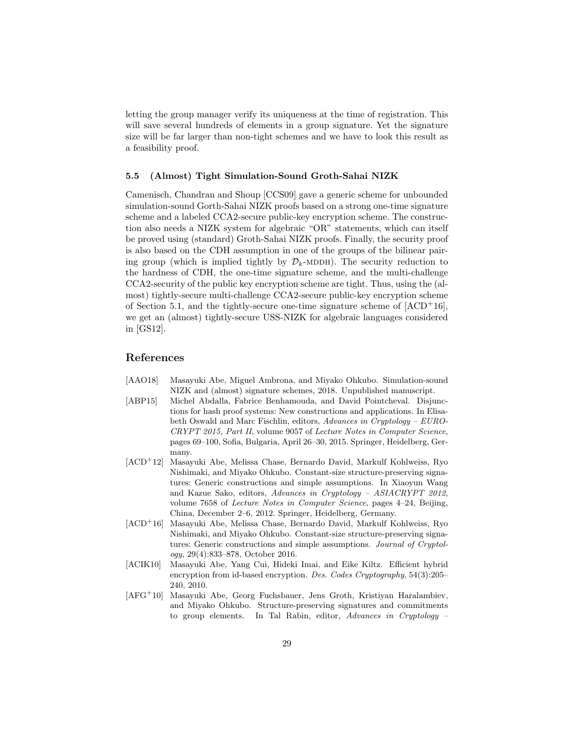letting the group manager verify its uniqueness at the time of registration. This will save several hundreds of elements in a group signature. Yet the signature size will be far larger than non-tight schemes and we have to look this result as a feasibility proof.

### 5.5 (Almost) Tight Simulation-Sound Groth-Sahai NIZK

Camenisch, Chandran and Shoup [CCS09] gave a generic scheme for unbounded simulation-sound Gorth-Sahai NIZK proofs based on a strong one-time signature scheme and a labeled CCA2-secure public-key encryption scheme. The construction also needs a NIZK system for algebraic "OR" statements, which can itself be proved using (standard) Groth-Sahai NIZK proofs. Finally, the security proof is also based on the CDH assumption in one of the groups of the bilinear pairing group (which is implied tightly by $\mathcal{D}_k$-MDDH). The security reduction to the hardness of CDH, the one-time signature scheme, and the multi-challenge CCA2-security of the public key encryption scheme are tight. Thus, using the (almost) tightly-secure multi-challenge CCA2-secure public-key encryption scheme of Section 5.1, and the tightly-secure one-time signature scheme of [ACD+16], we get an (almost) tightly-secure USS-NIZK for algebraic languages considered in [GS12].

## References

[AAO18] Masayuki Abe, Miguel Ambrona, and Miyako Ohkubo. Simulation-sound NIZK and (almost) signature schemes, 2018. Unpublished manuscript.

[ABP15] Michel Abdalla, Fabrice Benhamouda, and David Pointcheval. Disjunctions for hash proof systems: New constructions and applications. In Elisabeth Oswald and Marc Fischlin, editors, *Advances in Cryptology – EUROCRYPT 2015, Part II*, volume 9057 of *Lecture Notes in Computer Science*, pages 69–100, Sofia, Bulgaria, April 26–30, 2015. Springer, Heidelberg, Germany.

[ACD+12] Masayuki Abe, Melissa Chase, Bernardo David, Markulf Kohlweiss, Ryo Nishimaki, and Miyako Ohkubo. Constant-size structure-preserving signatures: Generic constructions and simple assumptions. In Xiaoyun Wang and Kazue Sako, editors, *Advances in Cryptology – ASIACRYPT 2012*, volume 7658 of *Lecture Notes in Computer Science*, pages 4–24, Beijing, China, December 2–6, 2012. Springer, Heidelberg, Germany.

[ACD+16] Masayuki Abe, Melissa Chase, Bernardo David, Markulf Kohlweiss, Ryo Nishimaki, and Miyako Ohkubo. Constant-size structure-preserving signatures: Generic constructions and simple assumptions. *Journal of Cryptology*, 29(4):833–878, October 2016.

[ACIK10] Masayuki Abe, Yang Cui, Hideki Imai, and Eike Kiltz. Efficient hybrid encryption from id-based encryption. *Des. Codes Cryptography*, 54(3):205–240, 2010.

[AFG+10] Masayuki Abe, Georg Fuchsbauer, Jens Groth, Kristiyan Haralambiev, and Miyako Ohkubo. Structure-preserving signatures and commitments to group elements. In Tal Rabin, editor, *Advances in Cryptology –*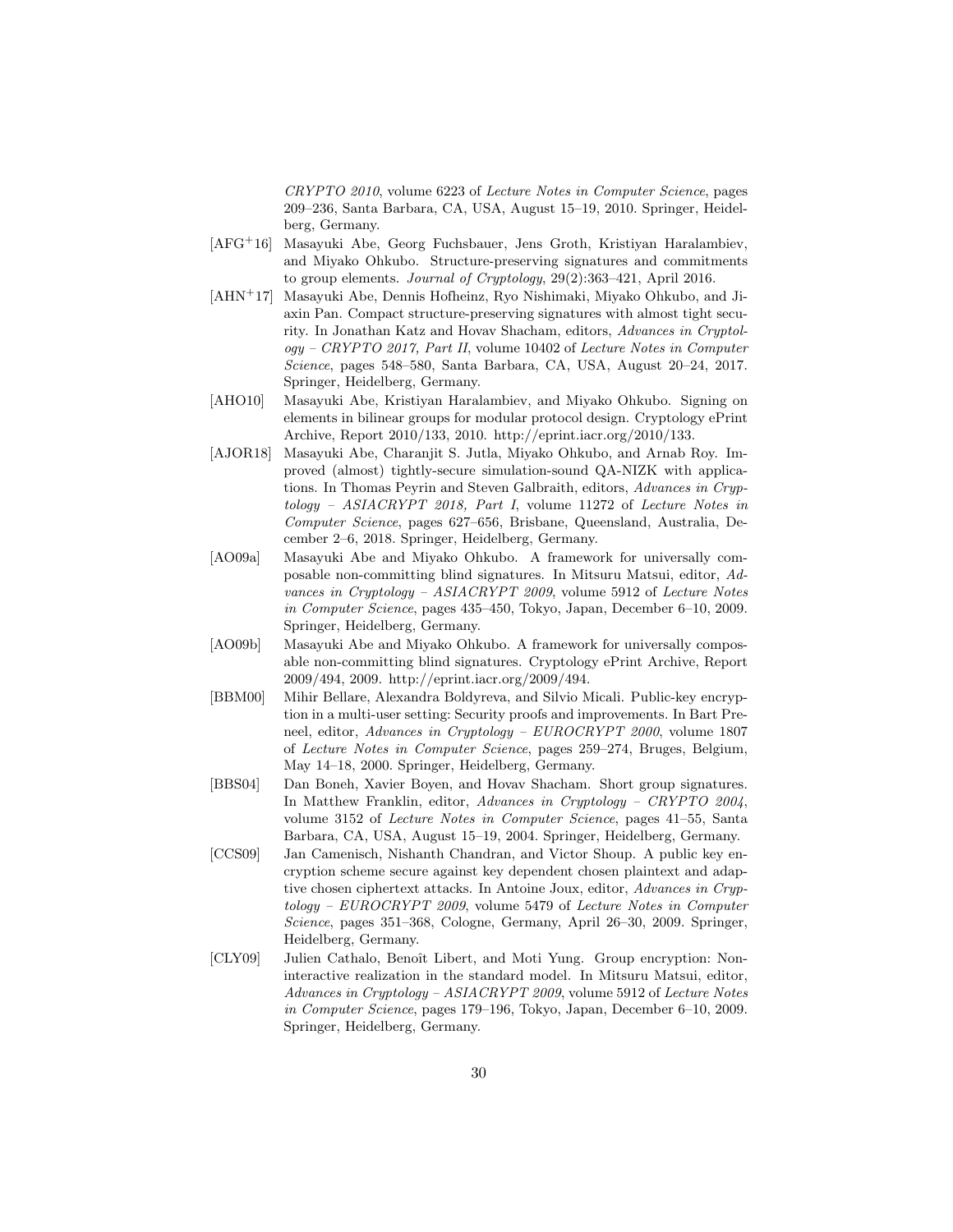*CRYPTO 2010*, volume 6223 of *Lecture Notes in Computer Science*, pages 209–236, Santa Barbara, CA, USA, August 15–19, 2010. Springer, Heidelberg, Germany.

[AFG+16] Masayuki Abe, Georg Fuchsbauer, Jens Groth, Kristiyan Haralambiev, and Miyako Ohkubo. Structure-preserving signatures and commitments to group elements. *Journal of Cryptology*, 29(2):363–421, April 2016.

[AHN+17] Masayuki Abe, Dennis Hofheinz, Ryo Nishimaki, Miyako Ohkubo, and Jiaxin Pan. Compact structure-preserving signatures with almost tight security. In Jonathan Katz and Hovav Shacham, editors, *Advances in Cryptology – CRYPTO 2017, Part II*, volume 10402 of *Lecture Notes in Computer Science*, pages 548–580, Santa Barbara, CA, USA, August 20–24, 2017. Springer, Heidelberg, Germany.

[AHO10] Masayuki Abe, Kristiyan Haralambiev, and Miyako Ohkubo. Signing on elements in bilinear groups for modular protocol design. Cryptology ePrint Archive, Report 2010/133, 2010. http://eprint.iacr.org/2010/133.

[AJOR18] Masayuki Abe, Charanjit S. Jutla, Miyako Ohkubo, and Arnab Roy. Improved (almost) tightly-secure simulation-sound QA-NIZK with applications. In Thomas Peyrin and Steven Galbraith, editors, *Advances in Cryptology – ASIACRYPT 2018, Part I*, volume 11272 of *Lecture Notes in Computer Science*, pages 627–656, Brisbane, Queensland, Australia, December 2–6, 2018. Springer, Heidelberg, Germany.

[AO09a] Masayuki Abe and Miyako Ohkubo. A framework for universally composable non-committing blind signatures. In Mitsuru Matsui, editor, *Advances in Cryptology – ASIACRYPT 2009*, volume 5912 of *Lecture Notes in Computer Science*, pages 435–450, Tokyo, Japan, December 6–10, 2009. Springer, Heidelberg, Germany.

[AO09b] Masayuki Abe and Miyako Ohkubo. A framework for universally composable non-committing blind signatures. Cryptology ePrint Archive, Report 2009/494, 2009. http://eprint.iacr.org/2009/494.

[BBM00] Mihir Bellare, Alexandra Boldyreva, and Silvio Micali. Public-key encryption in a multi-user setting: Security proofs and improvements. In Bart Preneel, editor, *Advances in Cryptology – EUROCRYPT 2000*, volume 1807 of *Lecture Notes in Computer Science*, pages 259–274, Bruges, Belgium, May 14–18, 2000. Springer, Heidelberg, Germany.

[BBS04] Dan Boneh, Xavier Boyen, and Hovav Shacham. Short group signatures. In Matthew Franklin, editor, *Advances in Cryptology – CRYPTO 2004*, volume 3152 of *Lecture Notes in Computer Science*, pages 41–55, Santa Barbara, CA, USA, August 15–19, 2004. Springer, Heidelberg, Germany.

[CCS09] Jan Camenisch, Nishanth Chandran, and Victor Shoup. A public key encryption scheme secure against key dependent chosen plaintext and adaptive chosen ciphertext attacks. In Antoine Joux, editor, *Advances in Cryptology – EUROCRYPT 2009*, volume 5479 of *Lecture Notes in Computer Science*, pages 351–368, Cologne, Germany, April 26–30, 2009. Springer, Heidelberg, Germany.

[CLY09] Julien Cathalo, Benoît Libert, and Moti Yung. Group encryption: Non-interactive realization in the standard model. In Mitsuru Matsui, editor, *Advances in Cryptology – ASIACRYPT 2009*, volume 5912 of *Lecture Notes in Computer Science*, pages 179–196, Tokyo, Japan, December 6–10, 2009. Springer, Heidelberg, Germany.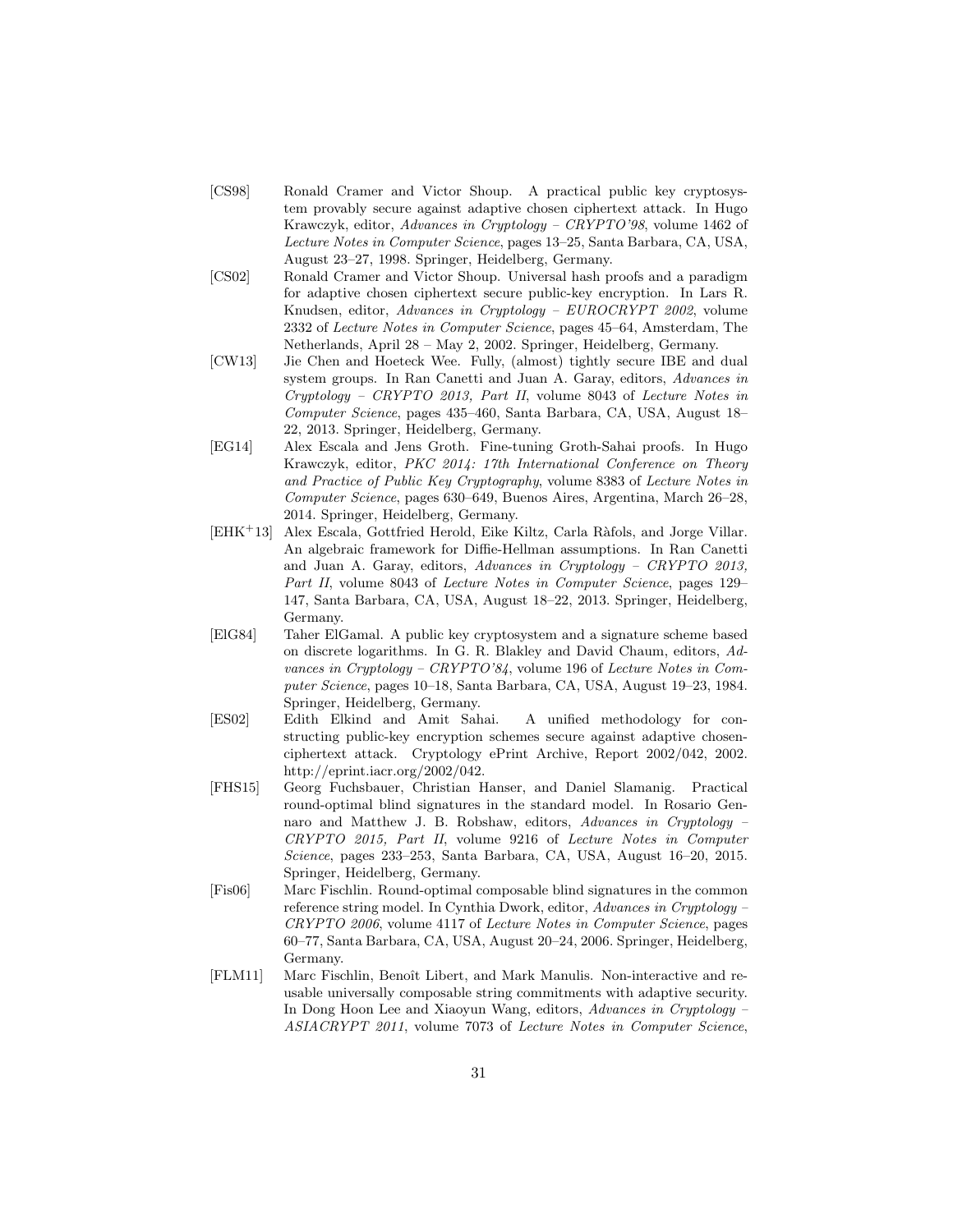[CS98] Ronald Cramer and Victor Shoup. A practical public key cryptosystem provably secure against adaptive chosen ciphertext attack. In Hugo Krawczyk, editor, *Advances in Cryptology – CRYPTO'98*, volume 1462 of *Lecture Notes in Computer Science*, pages 13–25, Santa Barbara, CA, USA, August 23–27, 1998. Springer, Heidelberg, Germany.

[CS02] Ronald Cramer and Victor Shoup. Universal hash proofs and a paradigm for adaptive chosen ciphertext secure public-key encryption. In Lars R. Knudsen, editor, *Advances in Cryptology – EUROCRYPT 2002*, volume 2332 of *Lecture Notes in Computer Science*, pages 45–64, Amsterdam, The Netherlands, April 28 – May 2, 2002. Springer, Heidelberg, Germany.

[CW13] Jie Chen and Hoeteck Wee. Fully, (almost) tightly secure IBE and dual system groups. In Ran Canetti and Juan A. Garay, editors, *Advances in Cryptology – CRYPTO 2013, Part II*, volume 8043 of *Lecture Notes in Computer Science*, pages 435–460, Santa Barbara, CA, USA, August 18–22, 2013. Springer, Heidelberg, Germany.

[EG14] Alex Escala and Jens Groth. Fine-tuning Groth-Sahai proofs. In Hugo Krawczyk, editor, *PKC 2014: 17th International Conference on Theory and Practice of Public Key Cryptography*, volume 8383 of *Lecture Notes in Computer Science*, pages 630–649, Buenos Aires, Argentina, March 26–28, 2014. Springer, Heidelberg, Germany.

[EHK+13] Alex Escala, Gottfried Herold, Eike Kiltz, Carla Ràfols, and Jorge Villar. An algebraic framework for Diffie-Hellman assumptions. In Ran Canetti and Juan A. Garay, editors, *Advances in Cryptology – CRYPTO 2013, Part II*, volume 8043 of *Lecture Notes in Computer Science*, pages 129–147, Santa Barbara, CA, USA, August 18–22, 2013. Springer, Heidelberg, Germany.

[ElG84] Taher ElGamal. A public key cryptosystem and a signature scheme based on discrete logarithms. In G. R. Blakley and David Chaum, editors, *Advances in Cryptology – CRYPTO'84*, volume 196 of *Lecture Notes in Computer Science*, pages 10–18, Santa Barbara, CA, USA, August 19–23, 1984. Springer, Heidelberg, Germany.

[ES02] Edith Elkind and Amit Sahai. A unified methodology for constructing public-key encryption schemes secure against adaptive chosen-ciphertext attack. Cryptology ePrint Archive, Report 2002/042, 2002. http://eprint.iacr.org/2002/042.

[FHS15] Georg Fuchsbauer, Christian Hanser, and Daniel Slamanig. Practical round-optimal blind signatures in the standard model. In Rosario Gennaro and Matthew J. B. Robshaw, editors, *Advances in Cryptology – CRYPTO 2015, Part II*, volume 9216 of *Lecture Notes in Computer Science*, pages 233–253, Santa Barbara, CA, USA, August 16–20, 2015. Springer, Heidelberg, Germany.

[Fis06] Marc Fischlin. Round-optimal composable blind signatures in the common reference string model. In Cynthia Dwork, editor, *Advances in Cryptology – CRYPTO 2006*, volume 4117 of *Lecture Notes in Computer Science*, pages 60–77, Santa Barbara, CA, USA, August 20–24, 2006. Springer, Heidelberg, Germany.

[FLM11] Marc Fischlin, Benoît Libert, and Mark Manulis. Non-interactive and reusable universally composable string commitments with adaptive security. In Dong Hoon Lee and Xiaoyun Wang, editors, *Advances in Cryptology – ASIACRYPT 2011*, volume 7073 of *Lecture Notes in Computer Science*,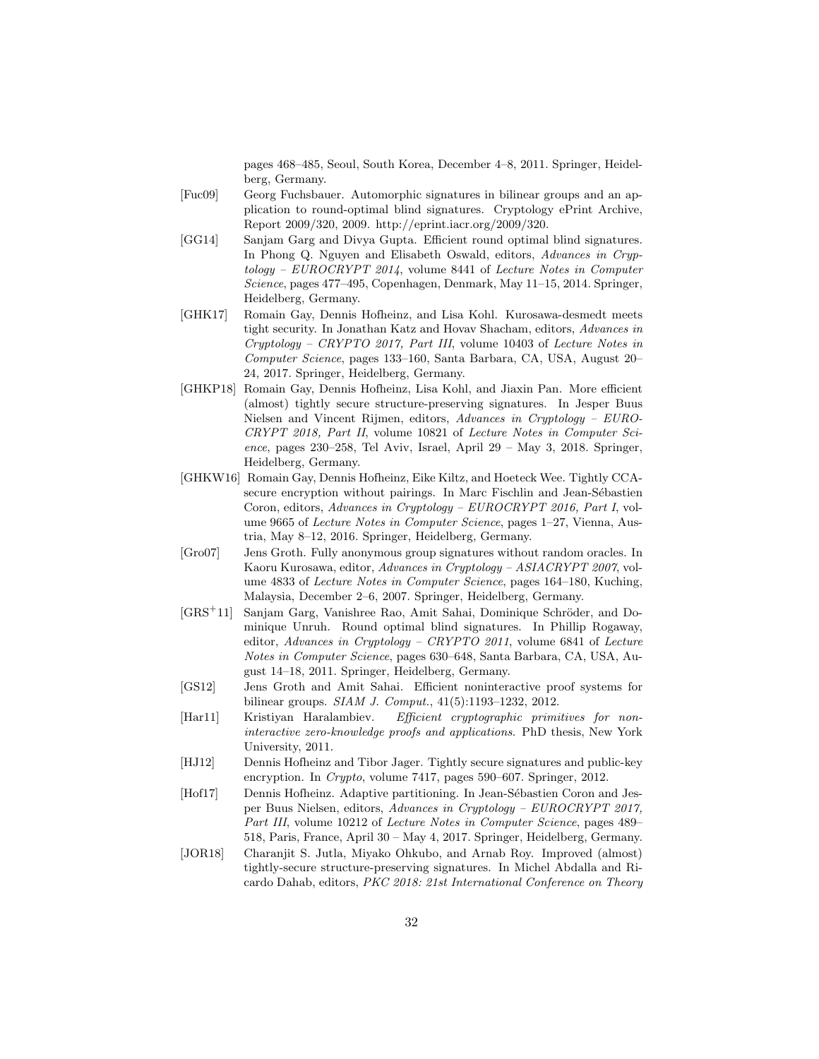pages 468–485, Seoul, South Korea, December 4–8, 2011. Springer, Heidelberg, Germany.

[Fuc09] Georg Fuchsbauer. Automorphic signatures in bilinear groups and an application to round-optimal blind signatures. Cryptology ePrint Archive, Report 2009/320, 2009. http://eprint.iacr.org/2009/320.

[GG14] Sanjam Garg and Divya Gupta. Efficient round optimal blind signatures. In Phong Q. Nguyen and Elisabeth Oswald, editors, *Advances in Cryptology – EUROCRYPT 2014*, volume 8441 of *Lecture Notes in Computer Science*, pages 477–495, Copenhagen, Denmark, May 11–15, 2014. Springer, Heidelberg, Germany.

[GHK17] Romain Gay, Dennis Hofheinz, and Lisa Kohl. Kurosawa-desmedt meets tight security. In Jonathan Katz and Hovav Shacham, editors, *Advances in Cryptology – CRYPTO 2017, Part III*, volume 10403 of *Lecture Notes in Computer Science*, pages 133–160, Santa Barbara, CA, USA, August 20–24, 2017. Springer, Heidelberg, Germany.

[GHKP18] Romain Gay, Dennis Hofheinz, Lisa Kohl, and Jiaxin Pan. More efficient (almost) tightly secure structure-preserving signatures. In Jesper Buus Nielsen and Vincent Rijmen, editors, *Advances in Cryptology – EUROCRYPT 2018, Part II*, volume 10821 of *Lecture Notes in Computer Science*, pages 230–258, Tel Aviv, Israel, April 29 – May 3, 2018. Springer, Heidelberg, Germany.

[GHKW16] Romain Gay, Dennis Hofheinz, Eike Kiltz, and Hoeteck Wee. Tightly CCA-secure encryption without pairings. In Marc Fischlin and Jean-Sébastien Coron, editors, *Advances in Cryptology – EUROCRYPT 2016, Part I*, volume 9665 of *Lecture Notes in Computer Science*, pages 1–27, Vienna, Austria, May 8–12, 2016. Springer, Heidelberg, Germany.

[Gro07] Jens Groth. Fully anonymous group signatures without random oracles. In Kaoru Kurosawa, editor, *Advances in Cryptology – ASIACRYPT 2007*, volume 4833 of *Lecture Notes in Computer Science*, pages 164–180, Kuching, Malaysia, December 2–6, 2007. Springer, Heidelberg, Germany.

[GRS+11] Sanjam Garg, Vanishree Rao, Amit Sahai, Dominique Schröder, and Dominique Unruh. Round optimal blind signatures. In Phillip Rogaway, editor, *Advances in Cryptology – CRYPTO 2011*, volume 6841 of *Lecture Notes in Computer Science*, pages 630–648, Santa Barbara, CA, USA, August 14–18, 2011. Springer, Heidelberg, Germany.

[GS12] Jens Groth and Amit Sahai. Efficient noninteractive proof systems for bilinear groups. *SIAM J. Comput.*, 41(5):1193–1232, 2012.

[Har11] Kristiyan Haralambiev. *Efficient cryptographic primitives for non-interactive zero-knowledge proofs and applications*. PhD thesis, New York University, 2011.

[HJ12] Dennis Hofheinz and Tibor Jager. Tightly secure signatures and public-key encryption. In *Crypto*, volume 7417, pages 590–607. Springer, 2012.

[Hof17] Dennis Hofheinz. Adaptive partitioning. In Jean-Sébastien Coron and Jesper Buus Nielsen, editors, *Advances in Cryptology – EUROCRYPT 2017, Part III*, volume 10212 of *Lecture Notes in Computer Science*, pages 489–518, Paris, France, April 30 – May 4, 2017. Springer, Heidelberg, Germany.

[JOR18] Charanjit S. Jutla, Miyako Ohkubo, and Arnab Roy. Improved (almost) tightly-secure structure-preserving signatures. In Michel Abdalla and Ricardo Dahab, editors, *PKC 2018: 21st International Conference on Theory*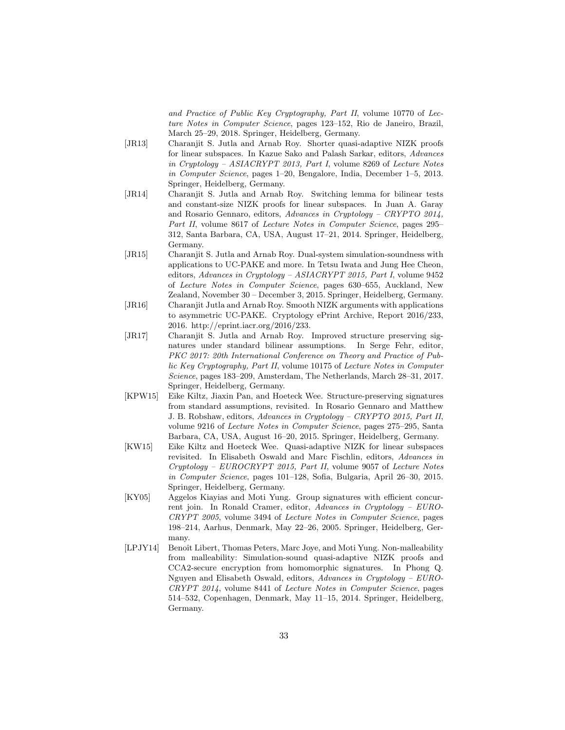*and Practice of Public Key Cryptography, Part II*, volume 10770 of *Lecture Notes in Computer Science*, pages 123–152, Rio de Janeiro, Brazil, March 25–29, 2018. Springer, Heidelberg, Germany.

[JR13] Charanjit S. Jutla and Arnab Roy. Shorter quasi-adaptive NIZK proofs for linear subspaces. In Kazue Sako and Palash Sarkar, editors, *Advances in Cryptology – ASIACRYPT 2013, Part I*, volume 8269 of *Lecture Notes in Computer Science*, pages 1–20, Bengalore, India, December 1–5, 2013. Springer, Heidelberg, Germany.

[JR14] Charanjit S. Jutla and Arnab Roy. Switching lemma for bilinear tests and constant-size NIZK proofs for linear subspaces. In Juan A. Garay and Rosario Gennaro, editors, *Advances in Cryptology – CRYPTO 2014, Part II*, volume 8617 of *Lecture Notes in Computer Science*, pages 295–312, Santa Barbara, CA, USA, August 17–21, 2014. Springer, Heidelberg, Germany.

[JR15] Charanjit S. Jutla and Arnab Roy. Dual-system simulation-soundness with applications to UC-PAKE and more. In Tetsu Iwata and Jung Hee Cheon, editors, *Advances in Cryptology – ASIACRYPT 2015, Part I*, volume 9452 of *Lecture Notes in Computer Science*, pages 630–655, Auckland, New Zealand, November 30 – December 3, 2015. Springer, Heidelberg, Germany.

[JR16] Charanjit Jutla and Arnab Roy. Smooth NIZK arguments with applications to asymmetric UC-PAKE. Cryptology ePrint Archive, Report 2016/233, 2016. http://eprint.iacr.org/2016/233.

[JR17] Charanjit S. Jutla and Arnab Roy. Improved structure preserving signatures under standard bilinear assumptions. In Serge Fehr, editor, *PKC 2017: 20th International Conference on Theory and Practice of Public Key Cryptography, Part II*, volume 10175 of *Lecture Notes in Computer Science*, pages 183–209, Amsterdam, The Netherlands, March 28–31, 2017. Springer, Heidelberg, Germany.

[KPW15] Eike Kiltz, Jiaxin Pan, and Hoeteck Wee. Structure-preserving signatures from standard assumptions, revisited. In Rosario Gennaro and Matthew J. B. Robshaw, editors, *Advances in Cryptology – CRYPTO 2015, Part II*, volume 9216 of *Lecture Notes in Computer Science*, pages 275–295, Santa Barbara, CA, USA, August 16–20, 2015. Springer, Heidelberg, Germany.

[KW15] Eike Kiltz and Hoeteck Wee. Quasi-adaptive NIZK for linear subspaces revisited. In Elisabeth Oswald and Marc Fischlin, editors, *Advances in Cryptology – EUROCRYPT 2015, Part II*, volume 9057 of *Lecture Notes in Computer Science*, pages 101–128, Sofia, Bulgaria, April 26–30, 2015. Springer, Heidelberg, Germany.

[KY05] Aggelos Kiayias and Moti Yung. Group signatures with efficient concurrent join. In Ronald Cramer, editor, *Advances in Cryptology – EUROCRYPT 2005*, volume 3494 of *Lecture Notes in Computer Science*, pages 198–214, Aarhus, Denmark, May 22–26, 2005. Springer, Heidelberg, Germany.

[LPJY14] Benoît Libert, Thomas Peters, Marc Joye, and Moti Yung. Non-malleability from malleability: Simulation-sound quasi-adaptive NIZK proofs and CCA2-secure encryption from homomorphic signatures. In Phong Q. Nguyen and Elisabeth Oswald, editors, *Advances in Cryptology – EUROCRYPT 2014*, volume 8441 of *Lecture Notes in Computer Science*, pages 514–532, Copenhagen, Denmark, May 11–15, 2014. Springer, Heidelberg, Germany.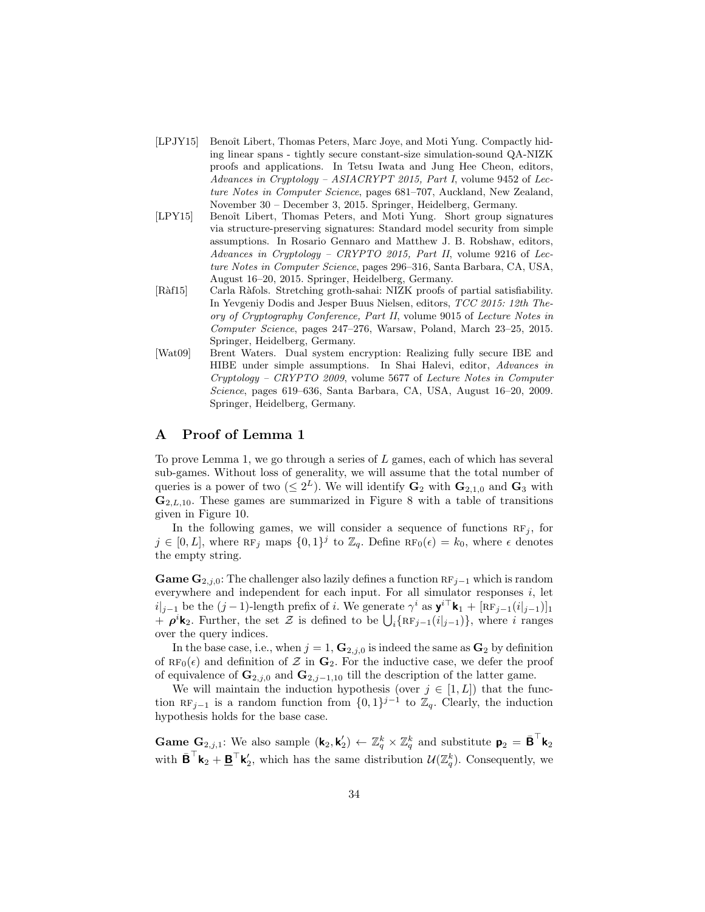- [LPJY15] Benoît Libert, Thomas Peters, Marc Joye, and Moti Yung. Compactly hiding linear spans - tightly secure constant-size simulation-sound QA-NIZK proofs and applications. In Tetsu Iwata and Jung Hee Cheon, editors, *Advances in Cryptology – ASIACRYPT 2015, Part I*, volume 9452 of *Lecture Notes in Computer Science*, pages 681–707, Auckland, New Zealand, November 30 – December 3, 2015. Springer, Heidelberg, Germany.
- [LPY15] Benoît Libert, Thomas Peters, and Moti Yung. Short group signatures via structure-preserving signatures: Standard model security from simple assumptions. In Rosario Gennaro and Matthew J. B. Robshaw, editors, *Advances in Cryptology – CRYPTO 2015, Part II*, volume 9216 of *Lecture Notes in Computer Science*, pages 296–316, Santa Barbara, CA, USA, August 16–20, 2015. Springer, Heidelberg, Germany.
- [Ràf15] Carla Ràfols. Stretching groth-sahai: NIZK proofs of partial satisfiability. In Yevgeniy Dodis and Jesper Buus Nielsen, editors, *TCC 2015: 12th Theory of Cryptography Conference, Part II*, volume 9015 of *Lecture Notes in Computer Science*, pages 247–276, Warsaw, Poland, March 23–25, 2015. Springer, Heidelberg, Germany.
- [Wat09] Brent Waters. Dual system encryption: Realizing fully secure IBE and HIBE under simple assumptions. In Shai Halevi, editor, *Advances in Cryptology – CRYPTO 2009*, volume 5677 of *Lecture Notes in Computer Science*, pages 619–636, Santa Barbara, CA, USA, August 16–20, 2009. Springer, Heidelberg, Germany.

## A Proof of Lemma 1

To prove Lemma 1, we go through a series of $L$ games, each of which has several sub-games. Without loss of generality, we will assume that the total number of queries is a power of two ($\leq 2^L$). We will identify $\mathbf{G}_2$ with $\mathbf{G}_{2,1,0}$ and $\mathbf{G}_3$ with $\mathbf{G}_{2,L,10}$. These games are summarized in Figure 8 with a table of transitions given in Figure 10.

In the following games, we will consider a sequence of functions $\mathrm{RF}_j$, for $j \in [0, L]$, where $\mathrm{RF}_j$ maps $\{0,1\}^j$ to $\mathbb{Z}_q$. Define $\mathrm{RF}_0(\epsilon) = k_0$, where $\epsilon$ denotes the empty string.

**Game $\mathbf{G}_{2,j,0}$:** The challenger also lazily defines a function $\mathrm{RF}_{j-1}$ which is random everywhere and independent for each input. For all simulator responses $i$, let $i|_{j-1}$ be the $(j-1)$-length prefix of $i$. We generate $\gamma^i$ as $\mathbf{y}^{i\top}\mathbf{k}_1 + [\mathrm{RF}_{j-1}(i|_{j-1})]_1 + \boldsymbol{\rho}^i\mathbf{k}_2$. Further, the set $\mathcal{Z}$ is defined to be $\bigcup_i\{\mathrm{RF}_{j-1}(i|_{j-1})\}$, where $i$ ranges over the query indices.

In the base case, i.e., when $j = 1$, $\mathbf{G}_{2,j,0}$ is indeed the same as $\mathbf{G}_2$ by definition of $\mathrm{RF}_0(\epsilon)$ and definition of $\mathcal{Z}$ in $\mathbf{G}_2$. For the inductive case, we defer the proof of equivalence of $\mathbf{G}_{2,j,0}$ and $\mathbf{G}_{2,j-1,10}$ till the description of the latter game.

We will maintain the induction hypothesis (over $j \in [1, L]$) that the function $\mathrm{RF}_{j-1}$ is a random function from $\{0,1\}^{j-1}$ to $\mathbb{Z}_q$. Clearly, the induction hypothesis holds for the base case.

**Game $\mathbf{G}_{2,j,1}$:** We also sample $(\mathbf{k}_2, \mathbf{k}_2') \leftarrow \mathbb{Z}_q^k \times \mathbb{Z}_q^k$ and substitute $\mathbf{p}_2 = \bar{\mathbf{B}}^\top\mathbf{k}_2$ with $\bar{\mathbf{B}}^\top\mathbf{k}_2 + \underline{\mathbf{B}}^\top\mathbf{k}_2'$, which has the same distribution $\mathcal{U}(\mathbb{Z}_q^k)$. Consequently, we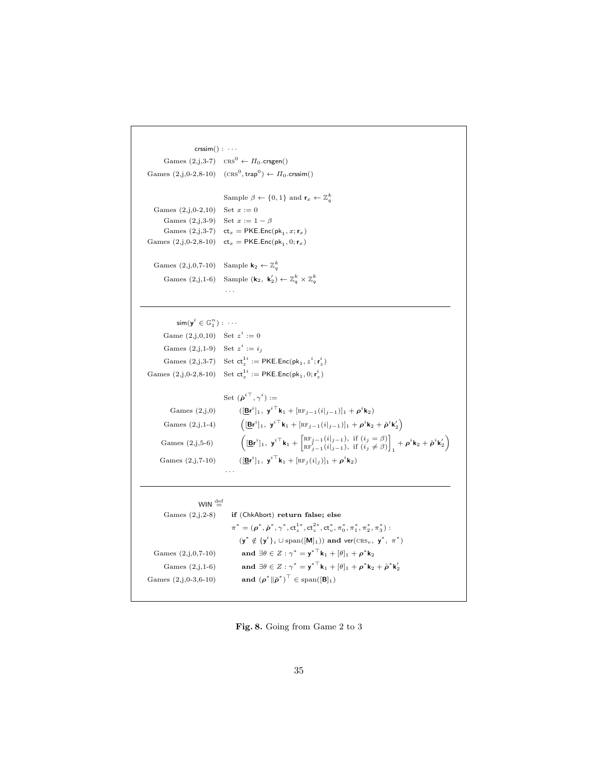$\mathsf{crssim}()$ : $\cdots$

| | |
|---|---|
| Games (2,j,3-7) | $\mathrm{CRS}^0 \leftarrow \Pi_0.\mathsf{crsgen}()$ |
| Games (2,j,0-2,8-10) | $(\mathrm{CRS}^0, \mathsf{trap}^0) \leftarrow \Pi_0.\mathsf{crssim}()$ |
| | Sample $\beta \leftarrow \{0,1\}$ and $\mathbf{r}_x \leftarrow \mathbb{Z}_q^k$ |
| Games (2,j,0-2,10) | Set $x := 0$ |
| Games (2,j,3-9) | Set $x := 1 - \beta$ |
| Games (2,j,3-7) | $\mathsf{ct}_x = \mathsf{PKE.Enc}(\mathsf{pk}_1, x; \mathbf{r}_x)$ |
| Games (2,j,0-2,8-10) | $\mathsf{ct}_x = \mathsf{PKE.Enc}(\mathsf{pk}_1, 0; \mathbf{r}_x)$ |
| Games (2,j,0,7-10) | Sample $\mathbf{k}_2 \leftarrow \mathbb{Z}_q^k$ |
| Games (2,j,1-6) | Sample $(\mathbf{k}_2,\ \mathbf{k}_2') \leftarrow \mathbb{Z}_q^k \times \mathbb{Z}_q^k$ |
| | $\cdots$ |

---

$\mathsf{sim}(\mathbf{y}^i \in \mathbb{G}_1^n)$ : $\cdots$

| | |
|---|---|
| Game (2,j,0,10) | Set $z^i := 0$ |
| Games (2,j,1-9) | Set $z^i := i_j$ |
| Games (2,j,3-7) | Set $\mathsf{ct}_z^{1i} := \mathsf{PKE.Enc}(\mathsf{pk}_1, z^i; \mathbf{r}_z^i)$ |
| Games (2,j,0-2,8-10) | Set $\mathsf{ct}_z^{1i} := \mathsf{PKE.Enc}(\mathsf{pk}_1, 0; \mathbf{r}_z^i)$ |
| | Set $(\hat{\boldsymbol{\rho}}^{i\top}, \gamma^i) :=$ |
| Games (2,j,0) | $([\underline{\mathbf{B}}\mathbf{r}^i]_1,\ \mathbf{y}^{i\top}\mathbf{k}_1 + [\mathrm{RF}_{j-1}(i\vert_{j-1})]_1 + \boldsymbol{\rho}^i\mathbf{k}_2)$ |
| Games (2,j,1-4) | $\left([\underline{\mathbf{B}}\mathbf{r}^i]_1,\ \mathbf{y}^{i\top}\mathbf{k}_1 + [\mathrm{RF}_{j-1}(i\vert_{j-1})]_1 + \boldsymbol{\rho}^i\mathbf{k}_2 + \hat{\boldsymbol{\rho}}^i\mathbf{k}_2'\right)$ |
| Games (2,j,5-6) | $\left([\underline{\mathbf{B}}\mathbf{r}^i]_1,\ \mathbf{y}^{i\top}\mathbf{k}_1 + \begin{bmatrix}\mathrm{RF}_{j-1}(i\vert_{j-1}), \text{ if } (i_j = \beta) \\ \mathrm{RF}'_{j-1}(i\vert_{j-1}), \text{ if } (i_j \neq \beta)\end{bmatrix}_1 + \boldsymbol{\rho}^i\mathbf{k}_2 + \hat{\boldsymbol{\rho}}^i\mathbf{k}_2'\right)$ |
| Games (2,j,7-10) | $([\underline{\mathbf{B}}\mathbf{r}^i]_1,\ \mathbf{y}^{i\top}\mathbf{k}_1 + [\mathrm{RF}_j(i\vert_j)]_1 + \boldsymbol{\rho}^i\mathbf{k}_2)$ |
| | $\cdots$ |

---

$\mathsf{WIN} \stackrel{\text{def}}{=}$

| | |
|---|---|
| Games (2,j,2-8) | **if** (ChkAbort) **return false; else** |
| | $\pi^* = (\boldsymbol{\rho}^*, \hat{\boldsymbol{\rho}}^*, \gamma^*, \mathsf{ct}_z^{1*}, \mathsf{ct}_z^{2*}, \mathsf{ct}_v^*, \pi_0^*, \pi_1^*, \pi_2^*, \pi_3^*)$ : |
| | $(\mathbf{y}^* \notin \{\mathbf{y}^i\}_i \cup \mathrm{span}([\mathbf{M}]_1))$ **and** $\mathsf{ver}(\mathrm{CRS}_v,\ \mathbf{y}^*,\ \pi^*)$ |
| Games (2,j,0,7-10) | **and** $\exists \theta \in Z : \gamma^* = \mathbf{y}^{*\top}\mathbf{k}_1 + [\theta]_1 + \boldsymbol{\rho}^*\mathbf{k}_2$ |
| Games (2,j,1-6) | **and** $\exists \theta \in Z : \gamma^* = \mathbf{y}^{*\top}\mathbf{k}_1 + [\theta]_1 + \boldsymbol{\rho}^*\mathbf{k}_2 + \hat{\boldsymbol{\rho}}^*\mathbf{k}_2'$ |
| Games (2,j,0-3,6-10) | **and** $(\boldsymbol{\rho}^* \Vert \hat{\boldsymbol{\rho}}^*)^\top \in \mathrm{span}([\mathbf{B}]_1)$ |

**Fig. 8.** Going from Game 2 to 3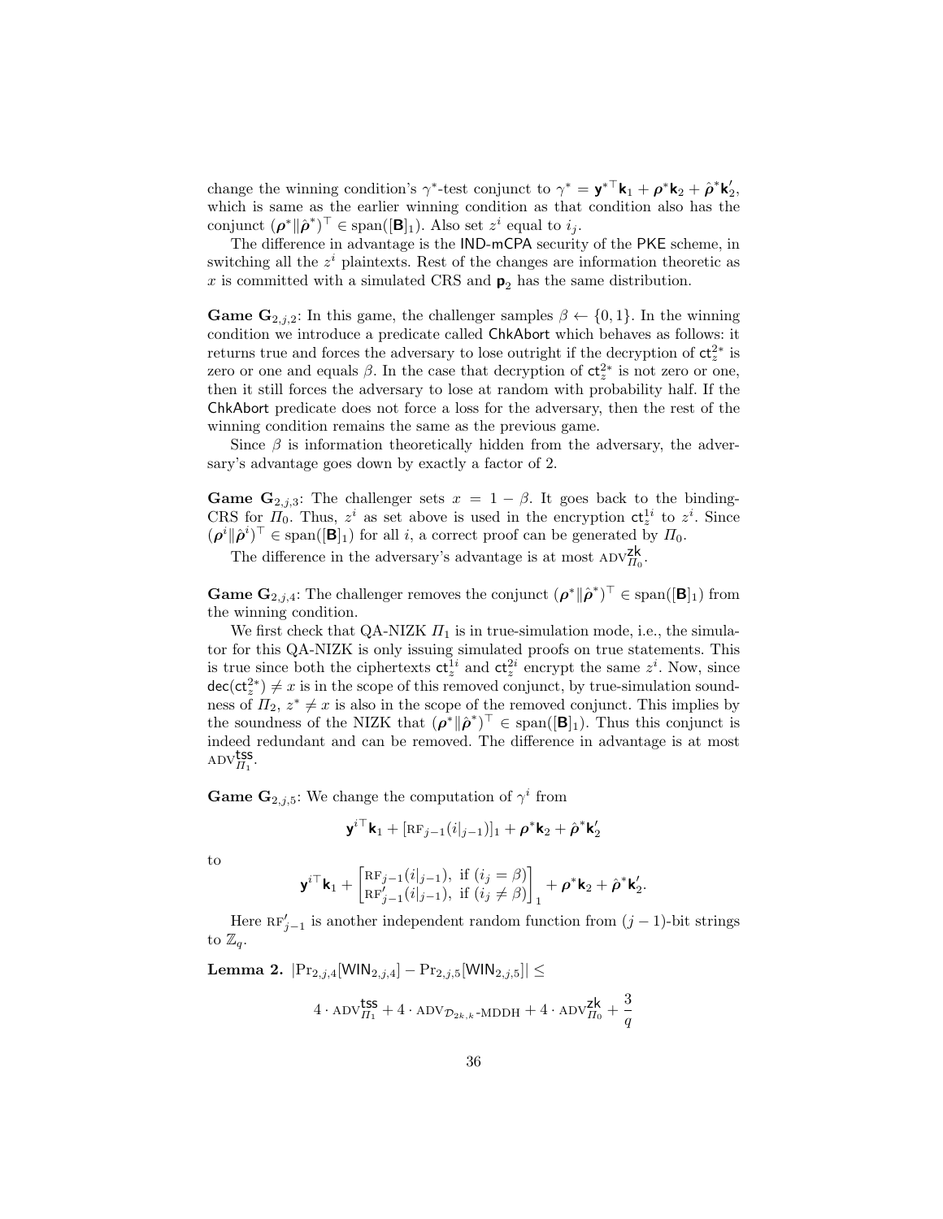change the winning condition's $\gamma^*$-test conjunct to $\gamma^* = \mathbf{y}^{*\top}\mathbf{k}_1 + \boldsymbol{\rho}^*\mathbf{k}_2 + \hat{\boldsymbol{\rho}}^*\mathbf{k}_2'$, which is same as the earlier winning condition as that condition also has the conjunct $(\boldsymbol{\rho}^* \| \hat{\boldsymbol{\rho}}^*)^\top \in \mathrm{span}([\mathbf{B}]_1)$. Also set $z^i$ equal to $i_j$.

The difference in advantage is the IND-mCPA security of the PKE scheme, in switching all the $z^i$ plaintexts. Rest of the changes are information theoretic as $x$ is committed with a simulated CRS and $\mathbf{p}_2$ has the same distribution.

**Game $\mathbf{G}_{2,j,2}$:** In this game, the challenger samples $\beta \leftarrow \{0,1\}$. In the winning condition we introduce a predicate called ChkAbort which behaves as follows: it returns true and forces the adversary to lose outright if the decryption of $\mathsf{ct}_z^{2*}$ is zero or one and equals $\beta$. In the case that decryption of $\mathsf{ct}_z^{2*}$ is not zero or one, then it still forces the adversary to lose at random with probability half. If the ChkAbort predicate does not force a loss for the adversary, then the rest of the winning condition remains the same as the previous game.

Since $\beta$ is information theoretically hidden from the adversary, the adversary's advantage goes down by exactly a factor of 2.

**Game $\mathbf{G}_{2,j,3}$:** The challenger sets $x = 1 - \beta$. It goes back to the binding-CRS for $\Pi_0$. Thus, $z^i$ as set above is used in the encryption $\mathsf{ct}_z^{1i}$ to $z^i$. Since $(\boldsymbol{\rho}^i \| \hat{\boldsymbol{\rho}}^i)^\top \in \mathrm{span}([\mathbf{B}]_1)$ for all $i$, a correct proof can be generated by $\Pi_0$.

The difference in the adversary's advantage is at most $\mathrm{ADV}^{\mathsf{zk}}_{\Pi_0}$.

**Game $\mathbf{G}_{2,j,4}$:** The challenger removes the conjunct $(\boldsymbol{\rho}^* \| \hat{\boldsymbol{\rho}}^*)^\top \in \mathrm{span}([\mathbf{B}]_1)$ from the winning condition.

We first check that QA-NIZK $\Pi_1$ is in true-simulation mode, i.e., the simulator for this QA-NIZK is only issuing simulated proofs on true statements. This is true since both the ciphertexts $\mathsf{ct}_z^{1i}$ and $\mathsf{ct}_z^{2i}$ encrypt the same $z^i$. Now, since $\mathsf{dec}(\mathsf{ct}_z^{2*}) \neq x$ is in the scope of this removed conjunct, by true-simulation soundness of $\Pi_2$, $z^* \neq x$ is also in the scope of the removed conjunct. This implies by the soundness of the NIZK that $(\boldsymbol{\rho}^* \| \hat{\boldsymbol{\rho}}^*)^\top \in \mathrm{span}([\mathbf{B}]_1)$. Thus this conjunct is indeed redundant and can be removed. The difference in advantage is at most $\mathrm{ADV}^{\mathsf{tss}}_{\Pi_1}$.

**Game $\mathbf{G}_{2,j,5}$:** We change the computation of $\gamma^i$ from

$$\mathbf{y}^{i\top}\mathbf{k}_1 + [\mathrm{RF}_{j-1}(i|_{j-1})]_1 + \boldsymbol{\rho}^*\mathbf{k}_2 + \hat{\boldsymbol{\rho}}^*\mathbf{k}_2'$$

to

$$\mathbf{y}^{i\top}\mathbf{k}_1 + \begin{bmatrix} \mathrm{RF}_{j-1}(i|_{j-1}), \text{ if } (i_j = \beta) \\ \mathrm{RF}'_{j-1}(i|_{j-1}), \text{ if } (i_j \neq \beta) \end{bmatrix}_1 + \boldsymbol{\rho}^*\mathbf{k}_2 + \hat{\boldsymbol{\rho}}^*\mathbf{k}_2'.$$

Here $\mathrm{RF}'_{j-1}$ is another independent random function from $(j-1)$-bit strings to $\mathbb{Z}_q$.

**Lemma 2.** $|\Pr_{2,j,4}[\mathsf{WIN}_{2,j,4}] - \Pr_{2,j,5}[\mathsf{WIN}_{2,j,5}]| \leq$

$$4 \cdot \mathrm{ADV}^{\mathsf{tss}}_{\Pi_1} + 4 \cdot \mathrm{ADV}_{\mathcal{D}_{2k,k}\text{-MDDH}} + 4 \cdot \mathrm{ADV}^{\mathsf{zk}}_{\Pi_0} + \frac{3}{q}$$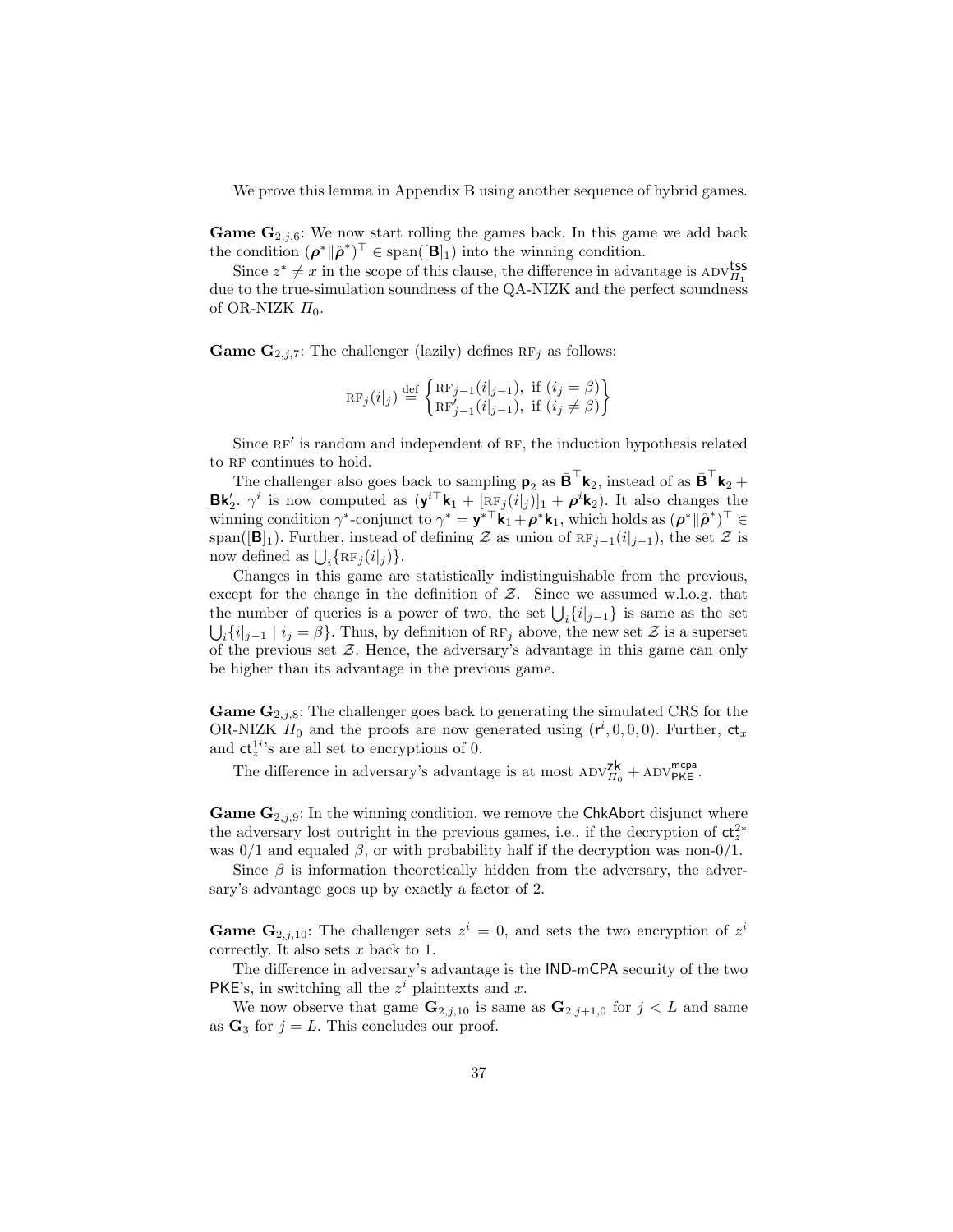We prove this lemma in Appendix B using another sequence of hybrid games.

**Game $\mathbf{G}_{2,j,6}$**: We now start rolling the games back. In this game we add back the condition $(\boldsymbol{\rho}^* \| \hat{\boldsymbol{\rho}}^*)^\top \in \mathrm{span}([\mathbf{B}]_1)$ into the winning condition.

Since $z^* \neq x$ in the scope of this clause, the difference in advantage is $\mathrm{ADV}^{\mathsf{tss}}_{\Pi_1}$ due to the true-simulation soundness of the QA-NIZK and the perfect soundness of OR-NIZK $\Pi_0$.

**Game $\mathbf{G}_{2,j,7}$**: The challenger (lazily) defines $\mathrm{RF}_j$ as follows:

$$\mathrm{RF}_j(i|_j) \stackrel{\text{def}}{=} \begin{Bmatrix} \mathrm{RF}_{j-1}(i|_{j-1}), \text{ if } (i_j = \beta) \\ \mathrm{RF}'_{j-1}(i|_{j-1}), \text{ if } (i_j \neq \beta) \end{Bmatrix}$$

Since $\mathrm{RF}'$ is random and independent of $\mathrm{RF}$, the induction hypothesis related to $\mathrm{RF}$ continues to hold.

The challenger also goes back to sampling $\mathbf{p}_2$ as $\bar{\mathbf{B}}^\top \mathbf{k}_2$, instead of as $\bar{\mathbf{B}}^\top \mathbf{k}_2 + \underline{\mathbf{B}}\mathbf{k}'_2$. $\gamma^i$ is now computed as $(\mathbf{y}^{i\top}\mathbf{k}_1 + [\mathrm{RF}_j(i|_j)]_1 + \boldsymbol{\rho}^i \mathbf{k}_2)$. It also changes the winning condition $\gamma^*$-conjunct to $\gamma^* = \mathbf{y}^{*\top}\mathbf{k}_1 + \boldsymbol{\rho}^* \mathbf{k}_1$, which holds as $(\boldsymbol{\rho}^* \| \hat{\boldsymbol{\rho}}^*)^\top \in \mathrm{span}([\mathbf{B}]_1)$. Further, instead of defining $\mathcal{Z}$ as union of $\mathrm{RF}_{j-1}(i|_{j-1})$, the set $\mathcal{Z}$ is now defined as $\bigcup_i \{\mathrm{RF}_j(i|_j)\}$.

Changes in this game are statistically indistinguishable from the previous, except for the change in the definition of $\mathcal{Z}$. Since we assumed w.l.o.g. that the number of queries is a power of two, the set $\bigcup_i \{i|_{j-1}\}$ is same as the set $\bigcup_i \{i|_{j-1} \mid i_j = \beta\}$. Thus, by definition of $\mathrm{RF}_j$ above, the new set $\mathcal{Z}$ is a superset of the previous set $\mathcal{Z}$. Hence, the adversary's advantage in this game can only be higher than its advantage in the previous game.

**Game $\mathbf{G}_{2,j,8}$**: The challenger goes back to generating the simulated CRS for the OR-NIZK $\Pi_0$ and the proofs are now generated using $(\mathbf{r}^i, 0, 0, 0)$. Further, $\mathsf{ct}_x$ and $\mathsf{ct}^{1i}_z$'s are all set to encryptions of 0.

The difference in adversary's advantage is at most $\mathrm{ADV}^{\mathsf{zk}}_{\Pi_0} + \mathrm{ADV}^{\mathsf{mcpa}}_{\mathsf{PKE}}$.

**Game $\mathbf{G}_{2,j,9}$**: In the winning condition, we remove the $\mathsf{ChkAbort}$ disjunct where the adversary lost outright in the previous games, i.e., if the decryption of $\mathsf{ct}^{2*}_z$ was 0/1 and equaled $\beta$, or with probability half if the decryption was non-0/1.

Since $\beta$ is information theoretically hidden from the adversary, the adversary's advantage goes up by exactly a factor of 2.

**Game $\mathbf{G}_{2,j,10}$**: The challenger sets $z^i = 0$, and sets the two encryption of $z^i$ correctly. It also sets $x$ back to 1.

The difference in adversary's advantage is the $\mathsf{IND\text{-}mCPA}$ security of the two $\mathsf{PKE}$'s, in switching all the $z^i$ plaintexts and $x$.

We now observe that game $\mathbf{G}_{2,j,10}$ is same as $\mathbf{G}_{2,j+1,0}$ for $j < L$ and same as $\mathbf{G}_3$ for $j = L$. This concludes our proof.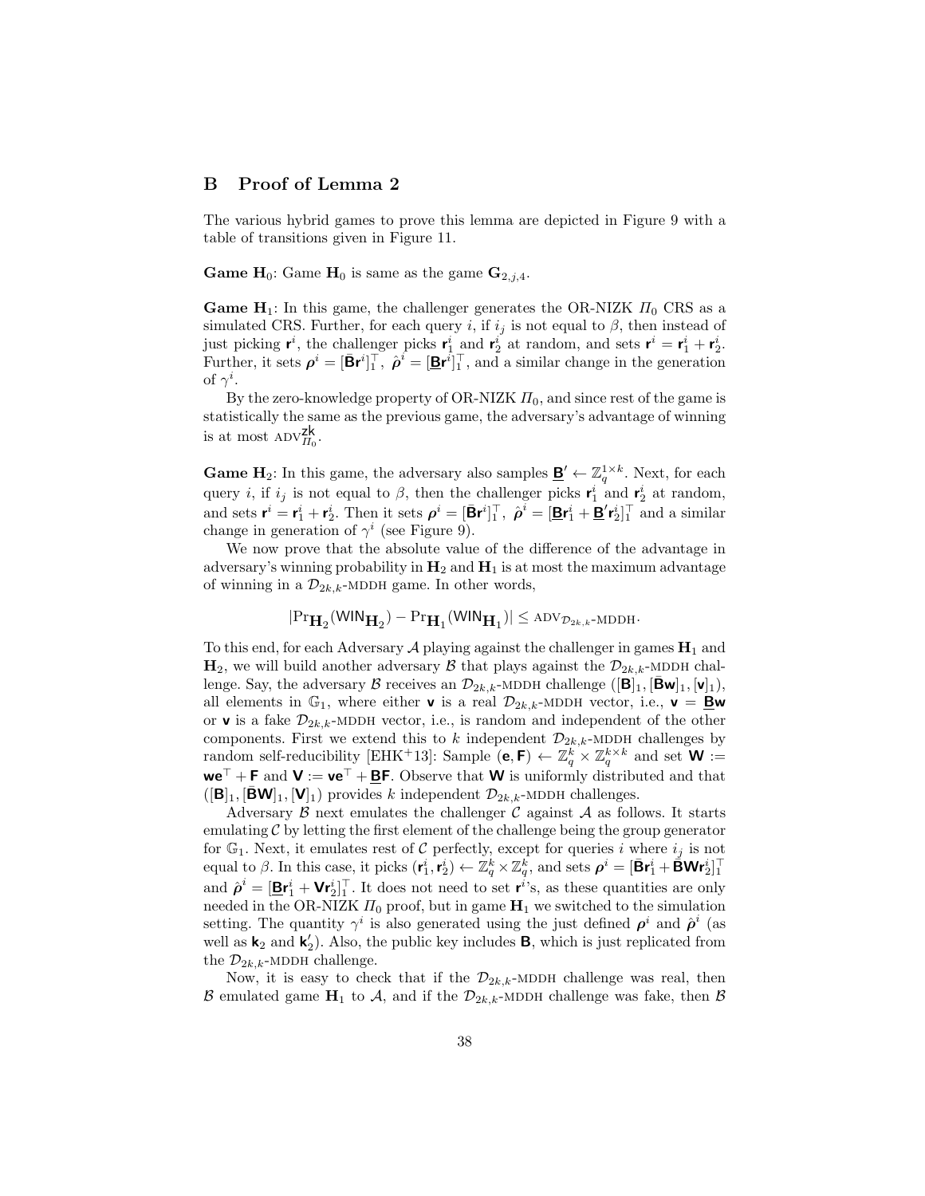## B Proof of Lemma 2

The various hybrid games to prove this lemma are depicted in Figure 9 with a table of transitions given in Figure 11.

**Game $\mathbf{H}_0$**: Game $\mathbf{H}_0$ is same as the game $\mathbf{G}_{2,j,4}$.

**Game $\mathbf{H}_1$**: In this game, the challenger generates the OR-NIZK $\Pi_0$ CRS as a simulated CRS. Further, for each query $i$, if $i_j$ is not equal to $\beta$, then instead of just picking $\mathbf{r}^i$, the challenger picks $\mathbf{r}_1^i$ and $\mathbf{r}_2^i$ at random, and sets $\mathbf{r}^i = \mathbf{r}_1^i + \mathbf{r}_2^i$. Further, it sets $\boldsymbol{\rho}^i = [\bar{\mathbf{B}}\mathbf{r}^i]_1^\top$, $\hat{\boldsymbol{\rho}}^i = [\underline{\mathbf{B}}\mathbf{r}^i]_1^\top$, and a similar change in the generation of $\gamma^i$.

By the zero-knowledge property of OR-NIZK $\Pi_0$, and since rest of the game is statistically the same as the previous game, the adversary's advantage of winning is at most $\text{ADV}^{\mathsf{zk}}_{\Pi_0}$.

**Game $\mathbf{H}_2$**: In this game, the adversary also samples $\underline{\mathbf{B}}' \leftarrow \mathbb{Z}_q^{1\times k}$. Next, for each query $i$, if $i_j$ is not equal to $\beta$, then the challenger picks $\mathbf{r}_1^i$ and $\mathbf{r}_2^i$ at random, and sets $\mathbf{r}^i = \mathbf{r}_1^i + \mathbf{r}_2^i$. Then it sets $\boldsymbol{\rho}^i = [\bar{\mathbf{B}}\mathbf{r}^i]_1^\top$, $\hat{\boldsymbol{\rho}}^i = [\underline{\mathbf{B}}\mathbf{r}_1^i + \underline{\mathbf{B}}'\mathbf{r}_2^i]_1^\top$ and a similar change in generation of $\gamma^i$ (see Figure 9).

We now prove that the absolute value of the difference of the advantage in adversary's winning probability in $\mathbf{H}_2$ and $\mathbf{H}_1$ is at most the maximum advantage of winning in a $\mathcal{D}_{2k,k}$-MDDH game. In other words,

$$|\Pr_{\mathbf{H}_2}(\mathsf{WIN}_{\mathbf{H}_2}) - \Pr_{\mathbf{H}_1}(\mathsf{WIN}_{\mathbf{H}_1})| \leq \text{ADV}_{\mathcal{D}_{2k,k}\text{-MDDH}}.$$

To this end, for each Adversary $\mathcal{A}$ playing against the challenger in games $\mathbf{H}_1$ and $\mathbf{H}_2$, we will build another adversary $\mathcal{B}$ that plays against the $\mathcal{D}_{2k,k}$-MDDH challenge. Say, the adversary $\mathcal{B}$ receives an $\mathcal{D}_{2k,k}$-MDDH challenge $([\mathbf{B}]_1, [\bar{\mathbf{B}}\mathbf{w}]_1, [\mathbf{v}]_1)$, all elements in $\mathbb{G}_1$, where either $\mathbf{v}$ is a real $\mathcal{D}_{2k,k}$-MDDH vector, i.e., $\mathbf{v} = \underline{\mathbf{B}}\mathbf{w}$ or $\mathbf{v}$ is a fake $\mathcal{D}_{2k,k}$-MDDH vector, i.e., is random and independent of the other components. First we extend this to $k$ independent $\mathcal{D}_{2k,k}$-MDDH challenges by random self-reducibility [EHK+13]: Sample $(\mathbf{e}, \mathbf{F}) \leftarrow \mathbb{Z}_q^k \times \mathbb{Z}_q^{k\times k}$ and set $\mathbf{W} := \mathbf{w}\mathbf{e}^\top + \mathbf{F}$ and $\mathbf{V} := \mathbf{v}\mathbf{e}^\top + \underline{\mathbf{B}}\mathbf{F}$. Observe that $\mathbf{W}$ is uniformly distributed and that $([\mathbf{B}]_1, [\bar{\mathbf{B}}\mathbf{W}]_1, [\mathbf{V}]_1)$ provides $k$ independent $\mathcal{D}_{2k,k}$-MDDH challenges.

Adversary $\mathcal{B}$ next emulates the challenger $\mathcal{C}$ against $\mathcal{A}$ as follows. It starts emulating $\mathcal{C}$ by letting the first element of the challenge being the group generator for $\mathbb{G}_1$. Next, it emulates rest of $\mathcal{C}$ perfectly, except for queries $i$ where $i_j$ is not equal to $\beta$. In this case, it picks $(\mathbf{r}_1^i, \mathbf{r}_2^i) \leftarrow \mathbb{Z}_q^k \times \mathbb{Z}_q^k$, and sets $\boldsymbol{\rho}^i = [\bar{\mathbf{B}}\mathbf{r}_1^i + \bar{\mathbf{B}}\mathbf{W}\mathbf{r}_2^i]_1^\top$ and $\hat{\boldsymbol{\rho}}^i = [\underline{\mathbf{B}}\mathbf{r}_1^i + \mathbf{V}\mathbf{r}_2^i]_1^\top$. It does not need to set $\mathbf{r}^i$'s, as these quantities are only needed in the OR-NIZK $\Pi_0$ proof, but in game $\mathbf{H}_1$ we switched to the simulation setting. The quantity $\gamma^i$ is also generated using the just defined $\boldsymbol{\rho}^i$ and $\hat{\boldsymbol{\rho}}^i$ (as well as $\mathbf{k}_2$ and $\mathbf{k}_2'$). Also, the public key includes $\mathbf{B}$, which is just replicated from the $\mathcal{D}_{2k,k}$-MDDH challenge.

Now, it is easy to check that if the $\mathcal{D}_{2k,k}$-MDDH challenge was real, then $\mathcal{B}$ emulated game $\mathbf{H}_1$ to $\mathcal{A}$, and if the $\mathcal{D}_{2k,k}$-MDDH challenge was fake, then $\mathcal{B}$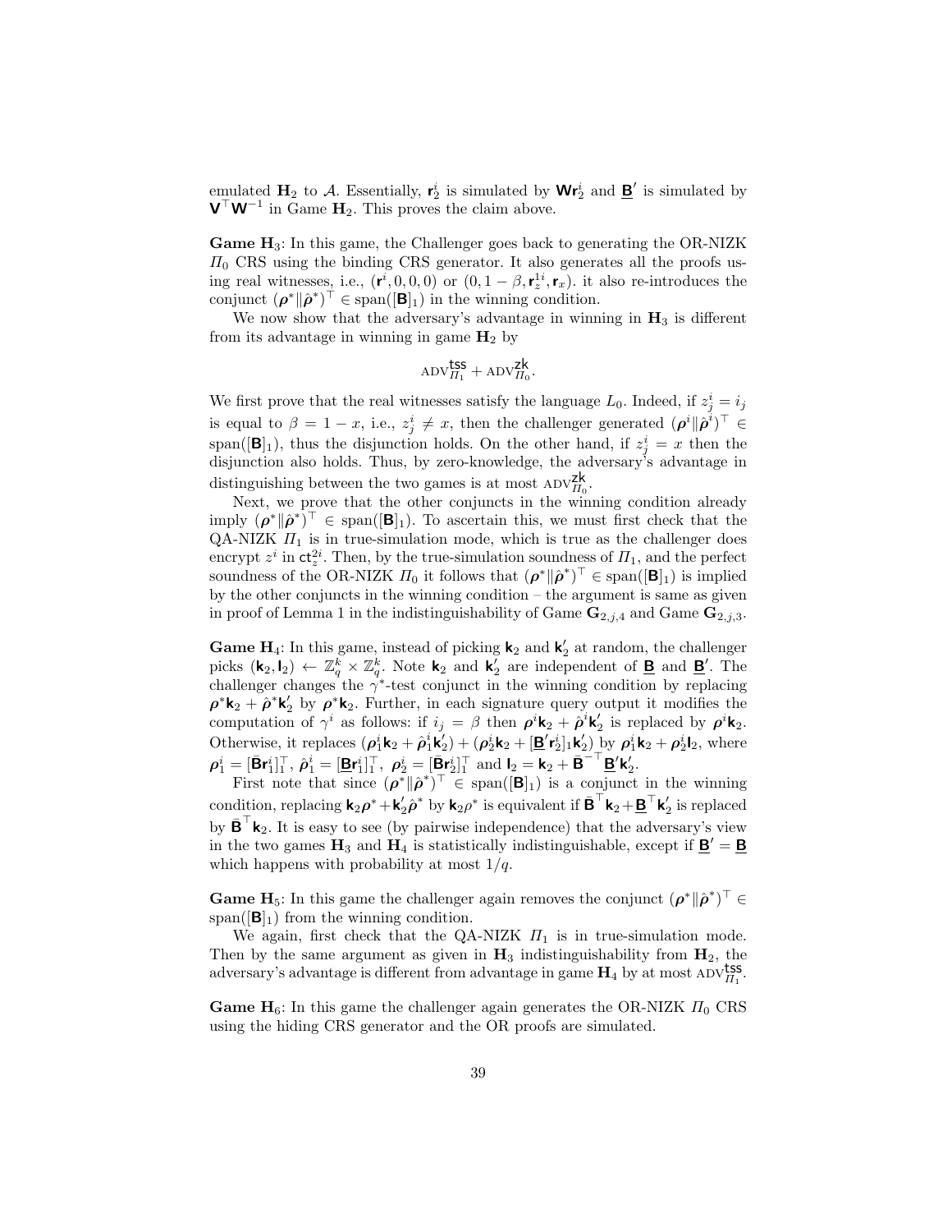emulated $\mathbf{H}_2$ to $\mathcal{A}$. Essentially, $\mathbf{r}_2^i$ is simulated by $\mathbf{W}\mathbf{r}_2^i$ and $\underline{\mathbf{B}}'$ is simulated by $\mathbf{V}^\top\mathbf{W}^{-1}$ in Game $\mathbf{H}_2$. This proves the claim above.

**Game $\mathbf{H}_3$**: In this game, the Challenger goes back to generating the OR-NIZK $\Pi_0$ CRS using the binding CRS generator. It also generates all the proofs using real witnesses, i.e., $(\mathbf{r}^i, 0, 0, 0)$ or $(0, 1-\beta, \mathbf{r}_z^{1i}, \mathbf{r}_x)$. it also re-introduces the conjunct $(\boldsymbol{\rho}^* \| \hat{\boldsymbol{\rho}}^*)^\top \in \mathrm{span}([\mathbf{B}]_1)$ in the winning condition.

We now show that the adversary's advantage in winning in $\mathbf{H}_3$ is different from its advantage in winning in game $\mathbf{H}_2$ by

$$\mathrm{ADV}^{\mathsf{tss}}_{\Pi_1} + \mathrm{ADV}^{\mathsf{zk}}_{\Pi_0}.$$

We first prove that the real witnesses satisfy the language $L_0$. Indeed, if $z_j^i = i_j$ is equal to $\beta = 1-x$, i.e., $z_j^i \neq x$, then the challenger generated $(\boldsymbol{\rho}^i \| \hat{\boldsymbol{\rho}}^i)^\top \in \mathrm{span}([\mathbf{B}]_1)$, thus the disjunction holds. On the other hand, if $z_j^i = x$ then the disjunction also holds. Thus, by zero-knowledge, the adversary's advantage in distinguishing between the two games is at most $\mathrm{ADV}^{\mathsf{zk}}_{\Pi_0}$.

Next, we prove that the other conjuncts in the winning condition already imply $(\boldsymbol{\rho}^* \| \hat{\boldsymbol{\rho}}^*)^\top \in \mathrm{span}([\mathbf{B}]_1)$. To ascertain this, we must first check that the QA-NIZK $\Pi_1$ is in true-simulation mode, which is true as the challenger does encrypt $z^i$ in $\mathsf{ct}_z^{2i}$. Then, by the true-simulation soundness of $\Pi_1$, and the perfect soundness of the OR-NIZK $\Pi_0$ it follows that $(\boldsymbol{\rho}^* \| \hat{\boldsymbol{\rho}}^*)^\top \in \mathrm{span}([\mathbf{B}]_1)$ is implied by the other conjuncts in the winning condition – the argument is same as given in proof of Lemma 1 in the indistinguishability of Game $\mathbf{G}_{2,j,4}$ and Game $\mathbf{G}_{2,j,3}$.

**Game $\mathbf{H}_4$**: In this game, instead of picking $\mathbf{k}_2$ and $\mathbf{k}_2'$ at random, the challenger picks $(\mathbf{k}_2, \mathbf{l}_2) \leftarrow \mathbb{Z}_q^k \times \mathbb{Z}_q^k$. Note $\mathbf{k}_2$ and $\mathbf{k}_2'$ are independent of $\underline{\mathbf{B}}$ and $\underline{\mathbf{B}}'$. The challenger changes the $\gamma^*$-test conjunct in the winning condition by replacing $\boldsymbol{\rho}^*\mathbf{k}_2 + \hat{\boldsymbol{\rho}}^*\mathbf{k}_2'$ by $\boldsymbol{\rho}^*\mathbf{k}_2$. Further, in each signature query output it modifies the computation of $\gamma^i$ as follows: if $i_j = \beta$ then $\boldsymbol{\rho}^i\mathbf{k}_2 + \hat{\boldsymbol{\rho}}^i\mathbf{k}_2'$ is replaced by $\boldsymbol{\rho}^i\mathbf{k}_2$. Otherwise, it replaces $(\boldsymbol{\rho}_1^i\mathbf{k}_2 + \hat{\boldsymbol{\rho}}_1^i\mathbf{k}_2') + (\boldsymbol{\rho}_2^i\mathbf{k}_2 + [\underline{\mathbf{B}}'\mathbf{r}_2^i]_1\mathbf{k}_2')$ by $\boldsymbol{\rho}_1^i\mathbf{k}_2 + \boldsymbol{\rho}_2^i\mathbf{l}_2$, where $\boldsymbol{\rho}_1^i = [\bar{\mathbf{B}}\mathbf{r}_1^i]_1^\top$, $\hat{\boldsymbol{\rho}}_1^i = [\underline{\mathbf{B}}\mathbf{r}_1^i]_1^\top$, $\boldsymbol{\rho}_2^i = [\bar{\mathbf{B}}\mathbf{r}_2^i]_1^\top$ and $\mathbf{l}_2 = \mathbf{k}_2 + \bar{\mathbf{B}}^{-\top}\underline{\mathbf{B}}'\mathbf{k}_2'$.

First note that since $(\boldsymbol{\rho}^* \| \hat{\boldsymbol{\rho}}^*)^\top \in \mathrm{span}([\mathbf{B}]_1)$ is a conjunct in the winning condition, replacing $\mathbf{k}_2\boldsymbol{\rho}^* + \mathbf{k}_2'\hat{\boldsymbol{\rho}}^*$ by $\mathbf{k}_2\rho^*$ is equivalent if $\bar{\mathbf{B}}^\top\mathbf{k}_2 + \underline{\mathbf{B}}^\top\mathbf{k}_2'$ is replaced by $\bar{\mathbf{B}}^\top\mathbf{k}_2$. It is easy to see (by pairwise independence) that the adversary's view in the two games $\mathbf{H}_3$ and $\mathbf{H}_4$ is statistically indistinguishable, except if $\underline{\mathbf{B}}' = \underline{\mathbf{B}}$ which happens with probability at most $1/q$.

**Game $\mathbf{H}_5$**: In this game the challenger again removes the conjunct $(\boldsymbol{\rho}^* \| \hat{\boldsymbol{\rho}}^*)^\top \in \mathrm{span}([\mathbf{B}]_1)$ from the winning condition.

We again, first check that the QA-NIZK $\Pi_1$ is in true-simulation mode. Then by the same argument as given in $\mathbf{H}_3$ indistinguishability from $\mathbf{H}_2$, the adversary's advantage is different from advantage in game $\mathbf{H}_4$ by at most $\mathrm{ADV}^{\mathsf{tss}}_{\Pi_1}$.

**Game $\mathbf{H}_6$**: In this game the challenger again generates the OR-NIZK $\Pi_0$ CRS using the hiding CRS generator and the OR proofs are simulated.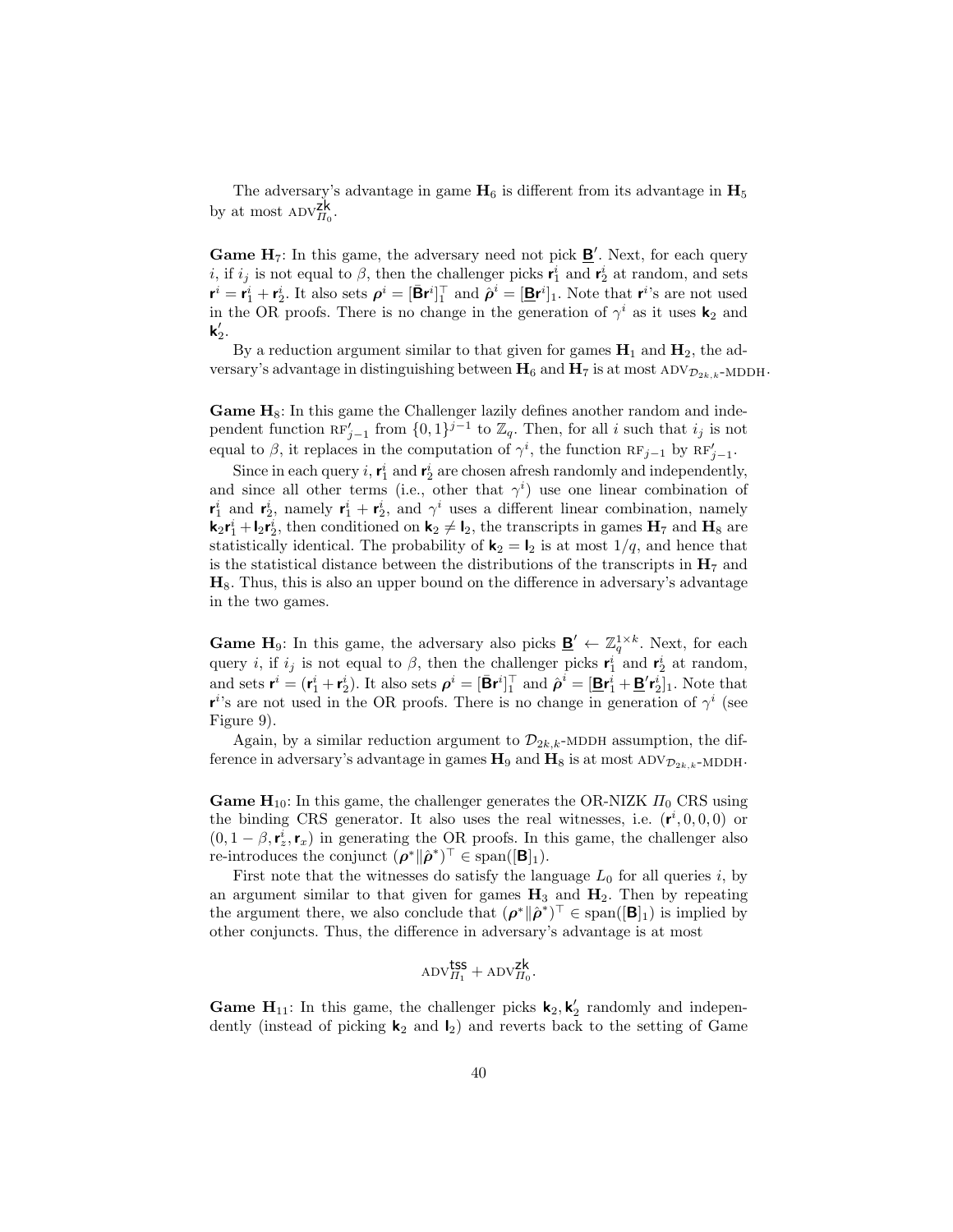The adversary's advantage in game $\mathbf{H}_6$ is different from its advantage in $\mathbf{H}_5$ by at most $\text{ADV}^{\mathsf{zk}}_{\Pi_0}$.

**Game $\mathbf{H}_7$**: In this game, the adversary need not pick $\underline{\mathbf{B}}'$. Next, for each query $i$, if $i_j$ is not equal to $\beta$, then the challenger picks $\mathbf{r}^i_1$ and $\mathbf{r}^i_2$ at random, and sets $\mathbf{r}^i = \mathbf{r}^i_1 + \mathbf{r}^i_2$. It also sets $\boldsymbol{\rho}^i = [\bar{\mathbf{B}}\mathbf{r}^i]_1^\top$ and $\hat{\boldsymbol{\rho}}^i = [\underline{\mathbf{B}}\mathbf{r}^i]_1$. Note that $\mathbf{r}^i$'s are not used in the OR proofs. There is no change in the generation of $\gamma^i$ as it uses $\mathbf{k}_2$ and $\mathbf{k}'_2$.

By a reduction argument similar to that given for games $\mathbf{H}_1$ and $\mathbf{H}_2$, the adversary's advantage in distinguishing between $\mathbf{H}_6$ and $\mathbf{H}_7$ is at most $\text{ADV}_{\mathcal{D}_{2k,k}\text{-MDDH}}$.

**Game $\mathbf{H}_8$**: In this game the Challenger lazily defines another random and independent function $\text{RF}'_{j-1}$ from $\{0,1\}^{j-1}$ to $\mathbb{Z}_q$. Then, for all $i$ such that $i_j$ is not equal to $\beta$, it replaces in the computation of $\gamma^i$, the function $\text{RF}_{j-1}$ by $\text{RF}'_{j-1}$.

Since in each query $i$, $\mathbf{r}^i_1$ and $\mathbf{r}^i_2$ are chosen afresh randomly and independently, and since all other terms (i.e., other that $\gamma^i$) use one linear combination of $\mathbf{r}^i_1$ and $\mathbf{r}^i_2$, namely $\mathbf{r}^i_1 + \mathbf{r}^i_2$, and $\gamma^i$ uses a different linear combination, namely $\mathbf{k}_2\mathbf{r}^i_1 + \mathbf{l}_2\mathbf{r}^i_2$, then conditioned on $\mathbf{k}_2 \neq \mathbf{l}_2$, the transcripts in games $\mathbf{H}_7$ and $\mathbf{H}_8$ are statistically identical. The probability of $\mathbf{k}_2 = \mathbf{l}_2$ is at most $1/q$, and hence that is the statistical distance between the distributions of the transcripts in $\mathbf{H}_7$ and $\mathbf{H}_8$. Thus, this is also an upper bound on the difference in adversary's advantage in the two games.

**Game $\mathbf{H}_9$**: In this game, the adversary also picks $\underline{\mathbf{B}}' \leftarrow \mathbb{Z}_q^{1\times k}$. Next, for each query $i$, if $i_j$ is not equal to $\beta$, then the challenger picks $\mathbf{r}^i_1$ and $\mathbf{r}^i_2$ at random, and sets $\mathbf{r}^i = (\mathbf{r}^i_1 + \mathbf{r}^i_2)$. It also sets $\boldsymbol{\rho}^i = [\bar{\mathbf{B}}\mathbf{r}^i]_1^\top$ and $\hat{\boldsymbol{\rho}}^i = [\underline{\mathbf{B}}\mathbf{r}^i_1 + \underline{\mathbf{B}}'\mathbf{r}^i_2]_1$. Note that $\mathbf{r}^i$'s are not used in the OR proofs. There is no change in generation of $\gamma^i$ (see Figure 9).

Again, by a similar reduction argument to $\mathcal{D}_{2k,k}$-MDDH assumption, the difference in adversary's advantage in games $\mathbf{H}_9$ and $\mathbf{H}_8$ is at most $\text{ADV}_{\mathcal{D}_{2k,k}\text{-MDDH}}$.

**Game $\mathbf{H}_{10}$**: In this game, the challenger generates the OR-NIZK $\Pi_0$ CRS using the binding CRS generator. It also uses the real witnesses, i.e. $(\mathbf{r}^i, 0, 0, 0)$ or $(0, 1-\beta, \mathbf{r}^i_z, \mathbf{r}_x)$ in generating the OR proofs. In this game, the challenger also re-introduces the conjunct $(\boldsymbol{\rho}^* \| \hat{\boldsymbol{\rho}}^*)^\top \in \text{span}([\mathbf{B}]_1)$.

First note that the witnesses do satisfy the language $L_0$ for all queries $i$, by an argument similar to that given for games $\mathbf{H}_3$ and $\mathbf{H}_2$. Then by repeating the argument there, we also conclude that $(\boldsymbol{\rho}^* \| \hat{\boldsymbol{\rho}}^*)^\top \in \text{span}([\mathbf{B}]_1)$ is implied by other conjuncts. Thus, the difference in adversary's advantage is at most

$$\text{ADV}^{\mathsf{tss}}_{\Pi_1} + \text{ADV}^{\mathsf{zk}}_{\Pi_0}.$$

**Game $\mathbf{H}_{11}$**: In this game, the challenger picks $\mathbf{k}_2, \mathbf{k}'_2$ randomly and independently (instead of picking $\mathbf{k}_2$ and $\mathbf{l}_2$) and reverts back to the setting of Game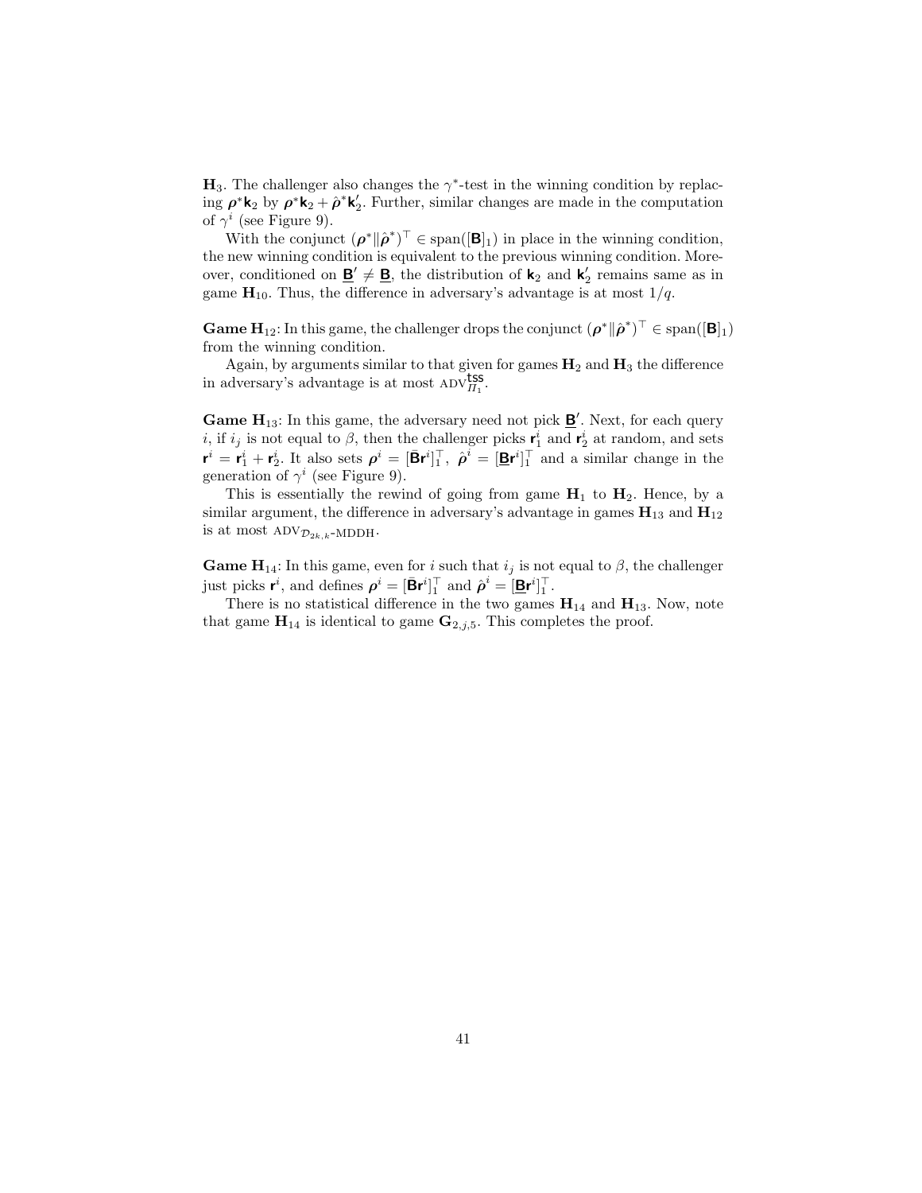$\mathbf{H}_3$. The challenger also changes the $\gamma^*$-test in the winning condition by replacing $\boldsymbol{\rho}^* \mathbf{k}_2$ by $\boldsymbol{\rho}^* \mathbf{k}_2 + \hat{\boldsymbol{\rho}}^* \mathbf{k}_2'$. Further, similar changes are made in the computation of $\gamma^i$ (see Figure 9).

With the conjunct $(\boldsymbol{\rho}^* \| \hat{\boldsymbol{\rho}}^*)^\top \in \text{span}([\mathbf{B}]_1)$ in place in the winning condition, the new winning condition is equivalent to the previous winning condition. Moreover, conditioned on $\underline{\mathbf{B}}' \neq \underline{\mathbf{B}}$, the distribution of $\mathbf{k}_2$ and $\mathbf{k}_2'$ remains same as in game $\mathbf{H}_{10}$. Thus, the difference in adversary's advantage is at most $1/q$.

**Game $\mathbf{H}_{12}$**: In this game, the challenger drops the conjunct $(\boldsymbol{\rho}^* \| \hat{\boldsymbol{\rho}}^*)^\top \in \text{span}([\mathbf{B}]_1)$ from the winning condition.

Again, by arguments similar to that given for games $\mathbf{H}_2$ and $\mathbf{H}_3$ the difference in adversary's advantage is at most $\text{ADV}_{\Pi_1}^{\mathsf{tss}}$.

**Game $\mathbf{H}_{13}$**: In this game, the adversary need not pick $\underline{\mathbf{B}}'$. Next, for each query $i$, if $i_j$ is not equal to $\beta$, then the challenger picks $\mathbf{r}_1^i$ and $\mathbf{r}_2^i$ at random, and sets $\mathbf{r}^i = \mathbf{r}_1^i + \mathbf{r}_2^i$. It also sets $\boldsymbol{\rho}^i = [\bar{\mathbf{B}} \mathbf{r}^i]_1^\top$, $\hat{\boldsymbol{\rho}}^i = [\underline{\mathbf{B}} \mathbf{r}^i]_1^\top$ and a similar change in the generation of $\gamma^i$ (see Figure 9).

This is essentially the rewind of going from game $\mathbf{H}_1$ to $\mathbf{H}_2$. Hence, by a similar argument, the difference in adversary's advantage in games $\mathbf{H}_{13}$ and $\mathbf{H}_{12}$ is at most $\text{ADV}_{\mathcal{D}_{2k,k}\text{-MDDH}}$.

**Game $\mathbf{H}_{14}$**: In this game, even for $i$ such that $i_j$ is not equal to $\beta$, the challenger just picks $\mathbf{r}^i$, and defines $\boldsymbol{\rho}^i = [\bar{\mathbf{B}} \mathbf{r}^i]_1^\top$ and $\hat{\boldsymbol{\rho}}^i = [\underline{\mathbf{B}} \mathbf{r}^i]_1^\top$.

There is no statistical difference in the two games $\mathbf{H}_{14}$ and $\mathbf{H}_{13}$. Now, note that game $\mathbf{H}_{14}$ is identical to game $\mathbf{G}_{2,j,5}$. This completes the proof.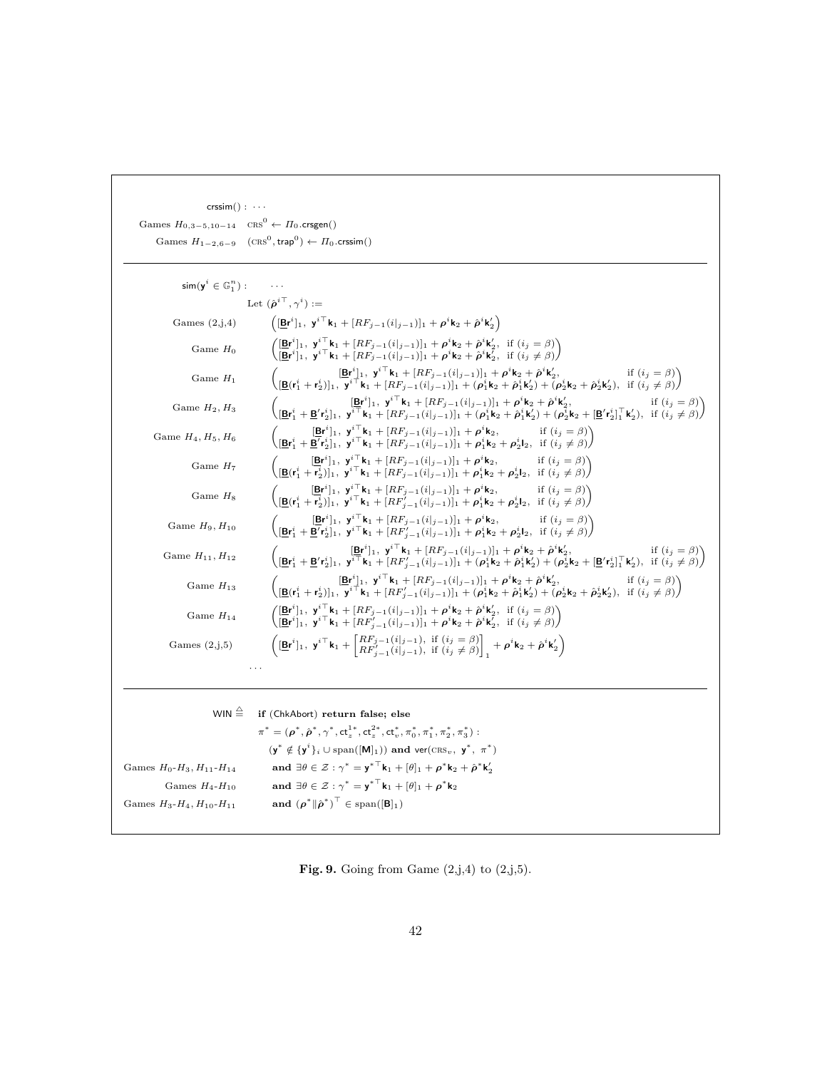$\mathsf{crssim}() : \cdots$

Games $H_{0,3-5,10-14}$ $\quad \text{CRS}^0 \leftarrow \Pi_0.\mathsf{crsgen}()$

Games $H_{1-2,6-9}$ $\quad (\text{CRS}^0, \mathsf{trap}^0) \leftarrow \Pi_0.\mathsf{crssim}()$

---

$\mathsf{sim}(\mathbf{y}^i \in \mathbb{G}_1^n) : \quad \cdots$

Let $(\hat{\boldsymbol{\rho}}^{i\top}, \gamma^i) :=$

Games (2,j,4) $\quad \left([\underline{\mathbf{B}}\mathbf{r}^i]_1,\ \mathbf{y}^{i\top}\mathbf{k}_1 + [RF_{j-1}(i|_{j-1})]_1 + \boldsymbol{\rho}^i\mathbf{k}_2 + \hat{\boldsymbol{\rho}}^i\mathbf{k}_2'\right)$

Game $H_0$ $\quad \begin{pmatrix} [\underline{\mathbf{B}}\mathbf{r}^i]_1,\ \mathbf{y}^{i\top}\mathbf{k}_1 + [RF_{j-1}(i|_{j-1})]_1 + \boldsymbol{\rho}^i\mathbf{k}_2 + \hat{\boldsymbol{\rho}}^i\mathbf{k}_2', & \text{if } (i_j = \beta) \\ [\underline{\mathbf{B}}\mathbf{r}^i]_1,\ \mathbf{y}^{i\top}\mathbf{k}_1 + [RF_{j-1}(i|_{j-1})]_1 + \boldsymbol{\rho}^i\mathbf{k}_2 + \hat{\boldsymbol{\rho}}^i\mathbf{k}_2', & \text{if } (i_j \neq \beta) \end{pmatrix}$

Game $H_1$ $\quad \begin{pmatrix} [\underline{\mathbf{B}}\mathbf{r}^i]_1,\ \mathbf{y}^{i\top}\mathbf{k}_1 + [RF_{j-1}(i|_{j-1})]_1 + \boldsymbol{\rho}^i\mathbf{k}_2 + \hat{\boldsymbol{\rho}}^i\mathbf{k}_2', & \text{if } (i_j = \beta) \\ [\underline{\mathbf{B}}(\mathbf{r}_1^i + \mathbf{r}_2^i)]_1,\ \mathbf{y}^{i\top}\mathbf{k}_1 + [RF_{j-1}(i|_{j-1})]_1 + (\boldsymbol{\rho}_1^i\mathbf{k}_2 + \hat{\boldsymbol{\rho}}_1^i\mathbf{k}_2') + (\boldsymbol{\rho}_2^i\mathbf{k}_2 + \hat{\boldsymbol{\rho}}_2^i\mathbf{k}_2'), & \text{if } (i_j \neq \beta) \end{pmatrix}$

Game $H_2, H_3$ $\quad \begin{pmatrix} [\underline{\mathbf{B}}\mathbf{r}^i]_1,\ \mathbf{y}^{i\top}\mathbf{k}_1 + [RF_{j-1}(i|_{j-1})]_1 + \boldsymbol{\rho}^i\mathbf{k}_2 + \hat{\boldsymbol{\rho}}^i\mathbf{k}_2', & \text{if } (i_j = \beta) \\ [\underline{\mathbf{B}}\mathbf{r}_1^i + \underline{\mathbf{B}}'\mathbf{r}_2^i]_1,\ \mathbf{y}^{i\top}\mathbf{k}_1 + [RF_{j-1}(i|_{j-1})]_1 + (\boldsymbol{\rho}_1^i\mathbf{k}_2 + \hat{\boldsymbol{\rho}}_1^i\mathbf{k}_2') + (\boldsymbol{\rho}_2^i\mathbf{k}_2 + [\underline{\mathbf{B}}'\mathbf{r}_2^i]_1^\top\mathbf{k}_2'), & \text{if } (i_j \neq \beta) \end{pmatrix}$

Game $H_4, H_5, H_6$ $\quad \begin{pmatrix} [\underline{\mathbf{B}}\mathbf{r}^i]_1,\ \mathbf{y}^{i\top}\mathbf{k}_1 + [RF_{j-1}(i|_{j-1})]_1 + \boldsymbol{\rho}^i\mathbf{k}_2, & \text{if } (i_j = \beta) \\ [\underline{\mathbf{B}}\mathbf{r}_1^i + \underline{\mathbf{B}}'\mathbf{r}_2^i]_1,\ \mathbf{y}^{i\top}\mathbf{k}_1 + [RF_{j-1}(i|_{j-1})]_1 + \boldsymbol{\rho}_1^i\mathbf{k}_2 + \boldsymbol{\rho}_2^i\mathbf{l}_2, & \text{if } (i_j \neq \beta) \end{pmatrix}$

Game $H_7$ $\quad \begin{pmatrix} [\underline{\mathbf{B}}\mathbf{r}^i]_1,\ \mathbf{y}^{i\top}\mathbf{k}_1 + [RF_{j-1}(i|_{j-1})]_1 + \boldsymbol{\rho}^i\mathbf{k}_2, & \text{if } (i_j = \beta) \\ [\underline{\mathbf{B}}(\mathbf{r}_1^i + \mathbf{r}_2^i)]_1,\ \mathbf{y}^{i\top}\mathbf{k}_1 + [RF_{j-1}(i|_{j-1})]_1 + \boldsymbol{\rho}_1^i\mathbf{k}_2 + \boldsymbol{\rho}_2^i\mathbf{l}_2, & \text{if } (i_j \neq \beta) \end{pmatrix}$

Game $H_8$ $\quad \begin{pmatrix} [\underline{\mathbf{B}}\mathbf{r}^i]_1,\ \mathbf{y}^{i\top}\mathbf{k}_1 + [RF_{j-1}(i|_{j-1})]_1 + \boldsymbol{\rho}^i\mathbf{k}_2, & \text{if } (i_j = \beta) \\ [\underline{\mathbf{B}}(\mathbf{r}_1^i + \mathbf{r}_2^i)]_1,\ \mathbf{y}^{i\top}\mathbf{k}_1 + [RF'_{j-1}(i|_{j-1})]_1 + \boldsymbol{\rho}_1^i\mathbf{k}_2 + \boldsymbol{\rho}_2^i\mathbf{l}_2, & \text{if } (i_j \neq \beta) \end{pmatrix}$

Game $H_9, H_{10}$ $\quad \begin{pmatrix} [\underline{\mathbf{B}}\mathbf{r}^i]_1,\ \mathbf{y}^{i\top}\mathbf{k}_1 + [RF_{j-1}(i|_{j-1})]_1 + \boldsymbol{\rho}^i\mathbf{k}_2, & \text{if } (i_j = \beta) \\ [\underline{\mathbf{B}}\mathbf{r}_1^i + \underline{\mathbf{B}}'\mathbf{r}_2^i]_1,\ \mathbf{y}^{i\top}\mathbf{k}_1 + [RF'_{j-1}(i|_{j-1})]_1 + \boldsymbol{\rho}_1^i\mathbf{k}_2 + \boldsymbol{\rho}_2^i\mathbf{l}_2, & \text{if } (i_j \neq \beta) \end{pmatrix}$

Game $H_{11}, H_{12}$ $\quad \begin{pmatrix} [\underline{\mathbf{B}}\mathbf{r}^i]_1,\ \mathbf{y}^{i\top}\mathbf{k}_1 + [RF_{j-1}(i|_{j-1})]_1 + \boldsymbol{\rho}^i\mathbf{k}_2 + \hat{\boldsymbol{\rho}}^i\mathbf{k}_2', & \text{if } (i_j = \beta) \\ [\underline{\mathbf{B}}\mathbf{r}_1^i + \underline{\mathbf{B}}'\mathbf{r}_2^i]_1,\ \mathbf{y}^{i\top}\mathbf{k}_1 + [RF'_{j-1}(i|_{j-1})]_1 + (\boldsymbol{\rho}_1^i\mathbf{k}_2 + \hat{\boldsymbol{\rho}}_1^i\mathbf{k}_2') + (\boldsymbol{\rho}_2^i\mathbf{k}_2 + [\underline{\mathbf{B}}'\mathbf{r}_2^i]_1^\top\mathbf{k}_2'), & \text{if } (i_j \neq \beta) \end{pmatrix}$

Game $H_{13}$ $\quad \begin{pmatrix} [\underline{\mathbf{B}}\mathbf{r}^i]_1,\ \mathbf{y}^{i\top}\mathbf{k}_1 + [RF_{j-1}(i|_{j-1})]_1 + \boldsymbol{\rho}^i\mathbf{k}_2 + \hat{\boldsymbol{\rho}}^i\mathbf{k}_2', & \text{if } (i_j = \beta) \\ [\underline{\mathbf{B}}(\mathbf{r}_1^i + \mathbf{r}_2^i)]_1,\ \mathbf{y}^{i\top}\mathbf{k}_1 + [RF'_{j-1}(i|_{j-1})]_1 + (\boldsymbol{\rho}_1^i\mathbf{k}_2 + \hat{\boldsymbol{\rho}}_1^i\mathbf{k}_2') + (\boldsymbol{\rho}_2^i\mathbf{k}_2 + \hat{\boldsymbol{\rho}}_2^i\mathbf{k}_2'), & \text{if } (i_j \neq \beta) \end{pmatrix}$

Game $H_{14}$ $\quad \begin{pmatrix} [\underline{\mathbf{B}}\mathbf{r}^i]_1,\ \mathbf{y}^{i\top}\mathbf{k}_1 + [RF_{j-1}(i|_{j-1})]_1 + \boldsymbol{\rho}^i\mathbf{k}_2 + \hat{\boldsymbol{\rho}}^i\mathbf{k}_2', & \text{if } (i_j = \beta) \\ [\underline{\mathbf{B}}\mathbf{r}^i]_1,\ \mathbf{y}^{i\top}\mathbf{k}_1 + [RF'_{j-1}(i|_{j-1})]_1 + \boldsymbol{\rho}^i\mathbf{k}_2 + \hat{\boldsymbol{\rho}}^i\mathbf{k}_2', & \text{if } (i_j \neq \beta) \end{pmatrix}$

Games (2,j,5) $\quad \left([\underline{\mathbf{B}}\mathbf{r}^i]_1,\ \mathbf{y}^{i\top}\mathbf{k}_1 + \begin{bmatrix} RF_{j-1}(i|_{j-1}), & \text{if } (i_j = \beta) \\ RF'_{j-1}(i|_{j-1}), & \text{if } (i_j \neq \beta) \end{bmatrix}_1 + \boldsymbol{\rho}^i\mathbf{k}_2 + \hat{\boldsymbol{\rho}}^i\mathbf{k}_2'\right)$

$\cdots$

---

$\mathsf{WIN} \triangleq$ **if** ($\mathsf{ChkAbort}$) **return false; else**

$\pi^* = (\boldsymbol{\rho}^*, \hat{\boldsymbol{\rho}}^*, \gamma^*, \mathsf{ct}_z^{1*}, \mathsf{ct}_z^{2*}, \mathsf{ct}_v^*, \pi_0^*, \pi_1^*, \pi_2^*, \pi_3^*)$ :

$(\mathbf{y}^* \notin \{\mathbf{y}^i\}_i \cup \mathrm{span}([\mathbf{M}]_1))$ **and** $\mathsf{ver}(\text{CRS}_v,\ \mathbf{y}^*,\ \pi^*)$

Games $H_0$-$H_3$, $H_{11}$-$H_{14}$ $\quad$ **and** $\exists \theta \in \mathcal{Z} : \gamma^* = \mathbf{y}^{*\top}\mathbf{k}_1 + [\theta]_1 + \boldsymbol{\rho}^*\mathbf{k}_2 + \hat{\boldsymbol{\rho}}^*\mathbf{k}_2'$

Games $H_4$-$H_{10}$ $\quad$ **and** $\exists \theta \in \mathcal{Z} : \gamma^* = \mathbf{y}^{*\top}\mathbf{k}_1 + [\theta]_1 + \boldsymbol{\rho}^*\mathbf{k}_2$

Games $H_3$-$H_4$, $H_{10}$-$H_{11}$ $\quad$ **and** $(\boldsymbol{\rho}^* \| \hat{\boldsymbol{\rho}}^*)^\top \in \mathrm{span}([\mathbf{B}]_1)$

**Fig. 9.** Going from Game (2,j,4) to (2,j,5).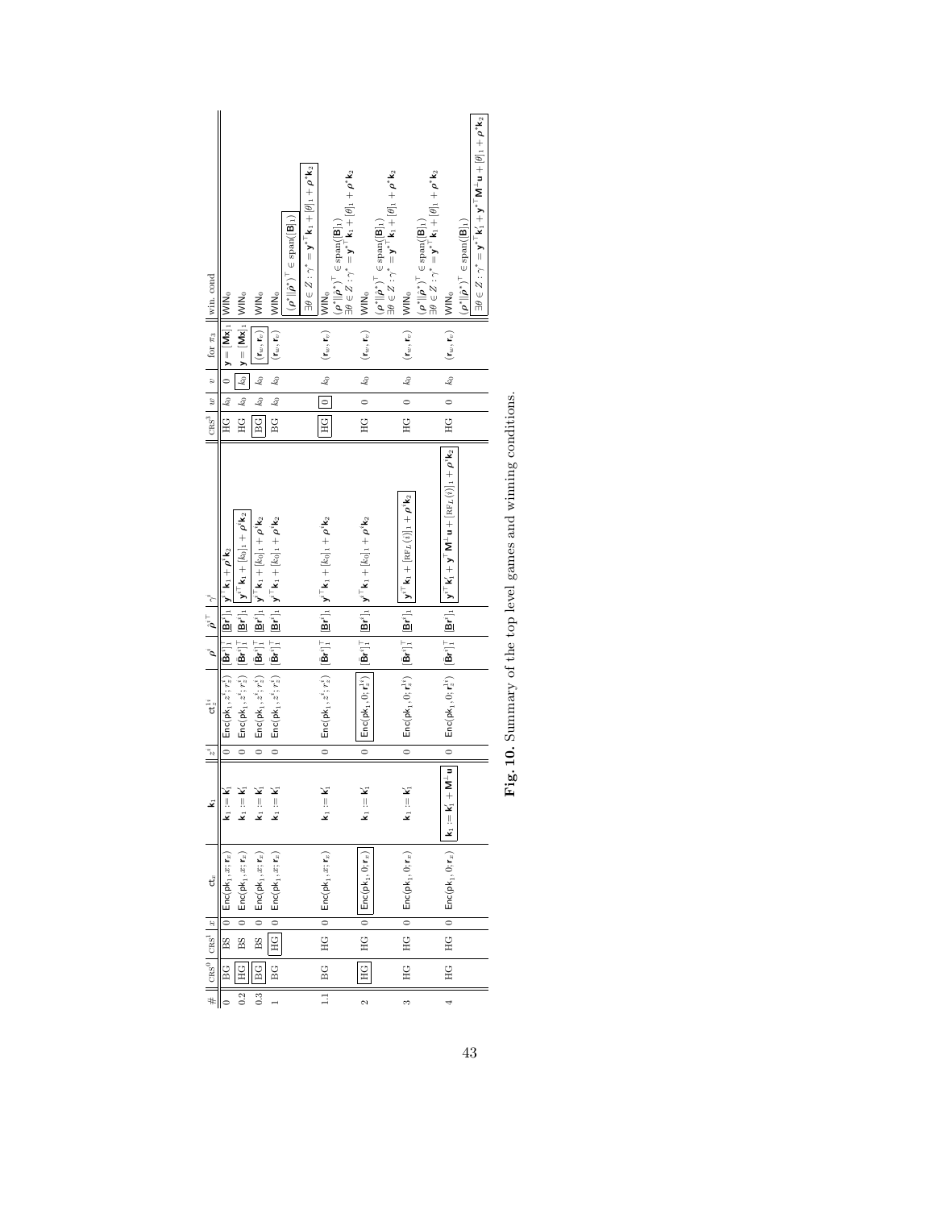| # | $\text{CRS}^0$ | $\text{CRS}^1$ | $x$ | $\mathsf{ct}_x$ | $\mathbf{k}_1$ | $z^i$ | $\mathsf{ct}_z^{1^i}$ | $\boldsymbol{\rho}^i$ | $\hat{\boldsymbol{\rho}}^\top$ | $\gamma^i$ | $\text{CRS}^3$ | $w$ | $v$ | for $\pi_3$ | win. cond |
|---|---|---|---|---|---|---|---|---|---|---|---|---|---|---|---|
| 0 | BG | BS | 0 | $\mathsf{Enc}(\mathsf{pk}_1, x; \mathbf{r}_x)$ | $\mathbf{k}_1 := \mathbf{k}_1'$ | 0 | $\mathsf{Enc}(\mathsf{pk}_1, z^i; r_z^i)$ | $[\mathbf{Br}^i]_1^\top$ | $[\underline{\mathbf{B}}\mathbf{r}^i]_1$ | $\mathbf{y}^{i^\top}\mathbf{k}_1 + \boldsymbol{\rho}^i\mathbf{k}_2$ | HG | $k_0$ | 0 | $\mathbf{y} = [\mathbf{Mx}]_1$ | $\mathsf{WIN}_0$ |
| 0.2 | HG | BS | 0 | $\mathsf{Enc}(\mathsf{pk}_1, x; \mathbf{r}_x)$ | $\mathbf{k}_1 := \mathbf{k}_1'$ | 0 | $\mathsf{Enc}(\mathsf{pk}_1, z^i; r_z^i)$ | $[\mathbf{Br}^i]_1^\top$ | $[\underline{\mathbf{B}}\mathbf{r}^i]_1$ | $\mathbf{y}^{i^\top}\mathbf{k}_1 + [k_0]_1 + \boldsymbol{\rho}^i\mathbf{k}_2$ | HG | $k_0$ | $k_0$ | $\mathbf{y} = [\mathbf{Mx}]_1$ | $\mathsf{WIN}_0$ |
| 0.3 | BG | BS | 0 | $\mathsf{Enc}(\mathsf{pk}_1, x; \mathbf{r}_x)$ | $\mathbf{k}_1 := \mathbf{k}_1'$ | 0 | $\mathsf{Enc}(\mathsf{pk}_1, z^i; r_z^i)$ | $[\mathbf{Br}^i]_1^\top$ | $[\underline{\mathbf{B}}\mathbf{r}^i]_1$ | $\mathbf{y}^{i^\top}\mathbf{k}_1 + [k_0]_1 + \boldsymbol{\rho}^i\mathbf{k}_2$ | BG | $k_0$ | $k_0$ | $(\mathbf{r}_w, \mathbf{r}_v)$ | $\mathsf{WIN}_0$ |
| 1 | BG | HG | 0 | $\mathsf{Enc}(\mathsf{pk}_1, x; \mathbf{r}_x)$ | $\mathbf{k}_1 := \mathbf{k}_1'$ | 0 | $\mathsf{Enc}(\mathsf{pk}_1, z^i; r_z^i)$ | $[\mathbf{Br}^i]_1^\top$ | $[\underline{\mathbf{B}}\mathbf{r}^i]_1$ | $\mathbf{y}^{i^\top}\mathbf{k}_1 + [k_0]_1 + \boldsymbol{\rho}^i\mathbf{k}_2$ | BG | $k_0$ | $k_0$ | $(\mathbf{r}_w, \mathbf{r}_v)$ | $\mathsf{WIN}_0$ $(\boldsymbol{\rho}^*\|\hat{\boldsymbol{\rho}}^*)^\top \in \text{span}([\mathbf{B}]_1)$ $\exists\theta \in Z : \gamma^* = \mathbf{y}^{*^\top}\mathbf{k}_1 + [\theta]_1 + \boldsymbol{\rho}^*\mathbf{k}_2$ |
| 1.1 | BG | HG | 0 | $\mathsf{Enc}(\mathsf{pk}_1, x; \mathbf{r}_x)$ | $\mathbf{k}_1 := \mathbf{k}_1'$ | 0 | $\mathsf{Enc}(\mathsf{pk}_1, z^i; r_z^i)$ | $[\mathbf{Br}^i]_1^\top$ | $[\underline{\mathbf{B}}\mathbf{r}^i]_1$ | $\mathbf{y}^\top\mathbf{k}_1 + [k_0]_1 + \boldsymbol{\rho}^i\mathbf{k}_2$ | HG | 0 | $k_0$ | $(\mathbf{r}_w, \mathbf{r}_v)$ | $\mathsf{WIN}_0$ $(\boldsymbol{\rho}^*\|\hat{\boldsymbol{\rho}}^*)^\top \in \text{span}([\mathbf{B}]_1)$ $\exists\theta \in Z : \gamma^* = \mathbf{y}^{*^\top}\mathbf{k}_1 + [\theta]_1 + \boldsymbol{\rho}^*\mathbf{k}_2$ |
| 2 | HG | HG | 0 | $\mathsf{Enc}(\mathsf{pk}_1, 0; \mathbf{r}_x)$ | $\mathbf{k}_1 := \mathbf{k}_1'$ | 0 | $\mathsf{Enc}(\mathsf{pk}_1, 0; \mathbf{r}_z^{1i})$ | $[\tilde{\mathbf{B}}\mathbf{r}^i]_1^\top$ | $[\underline{\mathbf{B}}\mathbf{r}^i]_1$ | $\mathbf{y}^{i^\top}\mathbf{k}_1 + [k_0]_1 + \boldsymbol{\rho}^i\mathbf{k}_2$ | HG | 0 | $k_0$ | $(\mathbf{r}_w, \mathbf{r}_v)$ | $\mathsf{WIN}_0$ $(\boldsymbol{\rho}^*\|\hat{\boldsymbol{\rho}}^*)^\top \in \text{span}([\mathbf{B}]_1)$ $\exists\theta \in Z : \gamma^* = \mathbf{y}^{*^\top}\mathbf{k}_1 + [\theta]_1 + \boldsymbol{\rho}^*\mathbf{k}_2$ |
| 3 | HG | HG | 0 | $\mathsf{Enc}(\mathsf{pk}_1, 0; \mathbf{r}_x)$ | $\mathbf{k}_1 := \mathbf{k}_1'$ | 0 | $\mathsf{Enc}(\mathsf{pk}_1, 0; \mathbf{r}_z^{1i})$ | $[\mathbf{Br}^i]_1^\top$ | $[\underline{\mathbf{B}}\mathbf{r}^i]_1$ | $\mathbf{y}^{i^\top}\mathbf{k}_1 + [\text{RF}_L(i)]_1 + \boldsymbol{\rho}^i\mathbf{k}_2$ | HG | 0 | $k_0$ | $(\mathbf{r}_w, \mathbf{r}_v)$ | $\mathsf{WIN}_0$ $(\boldsymbol{\rho}^*\|\hat{\boldsymbol{\rho}}^*)^\top \in \text{span}([\mathbf{B}]_1)$ $\exists\theta \in Z : \gamma^* = \mathbf{y}^{*^\top}\mathbf{k}_1 + [\theta]_1 + \boldsymbol{\rho}^*\mathbf{k}_2$ |
| 4 | HG | HG | 0 | $\mathsf{Enc}(\mathsf{pk}_1, 0; \mathbf{r}_x)$ | $\mathbf{k}_1 := \mathbf{k}_1' + \mathbf{M}^\perp\mathbf{u}$ | 0 | $\mathsf{Enc}(\mathsf{pk}_1, 0; \mathbf{r}_z^{1i})$ | $[\mathbf{Br}^i]_1^\top$ | $[\underline{\mathbf{B}}\mathbf{r}^i]_1$ | $\mathbf{y}^{i^\top}\mathbf{k}_1' + \mathbf{y}^\top\mathbf{M}^\perp\mathbf{u} + [\text{RF}_L(i)]_1 + \boldsymbol{\rho}^i\mathbf{k}_2$ | HG | 0 | $k_0$ | $(\mathbf{r}_w, \mathbf{r}_v)$ | $\mathsf{WIN}_0$ $(\boldsymbol{\rho}^*\|\hat{\boldsymbol{\rho}}^*)^\top \in \text{span}([\mathbf{B}]_1)$ $\exists\theta \in Z : \gamma^* = \mathbf{y}^{*^\top}\mathbf{k}_1' + \mathbf{y}^{*^\top}\mathbf{M}^\perp\mathbf{u} + [\theta]_1 + \boldsymbol{\rho}^*\mathbf{k}_2$ |

**Fig. 10.** Summary of the top level games and winning conditions.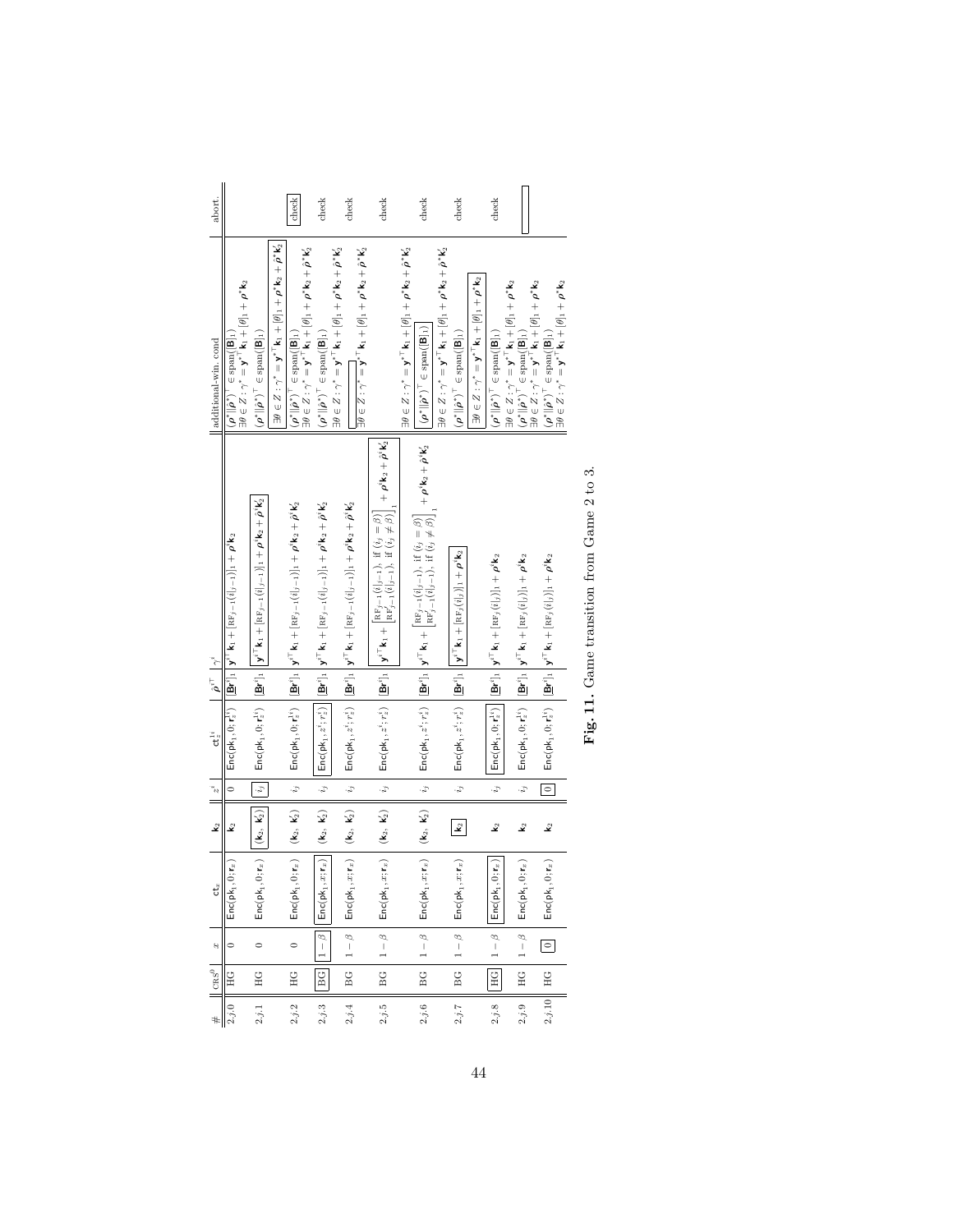| # | $\mathsf{CRS}^b$ | $x$ | $\mathsf{ct}_x$ | $\mathbf{k}_2$ | $z^i$ | $\mathsf{ct}_z^{1^i}$ | $\hat{\boldsymbol{\rho}}^{i\top}$ | $\gamma^i$ | additional-win. cond | abort. |
|---|---|---|---|---|---|---|---|---|---|---|
| 2.j.0 | HG | 0 | $\mathsf{Enc}(\mathsf{pk}_1, 0; \mathbf{r}_x)$ | $\mathbf{k}_2$ | 0 | $\mathsf{Enc}(\mathsf{pk}_1, 0; \mathbf{r}_z^{1^i})$ | $[\underline{\mathbf{B}}\mathbf{r}^i]_1$ | $\mathbf{y}^{i\top}\mathbf{k}_1 + [\mathrm{RF}_{j-1}(\hat{c}\vert_{j-1})]_1 + \boldsymbol{\rho}^i\mathbf{k}_2$ | $(\boldsymbol{\rho}^*\Vert\hat{\boldsymbol{\rho}}^*)^\top \in \mathrm{span}([\mathbf{B}]_1)$ $\exists\theta \in Z : \gamma^* = \mathbf{y}^{*\top}\mathbf{k}_1 + [\theta]_1 + \boldsymbol{\rho}^*\mathbf{k}_2$ | |
| 2.j.1 | HG | 0 | $\mathsf{Enc}(\mathsf{pk}_1, 0; \mathbf{r}_x)$ | $(\mathbf{k}_2, \mathbf{k}_2')$ | $i_j$ | $\mathsf{Enc}(\mathsf{pk}_1, 0; \mathbf{r}_z^{1^i})$ | $[\underline{\mathbf{B}}\mathbf{r}^i]_1$ | $\mathbf{y}^{i\top}\mathbf{k}_1 + [\mathrm{RF}_{j-1}(\hat{c}\vert_{j-1})]_1 + \boldsymbol{\rho}^i\mathbf{k}_2 + \hat{\boldsymbol{\rho}}^i\mathbf{k}_2'$ | $(\boldsymbol{\rho}^*\Vert\hat{\boldsymbol{\rho}}^*)^\top \in \mathrm{span}([\mathbf{B}]_1)$ $\exists\theta \in Z : \gamma^* = \mathbf{y}^{*\top}\mathbf{k}_1 + [\theta]_1 + \boldsymbol{\rho}^*\mathbf{k}_2 + \hat{\boldsymbol{\rho}}^*\mathbf{k}_2'$ | |
| 2.j.2 | HG | 0 | $\mathsf{Enc}(\mathsf{pk}_1, 0; \mathbf{r}_x)$ | $(\mathbf{k}_2, \mathbf{k}_2')$ | $i_j$ | $\mathsf{Enc}(\mathsf{pk}_1, 0; \mathbf{r}_z^{1^i})$ | $[\underline{\mathbf{B}}\mathbf{r}^i]_1$ | $\mathbf{y}^{i\top}\mathbf{k}_1 + [\mathrm{RF}_{j-1}(\hat{c}\vert_{j-1})]_1 + \boldsymbol{\rho}^i\mathbf{k}_2 + \hat{\boldsymbol{\rho}}^i\mathbf{k}_2'$ | $(\boldsymbol{\rho}^*\Vert\hat{\boldsymbol{\rho}}^*)^\top \in \mathrm{span}([\mathbf{B}]_1)$ $\exists\theta \in Z : \gamma^* = \mathbf{y}^{*\top}\mathbf{k}_1 + [\theta]_1 + \boldsymbol{\rho}^*\mathbf{k}_2 + \hat{\boldsymbol{\rho}}^*\mathbf{k}_2'$ | check |
| 2.j.3 | BG | $1-\beta$ | $\mathsf{Enc}(\mathsf{pk}_1, x; \mathbf{r}_x)$ | $(\mathbf{k}_2, \mathbf{k}_2')$ | $i_j$ | $\mathsf{Enc}(\mathsf{pk}_1, z^i; r_z^i)$ | $[\underline{\mathbf{B}}\mathbf{r}^i]_1$ | $\mathbf{y}^{i\top}\mathbf{k}_1 + [\mathrm{RF}_{j-1}(\hat{c}\vert_{j-1})]_1 + \boldsymbol{\rho}^i\mathbf{k}_2 + \hat{\boldsymbol{\rho}}^i\mathbf{k}_2'$ | $(\boldsymbol{\rho}^*\Vert\hat{\boldsymbol{\rho}}^*)^\top \in \mathrm{span}([\mathbf{B}]_1)$ $\exists\theta \in Z : \gamma^* = \mathbf{y}^{*\top}\mathbf{k}_1 + [\theta]_1 + \boldsymbol{\rho}^*\mathbf{k}_2 + \hat{\boldsymbol{\rho}}^*\mathbf{k}_2'$ | check |
| 2.j.4 | BG | $1-\beta$ | $\mathsf{Enc}(\mathsf{pk}_1, x; \mathbf{r}_x)$ | $(\mathbf{k}_2, \mathbf{k}_2')$ | $i_j$ | $\mathsf{Enc}(\mathsf{pk}_1, z^i; r_z^i)$ | $[\underline{\mathbf{B}}\mathbf{r}^i]_1$ | $\mathbf{y}^{i\top}\mathbf{k}_1 + [\mathrm{RF}_{j-1}(\hat{c}\vert_{j-1})]_1 + \boldsymbol{\rho}^i\mathbf{k}_2 + \hat{\boldsymbol{\rho}}^i\mathbf{k}_2'$ | $\exists\theta \in Z : \gamma^* = \mathbf{y}^{*\top}\mathbf{k}_1 + [\theta]_1 + \boldsymbol{\rho}^*\mathbf{k}_2 + \hat{\boldsymbol{\rho}}^*\mathbf{k}_2'$ | check |
| 2.j.5 | BG | $1-\beta$ | $\mathsf{Enc}(\mathsf{pk}_1, x; \mathbf{r}_x)$ | $(\mathbf{k}_2, \mathbf{k}_2')$ | $i_j$ | $\mathsf{Enc}(\mathsf{pk}_1, z^i; r_z^i)$ | $[\underline{\mathbf{B}}\mathbf{r}^i]_1$ | $\mathbf{y}^{i\top}\mathbf{k}_1 + \begin{bmatrix}\mathrm{RF}_{j-1}(\hat{c}\vert_{j-1}), \text{ if } (i_j = \beta) \\ \mathrm{RF}_{j-1}'(\hat{c}\vert_{j-1}), \text{ if } (i_j \neq \beta)\end{bmatrix}_1 + \boldsymbol{\rho}^i\mathbf{k}_2 + \hat{\boldsymbol{\rho}}^i\mathbf{k}_2'$ | $\exists\theta \in Z : \gamma^* = \mathbf{y}^{*\top}\mathbf{k}_1 + [\theta]_1 + \boldsymbol{\rho}^*\mathbf{k}_2 + \hat{\boldsymbol{\rho}}^*\mathbf{k}_2'$ | check |
| 2.j.6 | BG | $1-\beta$ | $\mathsf{Enc}(\mathsf{pk}_1, x; \mathbf{r}_x)$ | $(\mathbf{k}_2, \mathbf{k}_2')$ | $i_j$ | $\mathsf{Enc}(\mathsf{pk}_1, z^i; r_z^i)$ | $[\underline{\mathbf{B}}\mathbf{r}^i]_1$ | $\mathbf{y}^{i\top}\mathbf{k}_1 + \begin{bmatrix}\mathrm{RF}_{j-1}(\hat{c}\vert_{j-1}), \text{ if } (i_j = \beta) \\ \mathrm{RF}_{j-1}'(\hat{c}\vert_{j-1}), \text{ if } (i_j \neq \beta)\end{bmatrix}_1 + \boldsymbol{\rho}^i\mathbf{k}_2 + \hat{\boldsymbol{\rho}}^i\mathbf{k}_2'$ | $(\boldsymbol{\rho}^*\Vert\hat{\boldsymbol{\rho}}^*)^\top \in \mathrm{span}([\mathbf{B}]_1)$ $\exists\theta \in Z : \gamma^* = \mathbf{y}^{*\top}\mathbf{k}_1 + [\theta]_1 + \boldsymbol{\rho}^*\mathbf{k}_2 + \hat{\boldsymbol{\rho}}^*\mathbf{k}_2'$ | check |
| 2.j.7 | BG | $1-\beta$ | $\mathsf{Enc}(\mathsf{pk}_1, x; \mathbf{r}_x)$ | $\mathbf{k}_2$ | $i_j$ | $\mathsf{Enc}(\mathsf{pk}_1, z^i; r_z^i)$ | $[\underline{\mathbf{B}}\mathbf{r}^i]_1$ | $\mathbf{y}^{i\top}\mathbf{k}_1 + [\mathrm{RF}_j(\hat{c}\vert_j)]_1 + \boldsymbol{\rho}^i\mathbf{k}_2$ | $(\boldsymbol{\rho}^*\Vert\hat{\boldsymbol{\rho}}^*)^\top \in \mathrm{span}([\mathbf{B}]_1)$ $\exists\theta \in Z : \gamma^* = \mathbf{y}^{*\top}\mathbf{k}_1 + [\theta]_1 + \boldsymbol{\rho}^*\mathbf{k}_2$ | check |
| 2.j.8 | HG | $1-\beta$ | $\mathsf{Enc}(\mathsf{pk}_1, 0; \mathbf{r}_x)$ | $\mathbf{k}_2$ | $i_j$ | $\mathsf{Enc}(\mathsf{pk}_1, 0; \mathbf{r}_z^{1^i})$ | $[\underline{\mathbf{B}}\mathbf{r}^i]_1$ | $\mathbf{y}^{i\top}\mathbf{k}_1 + [\mathrm{RF}_j(\hat{c}\vert_j)]_1 + \boldsymbol{\rho}^i\mathbf{k}_2$ | $(\boldsymbol{\rho}^*\Vert\hat{\boldsymbol{\rho}}^*)^\top \in \mathrm{span}([\mathbf{B}]_1)$ $\exists\theta \in Z : \gamma^* = \mathbf{y}^{*\top}\mathbf{k}_1 + [\theta]_1 + \boldsymbol{\rho}^*\mathbf{k}_2$ | check |
| 2.j.9 | HG | $1-\beta$ | $\mathsf{Enc}(\mathsf{pk}_1, 0; \mathbf{r}_x)$ | $\mathbf{k}_2$ | $i_j$ | $\mathsf{Enc}(\mathsf{pk}_1, 0; \mathbf{r}_z^{1^i})$ | $[\underline{\mathbf{B}}\mathbf{r}^i]_1$ | $\mathbf{y}^{i\top}\mathbf{k}_1 + [\mathrm{RF}_j(\hat{c}\vert_j)]_1 + \boldsymbol{\rho}^i\mathbf{k}_2$ | $(\boldsymbol{\rho}^*\Vert\hat{\boldsymbol{\rho}}^*)^\top \in \mathrm{span}([\mathbf{B}]_1)$ $\exists\theta \in Z : \gamma^* = \mathbf{y}^{*\top}\mathbf{k}_1 + [\theta]_1 + \boldsymbol{\rho}^*\mathbf{k}_2$ | |
| 2.j.10 | HG | 0 | $\mathsf{Enc}(\mathsf{pk}_1, 0; \mathbf{r}_x)$ | $\mathbf{k}_2$ | 0 | $\mathsf{Enc}(\mathsf{pk}_1, 0; \mathbf{r}_z^{1^i})$ | $[\underline{\mathbf{B}}\mathbf{r}^i]_1$ | $\mathbf{y}^{i\top}\mathbf{k}_1 + [\mathrm{RF}_j(\hat{c}\vert_j)]_1 + \boldsymbol{\rho}^i\mathbf{k}_2$ | $(\boldsymbol{\rho}^*\Vert\hat{\boldsymbol{\rho}}^*)^\top \in \mathrm{span}([\mathbf{B}]_1)$ $\exists\theta \in Z : \gamma^* = \mathbf{y}^{*\top}\mathbf{k}_1 + [\theta]_1 + \boldsymbol{\rho}^*\mathbf{k}_2$ | |

**Fig. 11.** Game transition from Game 2 to 3.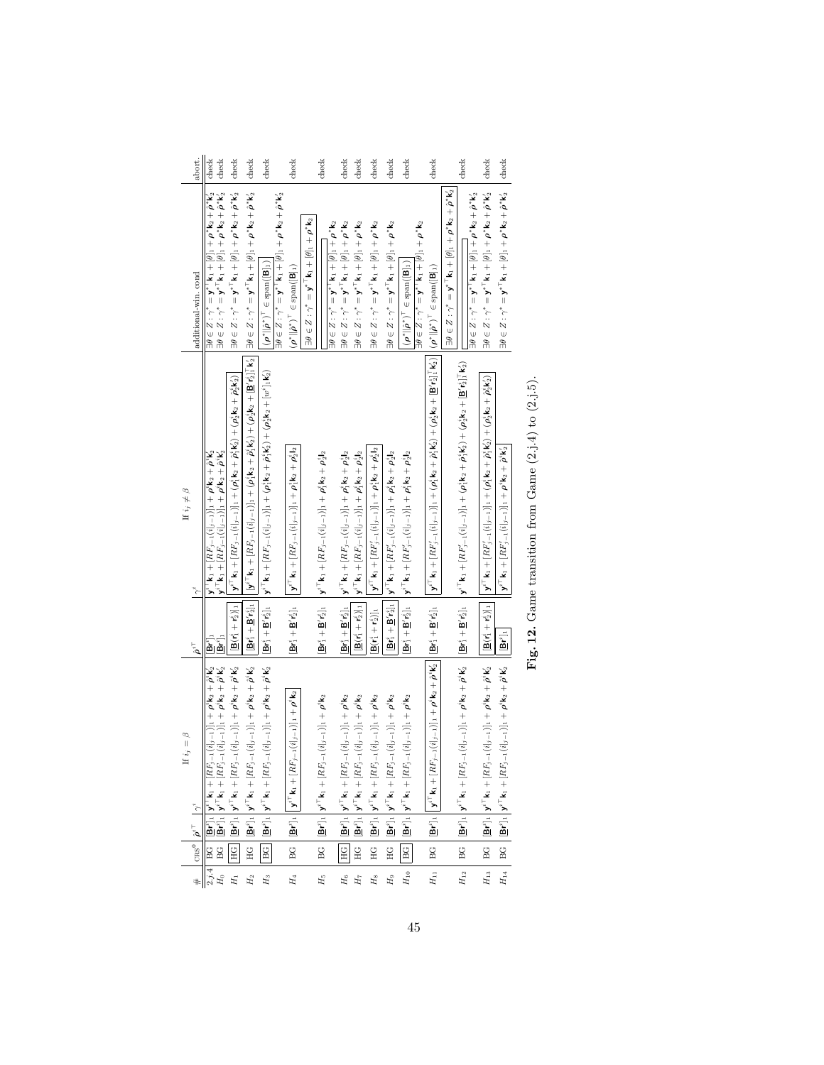| # | $\text{CRS}^0$ | $\hat{\boldsymbol{\rho}}^{i\top}$ | If $i_j = \beta$: $\gamma^i$ | $\hat{\boldsymbol{\rho}}^{i\top}$ | If $i_j \neq \beta$: $\gamma^i$ | additional-win. cond | abort. |
|---|---|---|---|---|---|---|---|
| 2.j.4 | BG | $[\underline{\mathbf{B}}\mathbf{r}_1^i]_1$ | $\mathbf{y}^{i\top}\mathbf{k}_1 + [RF_{j-1}(\hat{c}\vert_{j-1})]_1 + \boldsymbol{\rho}^i\mathbf{k}_2 + \hat{\boldsymbol{\rho}}^i\mathbf{k}_2'$ | $[\underline{\mathbf{B}}\mathbf{r}^i]_1$ | $\mathbf{y}^{i\top}\mathbf{k}_1 + [RF_{j-1}(\hat{c}\vert_{j-1})]_1 + \boldsymbol{\rho}^i\mathbf{k}_2 + \hat{\boldsymbol{\rho}}^i\mathbf{k}_2'$ | $\exists\theta \in Z : \gamma^* = \mathbf{y}^{*\top}\mathbf{k}_1 + [\theta]_1 + \boldsymbol{\rho}^*\mathbf{k}_2 + \hat{\boldsymbol{\rho}}^*\mathbf{k}_2'$ | check |
| $H_0$ | BG | $[\underline{\mathbf{B}}\mathbf{r}_1^i]_1$ | $\mathbf{y}^{i\top}\mathbf{k}_1 + [RF_{j-1}(\hat{c}\vert_{j-1})]_1 + \boldsymbol{\rho}^i\mathbf{k}_2 + \hat{\boldsymbol{\rho}}^i\mathbf{k}_2'$ | $[\underline{\mathbf{B}}\mathbf{r}^i]_1$ | $\mathbf{y}^{i\top}\mathbf{k}_1 + [RF_{j-1}(\hat{c}\vert_{j-1})]_1 + \boldsymbol{\rho}^i\mathbf{k}_2 + \hat{\boldsymbol{\rho}}^i\mathbf{k}_2'$ | $\exists\theta \in Z : \gamma^* = \mathbf{y}^{*\top}\mathbf{k}_1 + [\theta]_1 + \boldsymbol{\rho}^*\mathbf{k}_2 + \hat{\boldsymbol{\rho}}^*\mathbf{k}_2'$ | check |
| $H_1$ | HG | $[\underline{\mathbf{B}}\mathbf{r}_1^i]_1$ | $\mathbf{y}^{i\top}\mathbf{k}_1 + [RF_{j-1}(\hat{c}\vert_{j-1})]_1 + \boldsymbol{\rho}^i\mathbf{k}_2 + \hat{\boldsymbol{\rho}}^i\mathbf{k}_2'$ | $[\underline{\mathbf{B}}(\mathbf{r}_1^i + \mathbf{r}_2^i)]_1$ | $\mathbf{y}^{i\top}\mathbf{k}_1 + [RF_{j-1}(\hat{c}\vert_{j-1})]_1 + (\boldsymbol{\rho}_1^i\mathbf{k}_2 + \hat{\boldsymbol{\rho}}_1^i\mathbf{k}_2') + (\boldsymbol{\rho}_2^i\mathbf{k}_2 + \hat{\boldsymbol{\rho}}_2^i\mathbf{k}_2')$ | $\exists\theta \in Z : \gamma^* = \mathbf{y}^{*\top}\mathbf{k}_1 + [\theta]_1 + \boldsymbol{\rho}^*\mathbf{k}_2 + \hat{\boldsymbol{\rho}}^*\mathbf{k}_2'$ | check |
| $H_2$ | HG | $[\underline{\mathbf{B}}\mathbf{r}_1^i]_1$ | $\mathbf{y}^{i\top}\mathbf{k}_1 + [RF_{j-1}(\hat{c}\vert_{j-1})]_1 + \boldsymbol{\rho}^i\mathbf{k}_2 + \hat{\boldsymbol{\rho}}^i\mathbf{k}_2'$ | $[\underline{\mathbf{B}}\mathbf{r}_1^i + \underline{\mathbf{B}}^*\mathbf{r}_2^i]_1$ | $\mathbf{y}^{i\top}\mathbf{k}_1 + [RF_{j-1}(\hat{c}\vert_{j-1})]_1 + (\boldsymbol{\rho}_1^i\mathbf{k}_2 + \hat{\boldsymbol{\rho}}_1^i\mathbf{k}_2') + (\boldsymbol{\rho}_2^i\mathbf{k}_2 + [\underline{\mathbf{B}}^*\mathbf{r}_2^i]_1^\top\mathbf{k}_2')$ | $\exists\theta \in Z : \gamma^* = \mathbf{y}^{*\top}\mathbf{k}_1 + [\theta]_1 + \boldsymbol{\rho}^*\mathbf{k}_2 + \hat{\boldsymbol{\rho}}^*\mathbf{k}_2'$ | check |
| $H_3$ | BG | $[\underline{\mathbf{B}}\mathbf{r}_1^i]_1$ | $\mathbf{y}^{i\top}\mathbf{k}_1 + [RF_{j-1}(\hat{c}\vert_{j-1})]_1 + \boldsymbol{\rho}^i\mathbf{k}_2 + \hat{\boldsymbol{\rho}}^i\mathbf{k}_2'$ | $[\underline{\mathbf{B}}\mathbf{r}_1^i + \underline{\mathbf{B}}^*\mathbf{r}_2^i]_1$ | $\mathbf{y}^{i\top}\mathbf{k}_1 + [RF_{j-1}(\hat{c}\vert_{j-1})]_1 + (\boldsymbol{\rho}_1^i\mathbf{k}_2 + \hat{\boldsymbol{\rho}}_1^i\mathbf{k}_2') + (\boldsymbol{\rho}_2^i\mathbf{k}_2 + [w^i]_1\mathbf{k}_2')$ | $(\boldsymbol{\rho}^*\Vert\hat{\boldsymbol{\rho}}^*)^\top \in \text{span}([\mathbf{B}]_1)$; $\exists\theta \in Z : \gamma^* = \mathbf{y}^{*\top}\mathbf{k}_1 + [\theta]_1 + \boldsymbol{\rho}^*\mathbf{k}_2 + \hat{\boldsymbol{\rho}}^*\mathbf{k}_2'$ | check |
| $H_4$ | BG | $[\underline{\mathbf{B}}\mathbf{r}_1^i]_1$ | $\mathbf{y}^{i\top}\mathbf{k}_1 + [RF_{j-1}(\hat{c}\vert_{j-1})]_1 + \hat{\boldsymbol{\rho}}^i\mathbf{k}_2$ | $[\underline{\mathbf{B}}\mathbf{r}_1^i + \underline{\mathbf{B}}^*\mathbf{r}_2^i]_1$ | $\mathbf{y}^{i\top}\mathbf{k}_1 + [RF_{j-1}(\hat{c}\vert_{j-1})]_1 + \hat{\boldsymbol{\rho}}_1^i\mathbf{k}_2 + \hat{\boldsymbol{\rho}}_2^i\mathbf{l}_2$ | $(\boldsymbol{\rho}^*\Vert\hat{\boldsymbol{\rho}}^*)^\top \in \text{span}([\mathbf{B}]_1)$; $\exists\theta \in Z : \gamma^* = \mathbf{y}^{*\top}\mathbf{k}_1 + [\theta]_1 + \boldsymbol{\rho}^*\mathbf{k}_2$ | check |
| $H_5$ | BG | $[\underline{\mathbf{B}}\mathbf{r}_1^i]_1$ | $\mathbf{y}^{i\top}\mathbf{k}_1 + [RF_{j-1}(\hat{c}\vert_{j-1})]_1 + \hat{\boldsymbol{\rho}}^i\mathbf{k}_2$ | $[\underline{\mathbf{B}}\mathbf{r}_1^i + \underline{\mathbf{B}}^*\mathbf{r}_2^i]_1$ | $\mathbf{y}^{i\top}\mathbf{k}_1 + [RF_{j-1}(\hat{c}\vert_{j-1})]_1 + \hat{\boldsymbol{\rho}}_1^i\mathbf{k}_2 + \boldsymbol{\rho}_2^i\mathbf{l}_2$ | $\exists\theta \in Z : \gamma^* = \mathbf{y}^{*\top}\mathbf{k}_1 + [\theta]_1 + \boldsymbol{\rho}^*\mathbf{k}_2$ | check |
| $H_6$ | HG | $[\underline{\mathbf{B}}\mathbf{r}_1^i]_1$ | $\mathbf{y}^{i\top}\mathbf{k}_1 + [RF_{j-1}(\hat{c}\vert_{j-1})]_1 + \boldsymbol{\rho}^i\mathbf{k}_2$ | $[\underline{\mathbf{B}}\mathbf{r}_1^i + \underline{\mathbf{B}}^*\mathbf{r}_2^i]_1$ | $\mathbf{y}^{i\top}\mathbf{k}_1 + [RF_{j-1}(\hat{c}\vert_{j-1})]_1 + \boldsymbol{\rho}_1^i\mathbf{k}_2 + \boldsymbol{\rho}_2^i\mathbf{l}_2$ | $\exists\theta \in Z : \gamma^* = \mathbf{y}^{*\top}\mathbf{k}_1 + [\theta]_1 + \boldsymbol{\rho}^*\mathbf{k}_2$ | check |
| $H_7$ | HG | $[\underline{\mathbf{B}}\mathbf{r}_1^i]_1$ | $\mathbf{y}^{i\top}\mathbf{k}_1 + [RF_{j-1}(\hat{c}\vert_{j-1})]_1 + \boldsymbol{\rho}^i\mathbf{k}_2$ | $[\underline{\mathbf{B}}(\mathbf{r}_1^i + \mathbf{r}_2^i)]_1$ | $\mathbf{y}^{i\top}\mathbf{k}_1 + [RF_{j-1}(\hat{c}\vert_{j-1})]_1 + \boldsymbol{\rho}_1^i\mathbf{k}_2 + \boldsymbol{\rho}_2^i\mathbf{l}_2$ | $\exists\theta \in Z : \gamma^* = \mathbf{y}^{*\top}\mathbf{k}_1 + [\theta]_1 + \boldsymbol{\rho}^*\mathbf{k}_2$ | check |
| $H_8$ | HG | $[\underline{\mathbf{B}}\mathbf{r}_1^i]_1$ | $\mathbf{y}^{i\top}\mathbf{k}_1 + [RF_{j-1}(\hat{c}\vert_{j-1})]_1 + \boldsymbol{\rho}^i\mathbf{k}_2$ | $[\underline{\mathbf{B}}(\mathbf{r}_1^i + \mathbf{r}_2^i)]_1$ | $\mathbf{y}^{i\top}\mathbf{k}_1 + [RF'_{j-1}(\hat{c}\vert_{j-1})]_1 + \boldsymbol{\rho}_1^i\mathbf{k}_2 + \boldsymbol{\rho}_2^i\mathbf{l}_2$ | $\exists\theta \in Z : \gamma^* = \mathbf{y}^{*\top}\mathbf{k}_1 + [\theta]_1 + \boldsymbol{\rho}^*\mathbf{k}_2$ | check |
| $H_9$ | HG | $[\underline{\mathbf{B}}\mathbf{r}_1^i]_1$ | $\mathbf{y}^{i\top}\mathbf{k}_1 + [RF_{j-1}(\hat{c}\vert_{j-1})]_1 + \boldsymbol{\rho}^i\mathbf{k}_2$ | $[\underline{\mathbf{B}}\mathbf{r}_1^i + \underline{\mathbf{B}}^*\mathbf{r}_2^i]_1$ | $\mathbf{y}^{i\top}\mathbf{k}_1 + [RF'_{j-1}(\hat{c}\vert_{j-1})]_1 + \boldsymbol{\rho}_1^i\mathbf{k}_2 + \boldsymbol{\rho}_2^i\mathbf{l}_2$ | $\exists\theta \in Z : \gamma^* = \mathbf{y}^{*\top}\mathbf{k}_1 + [\theta]_1 + \boldsymbol{\rho}^*\mathbf{k}_2$ | check |
| $H_{10}$ | BG | $[\underline{\mathbf{B}}\mathbf{r}_1^i]_1$ | $\mathbf{y}^{i\top}\mathbf{k}_1 + [RF_{j-1}(\hat{c}\vert_{j-1})]_1 + \boldsymbol{\rho}^i\mathbf{k}_2$ | $[\underline{\mathbf{B}}\mathbf{r}_1^i + \underline{\mathbf{B}}^*\mathbf{r}_2^i]_1$ | $\mathbf{y}^{i\top}\mathbf{k}_1 + [RF'_{j-1}(\hat{c}\vert_{j-1})]_1 + \boldsymbol{\rho}_1^i\mathbf{k}_2 + \boldsymbol{\rho}_2^i\mathbf{l}_2$ | $(\boldsymbol{\rho}^*\Vert\hat{\boldsymbol{\rho}}^*)^\top \in \text{span}([\mathbf{B}]_1)$; $\exists\theta \in Z : \gamma^* = \mathbf{y}^{*\top}\mathbf{k}_1 + [\theta]_1 + \boldsymbol{\rho}^*\mathbf{k}_2$ | check |
| $H_{11}$ | BG | $[\underline{\mathbf{B}}\mathbf{r}_1^i]_1$ | $\mathbf{y}^{i\top}\mathbf{k}_1 + [RF_{j-1}(\hat{c}\vert_{j-1})]_1 + \boldsymbol{\rho}^i\mathbf{k}_2 + \hat{\boldsymbol{\rho}}^i\mathbf{k}_2'$ | $[\underline{\mathbf{B}}\mathbf{r}_1^i + \underline{\mathbf{B}}^*\mathbf{r}_2^i]_1$ | $\mathbf{y}^{i\top}\mathbf{k}_1 + [RF'_{j-1}(\hat{c}\vert_{j-1})]_1 + (\boldsymbol{\rho}_1^i\mathbf{k}_2 + \hat{\boldsymbol{\rho}}_1^i\mathbf{k}_2') + (\boldsymbol{\rho}_2^i\mathbf{k}_2 + [\underline{\mathbf{B}}^*\mathbf{r}_2^i]_1^\top\mathbf{k}_2')$ | $(\boldsymbol{\rho}^*\Vert\hat{\boldsymbol{\rho}}^*)^\top \in \text{span}([\mathbf{B}]_1)$; $\exists\theta \in Z : \gamma^* = \mathbf{y}^{*\top}\mathbf{k}_1 + [\theta]_1 + \boldsymbol{\rho}^*\mathbf{k}_2 + \hat{\boldsymbol{\rho}}^*\mathbf{k}_2'$ | check |
| $H_{12}$ | BG | $[\underline{\mathbf{B}}\mathbf{r}_1^i]_1$ | $\mathbf{y}^{i\top}\mathbf{k}_1 + [RF_{j-1}(\hat{c}\vert_{j-1})]_1 + \boldsymbol{\rho}^i\mathbf{k}_2 + \hat{\boldsymbol{\rho}}^i\mathbf{k}_2'$ | $[\underline{\mathbf{B}}\mathbf{r}_1^i + \underline{\mathbf{B}}^*\mathbf{r}_2^i]_1$ | $\mathbf{y}^{i\top}\mathbf{k}_1 + [RF'_{j-1}(\hat{c}\vert_{j-1})]_1 + (\boldsymbol{\rho}_1^i\mathbf{k}_2 + \hat{\boldsymbol{\rho}}_1^i\mathbf{k}_2') + (\boldsymbol{\rho}_2^i\mathbf{k}_2 + [\underline{\mathbf{B}}^*\mathbf{r}_2^i]_1^\top\mathbf{k}_2')$ | $\exists\theta \in Z : \gamma^* = \mathbf{y}^{*\top}\mathbf{k}_1 + [\theta]_1 + \boldsymbol{\rho}^*\mathbf{k}_2 + \hat{\boldsymbol{\rho}}^*\mathbf{k}_2'$ | check |
| $H_{13}$ | BG | $[\underline{\mathbf{B}}\mathbf{r}_1^i]_1$ | $\mathbf{y}^{i\top}\mathbf{k}_1 + [RF_{j-1}(\hat{c}\vert_{j-1})]_1 + \boldsymbol{\rho}^i\mathbf{k}_2 + \hat{\boldsymbol{\rho}}^i\mathbf{k}_2'$ | $[\underline{\mathbf{B}}(\mathbf{r}_1^i + \mathbf{r}_2^i)]_1$ | $\mathbf{y}^{i\top}\mathbf{k}_1 + [RF'_{j-1}(\hat{c}\vert_{j-1})]_1 + (\boldsymbol{\rho}_1^i\mathbf{k}_2 + \hat{\boldsymbol{\rho}}_1^i\mathbf{k}_2') + (\boldsymbol{\rho}_2^i\mathbf{k}_2 + \hat{\boldsymbol{\rho}}_2^i\mathbf{k}_2')$ | $\exists\theta \in Z : \gamma^* = \mathbf{y}^{*\top}\mathbf{k}_1 + [\theta]_1 + \boldsymbol{\rho}^*\mathbf{k}_2 + \hat{\boldsymbol{\rho}}^*\mathbf{k}_2'$ | check |
| $H_{14}$ | BG | $[\underline{\mathbf{B}}\mathbf{r}_1^i]_1$ | $\mathbf{y}^{i\top}\mathbf{k}_1 + [RF_{j-1}(\hat{c}\vert_{j-1})]_1 + \boldsymbol{\rho}^i\mathbf{k}_2 + \hat{\boldsymbol{\rho}}^i\mathbf{k}_2'$ | $[\underline{\mathbf{B}}\mathbf{r}^i]_1$ | $\mathbf{y}^{i\top}\mathbf{k}_1 + [RF'_{j-1}(\hat{c}\vert_{j-1})]_1 + \boldsymbol{\rho}^i\mathbf{k}_2 + \hat{\boldsymbol{\rho}}^i\mathbf{k}_2'$ | $\exists\theta \in Z : \gamma^* = \mathbf{y}^{*\top}\mathbf{k}_1 + [\theta]_1 + \boldsymbol{\rho}^*\mathbf{k}_2 + \hat{\boldsymbol{\rho}}^*\mathbf{k}_2'$ | check |

**Fig. 12.** Game transition from Game (2.j.4) to (2.j.5).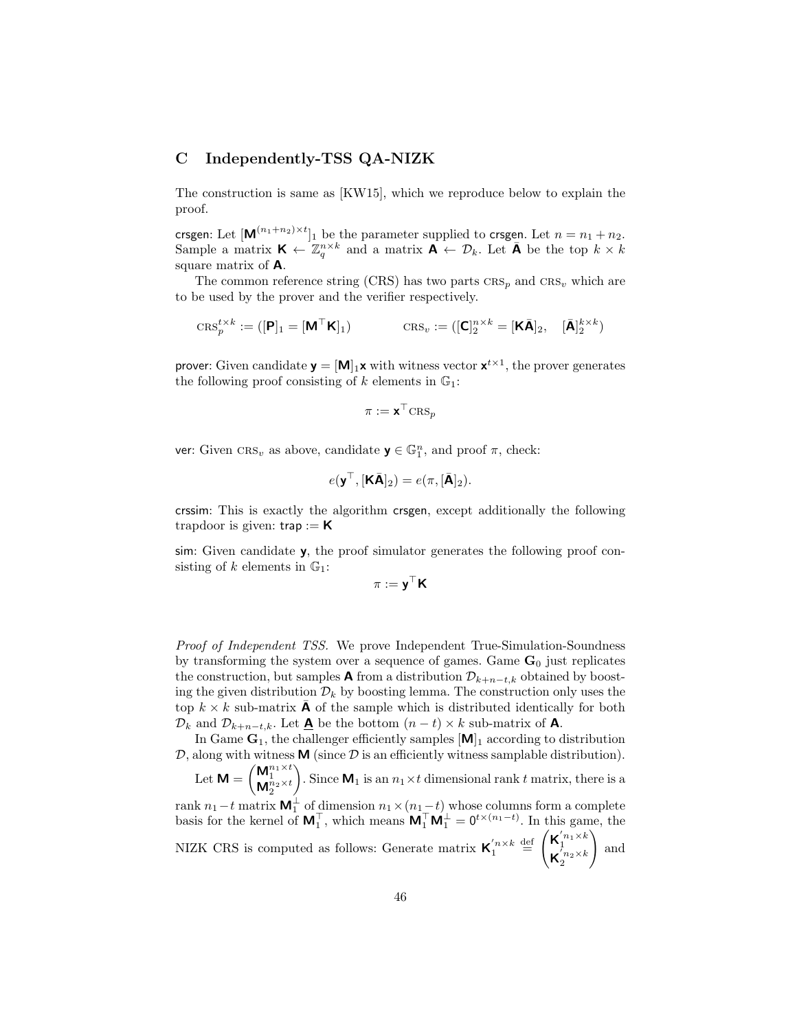## C Independently-TSS QA-NIZK

The construction is same as [KW15], which we reproduce below to explain the proof.

crsgen: Let $[\mathbf{M}^{(n_1+n_2)\times t}]_1$ be the parameter supplied to crsgen. Let $n = n_1 + n_2$. Sample a matrix $\mathbf{K} \leftarrow \mathbb{Z}_q^{n\times k}$ and a matrix $\mathbf{A} \leftarrow \mathcal{D}_k$. Let $\bar{\mathbf{A}}$ be the top $k \times k$ square matrix of $\mathbf{A}$.

The common reference string (CRS) has two parts $\text{CRS}_p$ and $\text{CRS}_v$ which are to be used by the prover and the verifier respectively.

$$\text{CRS}_p^{t\times k} := ([\mathbf{P}]_1 = [\mathbf{M}^\top \mathbf{K}]_1) \qquad\qquad \text{CRS}_v := ([\mathbf{C}]_2^{n\times k} = [\mathbf{K}\bar{\mathbf{A}}]_2, \quad [\bar{\mathbf{A}}]_2^{k\times k})$$

prover: Given candidate $\mathbf{y} = [\mathbf{M}]_1\mathbf{x}$ with witness vector $\mathbf{x}^{t\times 1}$, the prover generates the following proof consisting of $k$ elements in $\mathbb{G}_1$:

$$\pi := \mathbf{x}^\top \text{CRS}_p$$

ver: Given $\text{CRS}_v$ as above, candidate $\mathbf{y} \in \mathbb{G}_1^n$, and proof $\pi$, check:

$$e(\mathbf{y}^\top, [\mathbf{K}\bar{\mathbf{A}}]_2) = e(\pi, [\bar{\mathbf{A}}]_2).$$

crssim: This is exactly the algorithm crsgen, except additionally the following trapdoor is given: $\mathsf{trap} := \mathbf{K}$

sim: Given candidate $\mathbf{y}$, the proof simulator generates the following proof consisting of $k$ elements in $\mathbb{G}_1$:

$$\pi := \mathbf{y}^\top \mathbf{K}$$

*Proof of Independent TSS.* We prove Independent True-Simulation-Soundness by transforming the system over a sequence of games. Game $\mathbf{G}_0$ just replicates the construction, but samples $\mathbf{A}$ from a distribution $\mathcal{D}_{k+n-t,k}$ obtained by boosting the given distribution $\mathcal{D}_k$ by boosting lemma. The construction only uses the top $k \times k$ sub-matrix $\bar{\mathbf{A}}$ of the sample which is distributed identically for both $\mathcal{D}_k$ and $\mathcal{D}_{k+n-t,k}$. Let $\underline{\mathbf{A}}$ be the bottom $(n-t) \times k$ sub-matrix of $\mathbf{A}$.

In Game $\mathbf{G}_1$, the challenger efficiently samples $[\mathbf{M}]_1$ according to distribution $\mathcal{D}$, along with witness $\mathbf{M}$ (since $\mathcal{D}$ is an efficiently witness samplable distribution).

Let $\mathbf{M} = \begin{pmatrix} \mathbf{M}_1^{n_1\times t} \\ \mathbf{M}_2^{n_2\times t} \end{pmatrix}$. Since $\mathbf{M}_1$ is an $n_1 \times t$ dimensional rank $t$ matrix, there is a rank $n_1 - t$ matrix $\mathbf{M}_1^\perp$ of dimension $n_1 \times (n_1 - t)$ whose columns form a complete basis for the kernel of $\mathbf{M}_1^\top$, which means $\mathbf{M}_1^\top \mathbf{M}_1^\perp = \mathbf{0}^{t\times(n_1-t)}$. In this game, the NIZK CRS is computed as follows: Generate matrix $\mathbf{K}_1^{'n\times k} \stackrel{\text{def}}{=} \begin{pmatrix} \mathbf{K}_1^{'n_1\times k} \\ \mathbf{K}_2^{'n_2\times k} \end{pmatrix}$ and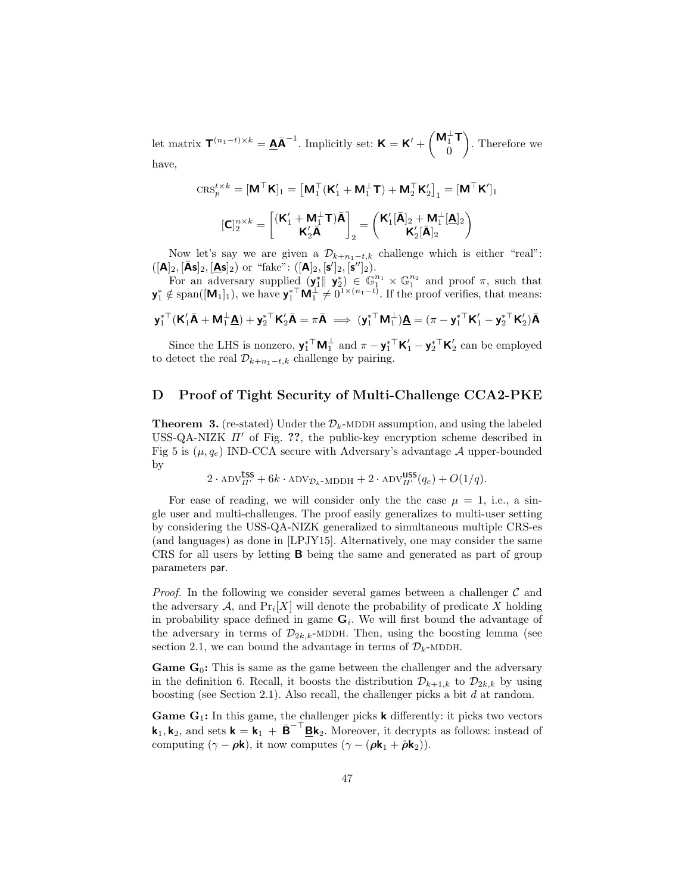let matrix $\mathbf{T}^{(n_1-t)\times k} = \underline{\mathbf{A}}\bar{\mathbf{A}}^{-1}$. Implicitly set: $\mathbf{K} = \mathbf{K}' + \begin{pmatrix} \mathbf{M}_1^{\perp}\mathbf{T} \\ 0 \end{pmatrix}$. Therefore we have,

$$\text{CRS}_p^{t\times k} = [\mathbf{M}^\top \mathbf{K}]_1 = \left[\mathbf{M}_1^\top(\mathbf{K}_1' + \mathbf{M}_1^{\perp}\mathbf{T}) + \mathbf{M}_2^\top \mathbf{K}_2'\right]_1 = [\mathbf{M}^\top \mathbf{K}']_1$$

$$[\mathbf{C}]_2^{n\times k} = \begin{bmatrix} (\mathbf{K}_1' + \mathbf{M}_1^{\perp}\mathbf{T})\bar{\mathbf{A}} \\ \mathbf{K}_2'\bar{\mathbf{A}} \end{bmatrix}_2 = \begin{pmatrix} \mathbf{K}_1'[\bar{\mathbf{A}}]_2 + \mathbf{M}_1^{\perp}[\underline{\mathbf{A}}]_2 \\ \mathbf{K}_2'[\bar{\mathbf{A}}]_2 \end{pmatrix}$$

Now let's say we are given a $\mathcal{D}_{k+n_1-t,k}$ challenge which is either "real": $([\mathbf{A}]_2, [\bar{\mathbf{A}}\mathbf{s}]_2, [\underline{\mathbf{A}}\mathbf{s}]_2)$ or "fake": $([\mathbf{A}]_2, [\mathbf{s}']_2, [\mathbf{s}'']_2)$.

For an adversary supplied $(\mathbf{y}_1^* \| \ \mathbf{y}_2^*) \in \mathbb{G}_1^{n_1} \times \mathbb{G}_1^{n_2}$ and proof $\pi$, such that $\mathbf{y}_1^* \notin \text{span}([\mathbf{M}_1]_1)$, we have $\mathbf{y}_1^{*\top}\mathbf{M}_1^{\perp} \neq 0^{1\times(n_1-t)}$. If the proof verifies, that means:

$$\mathbf{y}_1^{*\top}(\mathbf{K}_1'\bar{\mathbf{A}} + \mathbf{M}_1^{\perp}\underline{\mathbf{A}}) + \mathbf{y}_2^{*\top}\mathbf{K}_2'\bar{\mathbf{A}} = \pi\bar{\mathbf{A}} \implies (\mathbf{y}_1^{*\top}\mathbf{M}_1^{\perp})\underline{\mathbf{A}} = (\pi - \mathbf{y}_1^{*\top}\mathbf{K}_1' - \mathbf{y}_2^{*\top}\mathbf{K}_2')\bar{\mathbf{A}}$$

Since the LHS is nonzero, $\mathbf{y}_1^{*\top}\mathbf{M}_1^{\perp}$ and $\pi - \mathbf{y}_1^{*\top}\mathbf{K}_1' - \mathbf{y}_2^{*\top}\mathbf{K}_2'$ can be employed to detect the real $\mathcal{D}_{k+n_1-t,k}$ challenge by pairing.

## D Proof of Tight Security of Multi-Challenge CCA2-PKE

**Theorem 3.** (re-stated) Under the $\mathcal{D}_k$-MDDH assumption, and using the labeled USS-QA-NIZK $\Pi'$ of Fig. **??**, the public-key encryption scheme described in Fig 5 is $(\mu, q_e)$ IND-CCA secure with Adversary's advantage $\mathcal{A}$ upper-bounded by

$$2 \cdot \text{ADV}_{\Pi'}^{\mathsf{tss}} + 6k \cdot \text{ADV}_{\mathcal{D}_k\text{-MDDH}} + 2 \cdot \text{ADV}_{\Pi'}^{\mathsf{uss}}(q_e) + O(1/q).$$

For ease of reading, we will consider only the the case $\mu = 1$, i.e., a single user and multi-challenges. The proof easily generalizes to multi-user setting by considering the USS-QA-NIZK generalized to simultaneous multiple CRS-es (and languages) as done in [LPJY15]. Alternatively, one may consider the same CRS for all users by letting $\mathbf{B}$ being the same and generated as part of group parameters $\mathsf{par}$.

*Proof.* In the following we consider several games between a challenger $\mathcal{C}$ and the adversary $\mathcal{A}$, and $\Pr_i[X]$ will denote the probability of predicate $X$ holding in probability space defined in game $\mathbf{G}_i$. We will first bound the advantage of the adversary in terms of $\mathcal{D}_{2k,k}$-MDDH. Then, using the boosting lemma (see section 2.1, we can bound the advantage in terms of $\mathcal{D}_k$-MDDH.

**Game $\mathbf{G}_0$:** This is same as the game between the challenger and the adversary in the definition 6. Recall, it boosts the distribution $\mathcal{D}_{k+1,k}$ to $\mathcal{D}_{2k,k}$ by using boosting (see Section 2.1). Also recall, the challenger picks a bit $d$ at random.

**Game $\mathbf{G}_1$:** In this game, the challenger picks $\mathbf{k}$ differently: it picks two vectors $\mathbf{k}_1, \mathbf{k}_2$, and sets $\mathbf{k} = \mathbf{k}_1 + \bar{\mathbf{B}}^{-\top}\underline{\mathbf{B}}\mathbf{k}_2$. Moreover, it decrypts as follows: instead of computing $(\gamma - \boldsymbol{\rho}\mathbf{k})$, it now computes $(\gamma - (\boldsymbol{\rho}\mathbf{k}_1 + \hat{\boldsymbol{\rho}}\mathbf{k}_2))$.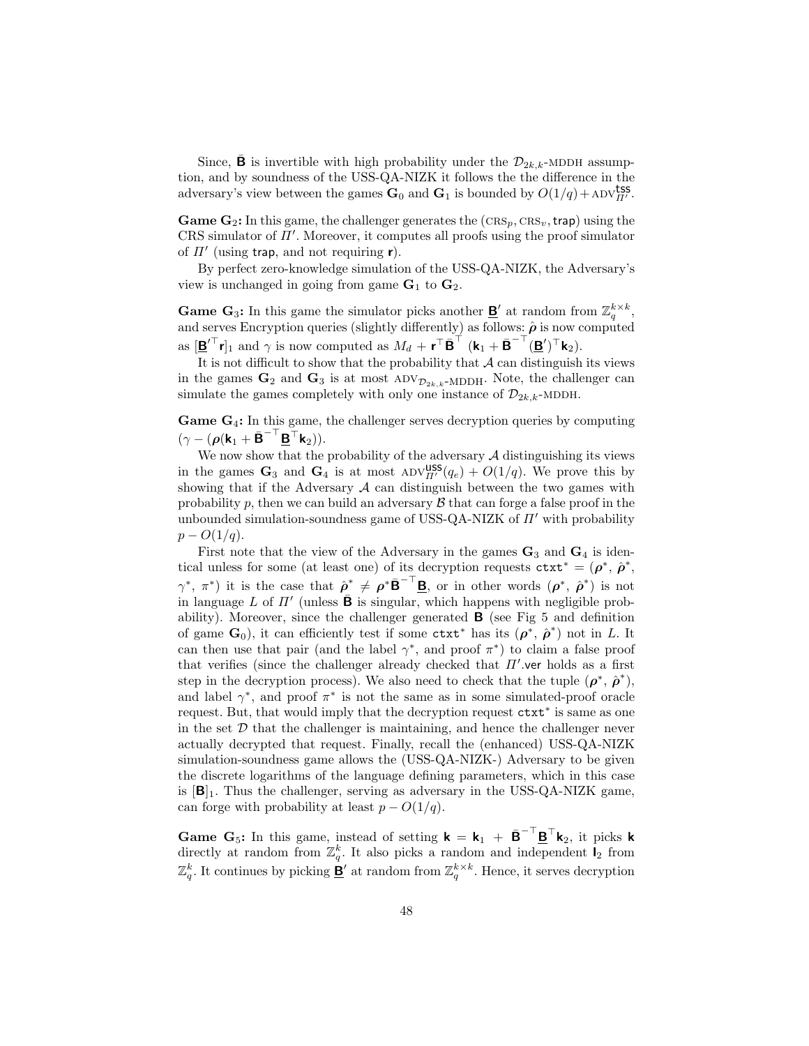Since, $\bar{\mathbf{B}}$ is invertible with high probability under the $\mathcal{D}_{2k,k}$-MDDH assumption, and by soundness of the USS-QA-NIZK it follows the the difference in the adversary's view between the games $\mathbf{G}_0$ and $\mathbf{G}_1$ is bounded by $O(1/q) + \text{ADV}_{\Pi'}^{\mathsf{tss}}$.

**Game $\mathbf{G}_2$:** In this game, the challenger generates the $(\text{CRS}_p, \text{CRS}_v, \mathsf{trap})$ using the CRS simulator of $\Pi'$. Moreover, it computes all proofs using the proof simulator of $\Pi'$ (using $\mathsf{trap}$, and not requiring $\mathbf{r}$).

By perfect zero-knowledge simulation of the USS-QA-NIZK, the Adversary's view is unchanged in going from game $\mathbf{G}_1$ to $\mathbf{G}_2$.

**Game $\mathbf{G}_3$:** In this game the simulator picks another $\underline{\mathbf{B}}'$ at random from $\mathbb{Z}_q^{k\times k}$, and serves Encryption queries (slightly differently) as follows: $\hat{\boldsymbol{\rho}}$ is now computed as $[\underline{\mathbf{B}}'^{\top}\mathbf{r}]_1$ and $\gamma$ is now computed as $M_d + \mathbf{r}^{\top}\bar{\mathbf{B}}^{\top}\ (\mathbf{k}_1 + \bar{\mathbf{B}}^{-\top}(\underline{\mathbf{B}}')^{\top}\mathbf{k}_2)$.

It is not difficult to show that the probability that $\mathcal{A}$ can distinguish its views in the games $\mathbf{G}_2$ and $\mathbf{G}_3$ is at most $\text{ADV}_{\mathcal{D}_{2k,k}\text{-MDDH}}$. Note, the challenger can simulate the games completely with only one instance of $\mathcal{D}_{2k,k}$-MDDH.

**Game $\mathbf{G}_4$:** In this game, the challenger serves decryption queries by computing $(\gamma - (\boldsymbol{\rho}(\mathbf{k}_1 + \bar{\mathbf{B}}^{-\top}\underline{\mathbf{B}}^{\top}\mathbf{k}_2))$.

We now show that the probability of the adversary $\mathcal{A}$ distinguishing its views in the games $\mathbf{G}_3$ and $\mathbf{G}_4$ is at most $\text{ADV}_{\Pi'}^{\mathsf{USS}}(q_e) + O(1/q)$. We prove this by showing that if the Adversary $\mathcal{A}$ can distinguish between the two games with probability $p$, then we can build an adversary $\mathcal{B}$ that can forge a false proof in the unbounded simulation-soundness game of USS-QA-NIZK of $\Pi'$ with probability $p - O(1/q)$.

First note that the view of the Adversary in the games $\mathbf{G}_3$ and $\mathbf{G}_4$ is identical unless for some (at least one) of its decryption requests $\mathtt{ctxt}^* = (\boldsymbol{\rho}^*, \hat{\boldsymbol{\rho}}^*, \gamma^*, \pi^*)$ it is the case that $\hat{\boldsymbol{\rho}}^* \neq \boldsymbol{\rho}^*\bar{\mathbf{B}}^{-\top}\underline{\mathbf{B}}$, or in other words $(\boldsymbol{\rho}^*, \hat{\boldsymbol{\rho}}^*)$ is not in language $L$ of $\Pi'$ (unless $\bar{\mathbf{B}}$ is singular, which happens with negligible probability). Moreover, since the challenger generated $\mathbf{B}$ (see Fig 5 and definition of game $\mathbf{G}_0$), it can efficiently test if some $\mathtt{ctxt}^*$ has its $(\boldsymbol{\rho}^*, \hat{\boldsymbol{\rho}}^*)$ not in $L$. It can then use that pair (and the label $\gamma^*$, and proof $\pi^*$) to claim a false proof that verifies (since the challenger already checked that $\Pi'.\mathsf{ver}$ holds as a first step in the decryption process). We also need to check that the tuple $(\boldsymbol{\rho}^*, \hat{\boldsymbol{\rho}}^*)$, and label $\gamma^*$, and proof $\pi^*$ is not the same as in some simulated-proof oracle request. But, that would imply that the decryption request $\mathtt{ctxt}^*$ is same as one in the set $\mathcal{D}$ that the challenger is maintaining, and hence the challenger never actually decrypted that request. Finally, recall the (enhanced) USS-QA-NIZK simulation-soundness game allows the (USS-QA-NIZK-) Adversary to be given the discrete logarithms of the language defining parameters, which in this case is $[\mathbf{B}]_1$. Thus the challenger, serving as adversary in the USS-QA-NIZK game, can forge with probability at least $p - O(1/q)$.

**Game $\mathbf{G}_5$:** In this game, instead of setting $\mathbf{k} = \mathbf{k}_1 + \bar{\mathbf{B}}^{-\top}\underline{\mathbf{B}}^{\top}\mathbf{k}_2$, it picks $\mathbf{k}$ directly at random from $\mathbb{Z}_q^k$. It also picks a random and independent $\mathbf{l}_2$ from $\mathbb{Z}_q^k$. It continues by picking $\underline{\mathbf{B}}'$ at random from $\mathbb{Z}_q^{k\times k}$. Hence, it serves decryption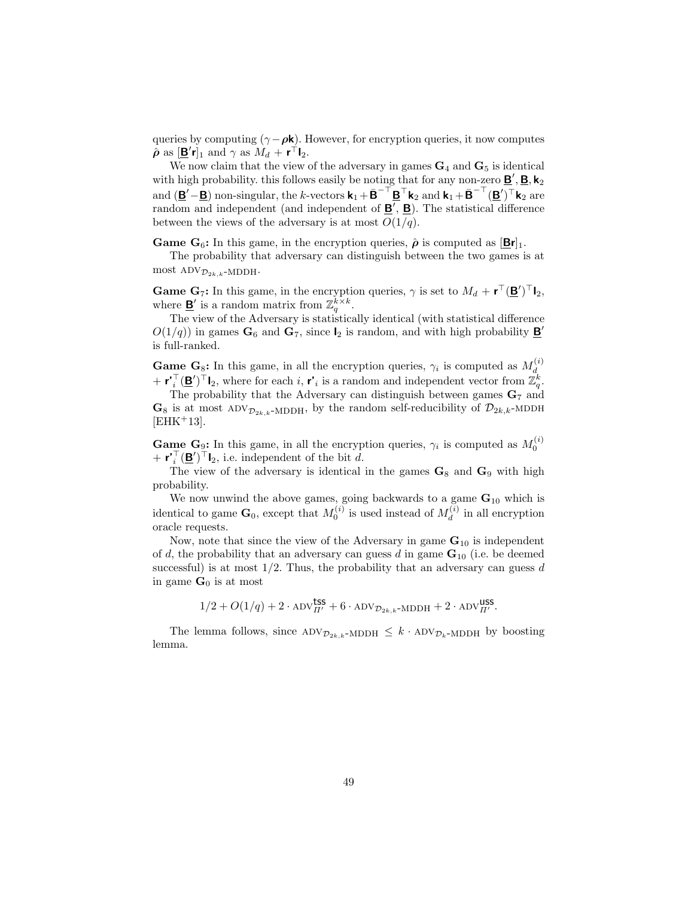queries by computing $(\gamma - \boldsymbol{\rho}\mathbf{k})$. However, for encryption queries, it now computes $\hat{\boldsymbol{\rho}}$ as $[\underline{\mathbf{B}}'\mathbf{r}]_1$ and $\gamma$ as $M_d + \mathbf{r}^\top \mathbf{l}_2$.

We now claim that the view of the adversary in games $\mathbf{G}_4$ and $\mathbf{G}_5$ is identical with high probability. this follows easily be noting that for any non-zero $\underline{\mathbf{B}}', \underline{\mathbf{B}}, \mathbf{k}_2$ and $(\underline{\mathbf{B}}' - \underline{\mathbf{B}})$ non-singular, the $k$-vectors $\mathbf{k}_1 + \bar{\mathbf{B}}^{-\top} \underline{\mathbf{B}}^\top \mathbf{k}_2$ and $\mathbf{k}_1 + \bar{\mathbf{B}}^{-\top} (\underline{\mathbf{B}}')^\top \mathbf{k}_2$ are random and independent (and independent of $\underline{\mathbf{B}}'$, $\underline{\mathbf{B}}$). The statistical difference between the views of the adversary is at most $O(1/q)$.

**Game $\mathbf{G}_6$:** In this game, in the encryption queries, $\hat{\boldsymbol{\rho}}$ is computed as $[\underline{\mathbf{B}}\mathbf{r}]_1$.

The probability that adversary can distinguish between the two games is at most $\text{ADV}_{\mathcal{D}_{2k,k}\text{-MDDH}}$.

**Game $\mathbf{G}_7$:** In this game, in the encryption queries, $\gamma$ is set to $M_d + \mathbf{r}^\top (\underline{\mathbf{B}}')^\top \mathbf{l}_2$, where $\underline{\mathbf{B}}'$ is a random matrix from $\mathbb{Z}_q^{k \times k}$.

The view of the Adversary is statistically identical (with statistical difference $O(1/q)$) in games $\mathbf{G}_6$ and $\mathbf{G}_7$, since $\mathbf{l}_2$ is random, and with high probability $\underline{\mathbf{B}}'$ is full-ranked.

**Game $\mathbf{G}_8$:** In this game, in all the encryption queries, $\gamma_i$ is computed as $M_d^{(i)} + \mathbf{r'}_i^\top (\underline{\mathbf{B}}')^\top \mathbf{l}_2$, where for each $i$, $\mathbf{r'}_i$ is a random and independent vector from $\mathbb{Z}_q^k$.

The probability that the Adversary can distinguish between games $\mathbf{G}_7$ and $\mathbf{G}_8$ is at most $\text{ADV}_{\mathcal{D}_{2k,k}\text{-MDDH}}$, by the random self-reducibility of $\mathcal{D}_{2k,k}$-MDDH [EHK+13].

**Game $\mathbf{G}_9$:** In this game, in all the encryption queries, $\gamma_i$ is computed as $M_0^{(i)} + \mathbf{r'}_i^\top (\underline{\mathbf{B}}')^\top \mathbf{l}_2$, i.e. independent of the bit $d$.

The view of the adversary is identical in the games $\mathbf{G}_8$ and $\mathbf{G}_9$ with high probability.

We now unwind the above games, going backwards to a game $\mathbf{G}_{10}$ which is identical to game $\mathbf{G}_0$, except that $M_0^{(i)}$ is used instead of $M_d^{(i)}$ in all encryption oracle requests.

Now, note that since the view of the Adversary in game $\mathbf{G}_{10}$ is independent of $d$, the probability that an adversary can guess $d$ in game $\mathbf{G}_{10}$ (i.e. be deemed successful) is at most $1/2$. Thus, the probability that an adversary can guess $d$ in game $\mathbf{G}_0$ is at most

$$1/2 + O(1/q) + 2 \cdot \text{ADV}_{\Pi'}^{\mathsf{tss}} + 6 \cdot \text{ADV}_{\mathcal{D}_{2k,k}\text{-MDDH}} + 2 \cdot \text{ADV}_{\Pi'}^{\mathsf{uss}}.$$

The lemma follows, since $\text{ADV}_{\mathcal{D}_{2k,k}\text{-MDDH}} \leq k \cdot \text{ADV}_{\mathcal{D}_k\text{-MDDH}}$ by boosting lemma.